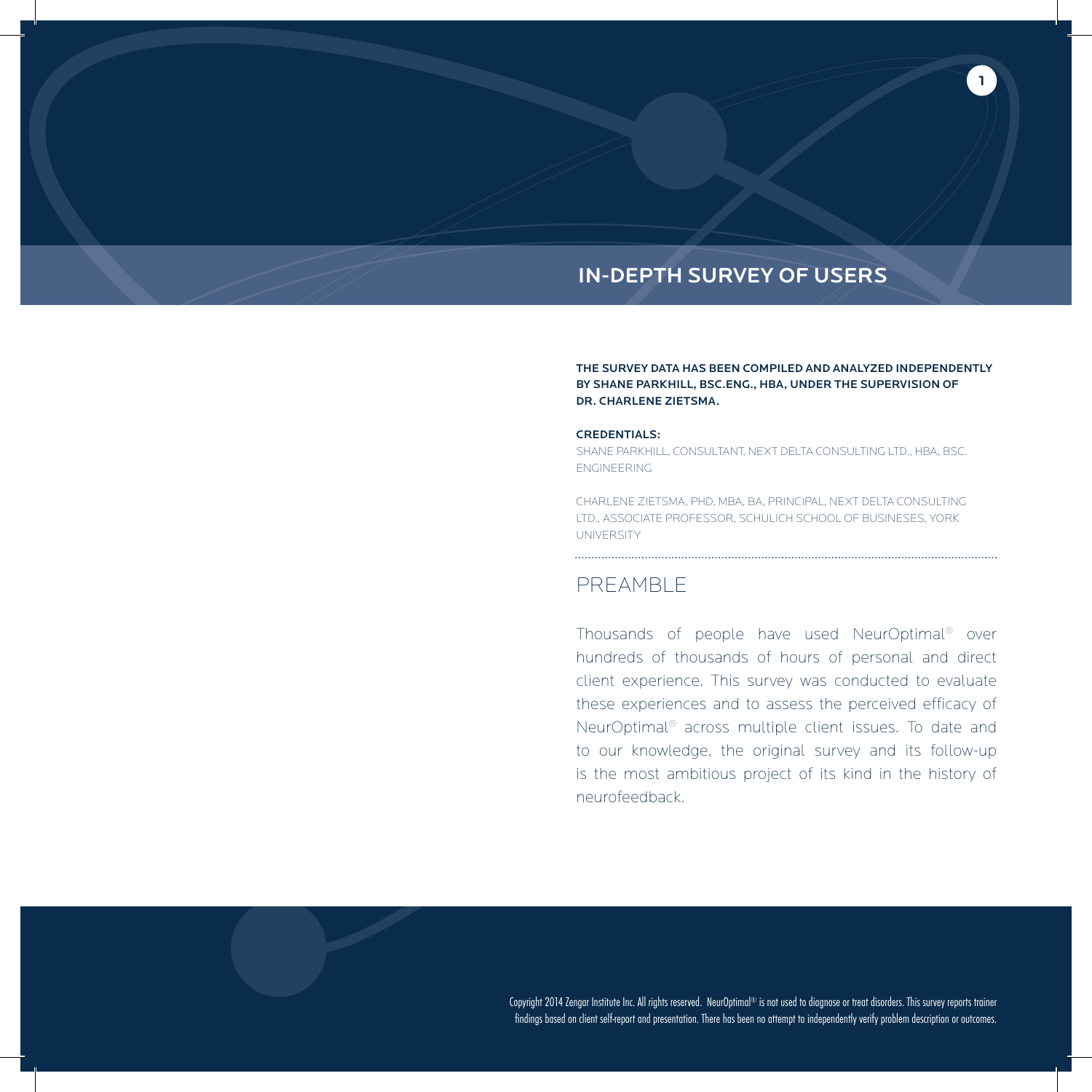# IN-DEPTH SURVEY OF USERS

**THE SURVEY DATA HAS BEEN COMPILED AND ANALYZED INDEPENDENTLY BY SHANE PARKHILL, BSC.ENG., HBA, UNDER THE SUPERVISION OF DR. CHARLENE ZIETSMA.**

**CREDENTIALS:**

SHANE PARKHILL, CONSULTANT, NEXT DELTA CONSULTING LTD., HBA, BSC. ENGINEERING

CHARLENE ZIETSMA, PHD, MBA, BA, PRINCIPAL, NEXT DELTA CONSULTING LTD., ASSOCIATE PROFESSOR, SCHULICH SCHOOL OF BUSINESES, YORK UNIVERSITY

## PREAMBLE

Thousands of people have used NeurOptimal® over hundreds of thousands of hours of personal and direct client experience. This survey was conducted to evaluate these experiences and to assess the perceived efficacy of NeurOptimal® across multiple client issues. To date and to our knowledge, the original survey and its follow-up is the most ambitious project of its kind in the history of neurofeedback.

Copyright 2014 Zengar Institute Inc. All rights reserved. NeurOptimal® is not used to diagnose or treat disorders. This survey reports trainer findings based on client self-report and presentation. There has been no attempt to independently verify problem description or outcomes.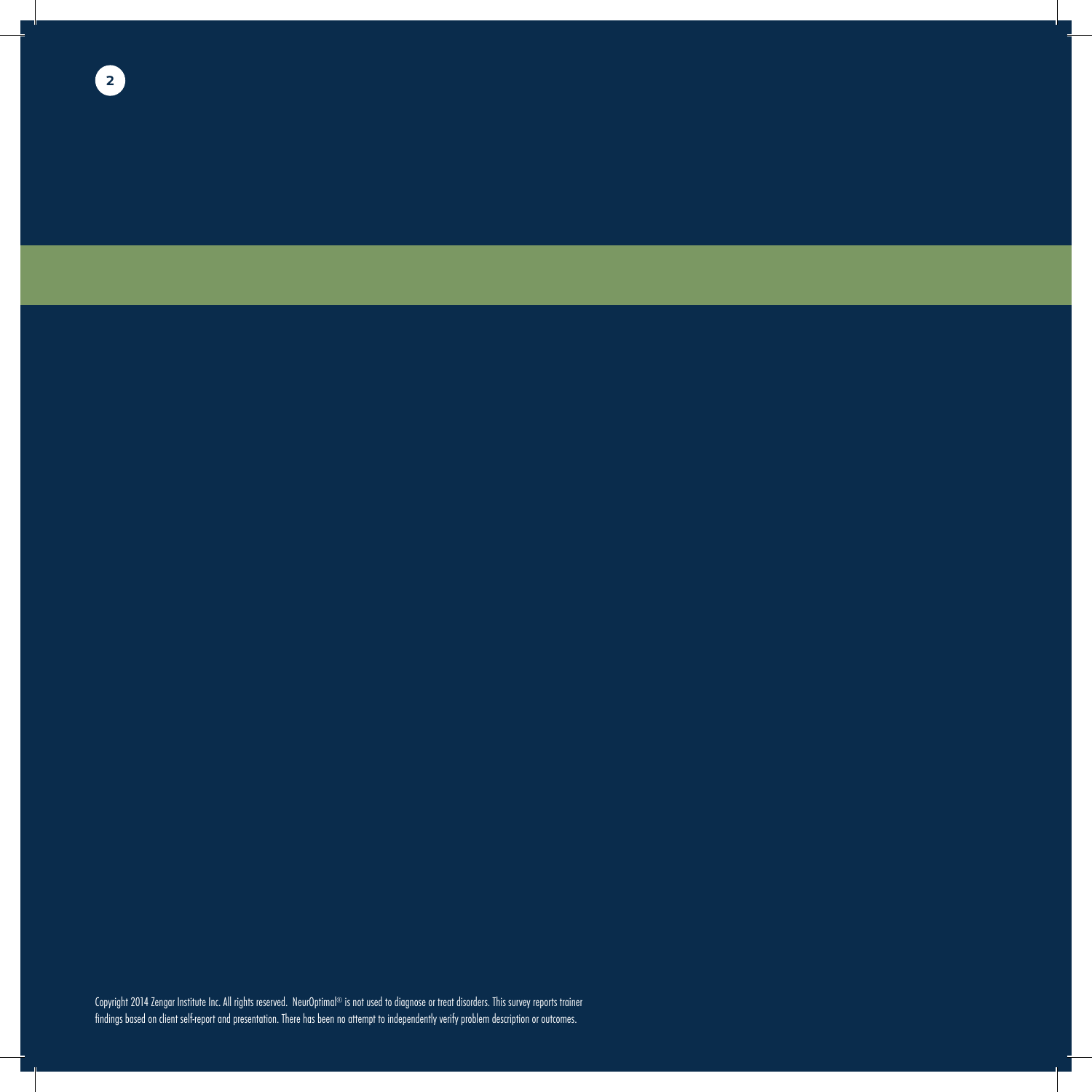Copyright 2014 Zengar Institute Inc. All rights reserved. NeurOptimal® is not used to diagnose or treat disorders. This survey reports trainer findings based on client self-report and presentation. There has been no attempt to independently verify problem description or outcomes.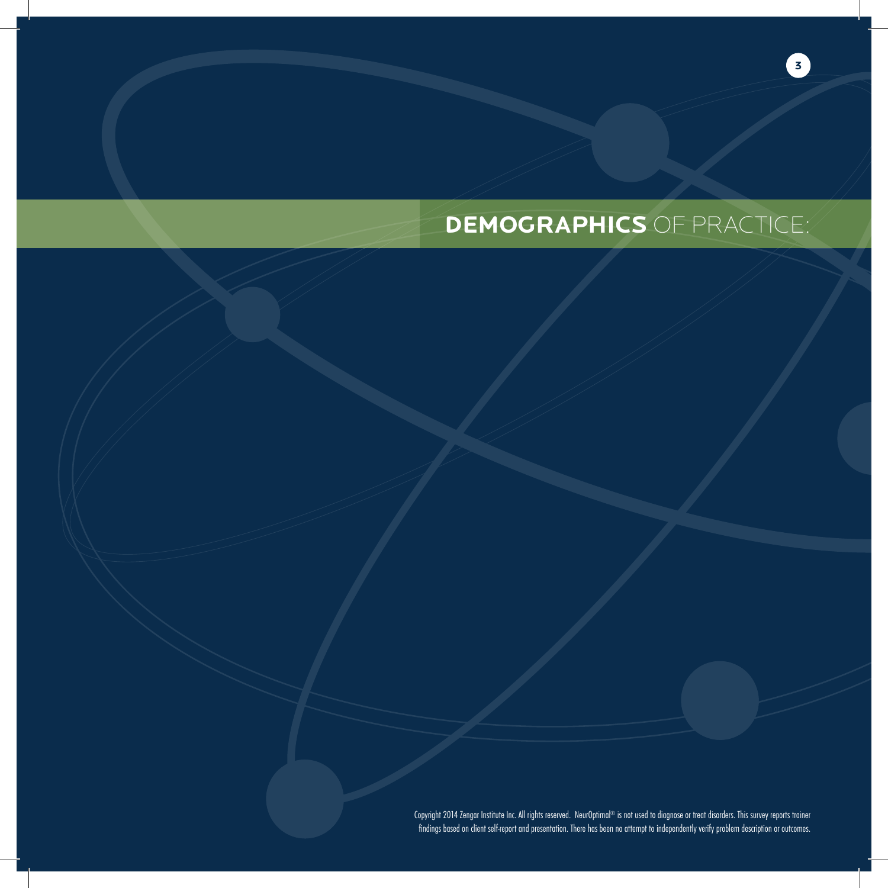# **DEMOGRAPHICS** OF PRACTICE:

Copyright 2014 Zengar Institute Inc. All rights reserved. NeurOptimal® is not used to diagnose or treat disorders. This survey reports trainer findings based on client self-report and presentation. There has been no attempt to independently verify problem description or outcomes.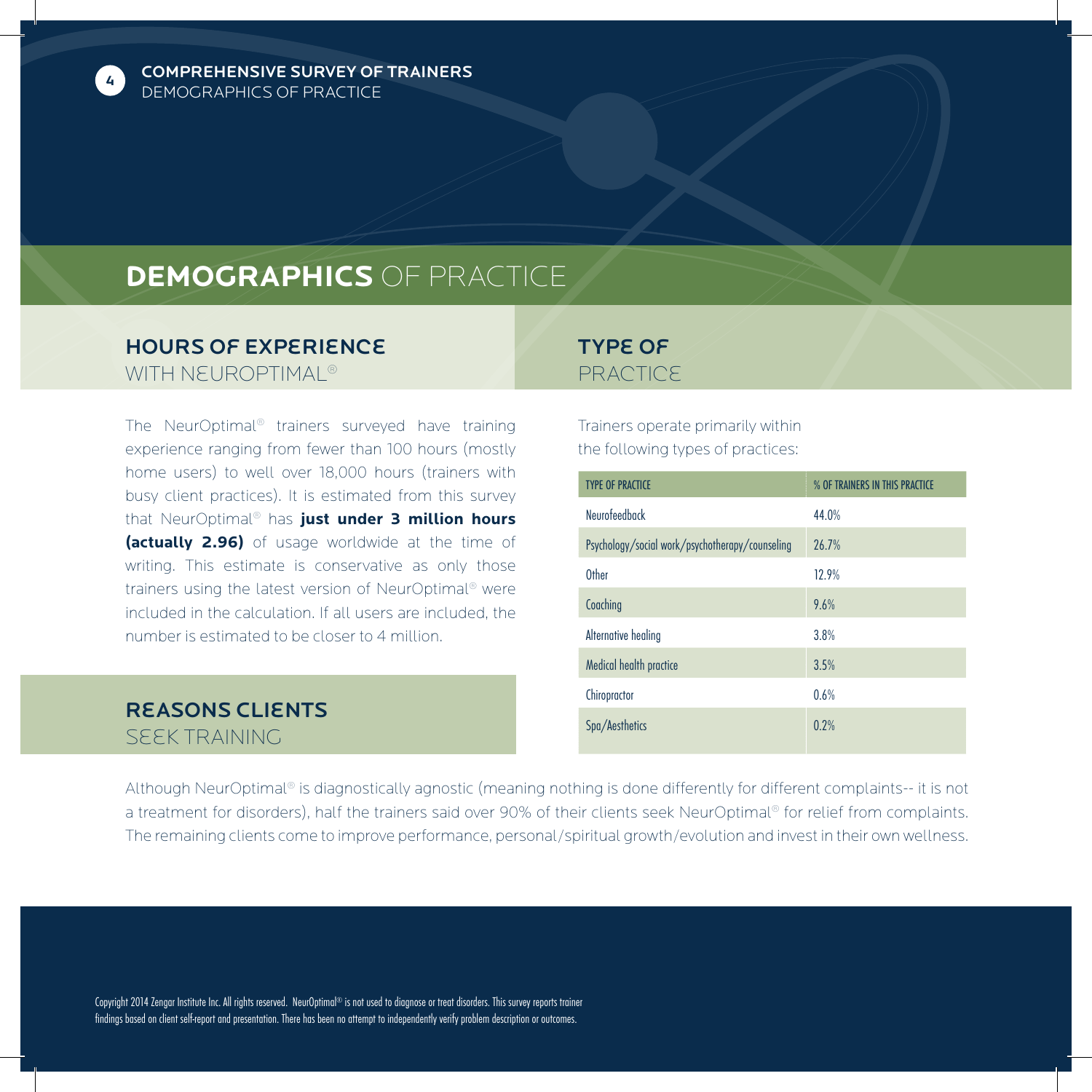# **DEMOGRAPHICS** OF PRACTICE

## **HOURS OF EXPERIENCE** WITH NEUROPTIMAL®

The NeurOptimal® trainers surveyed have training experience ranging from fewer than 100 hours (mostly home users) to well over 18,000 hours (trainers with busy client practices). It is estimated from this survey that NeurOptimal® has **just under 3 million hours (actually 2.96)** of usage worldwide at the time of writing. This estimate is conservative as only those trainers using the latest version of NeurOptimal® were included in the calculation. If all users are included, the number is estimated to be closer to 4 million.

## **TYPE OF** PRACTICE

Trainers operate primarily within the following types of practices:

| TYPE OF PRACTICE | % OF TRAINERS IN THIS PRACTICE |
|---|---|
| Neurofeedback | 44.0% |
| Psychology/social work/psychotherapy/counseling | 26.7% |
| Other | 12.9% |
| Coaching | 9.6% |
| Alternative healing | 3.8% |
| Medical health practice | 3.5% |
| Chiropractor | 0.6% |
| Spa/Aesthetics | 0.2% |

## **REASONS CLIENTS** SEEK TRAINING

Although NeurOptimal® is diagnostically agnostic (meaning nothing is done differently for different complaints-- it is not a treatment for disorders), half the trainers said over 90% of their clients seek NeurOptimal® for relief from complaints. The remaining clients come to improve performance, personal/spiritual growth/evolution and invest in their own wellness.

Copyright 2014 Zengar Institute Inc. All rights reserved. NeurOptimal® is not used to diagnose or treat disorders. This survey reports trainer findings based on client self-report and presentation. There has been no attempt to independently verify problem description or outcomes.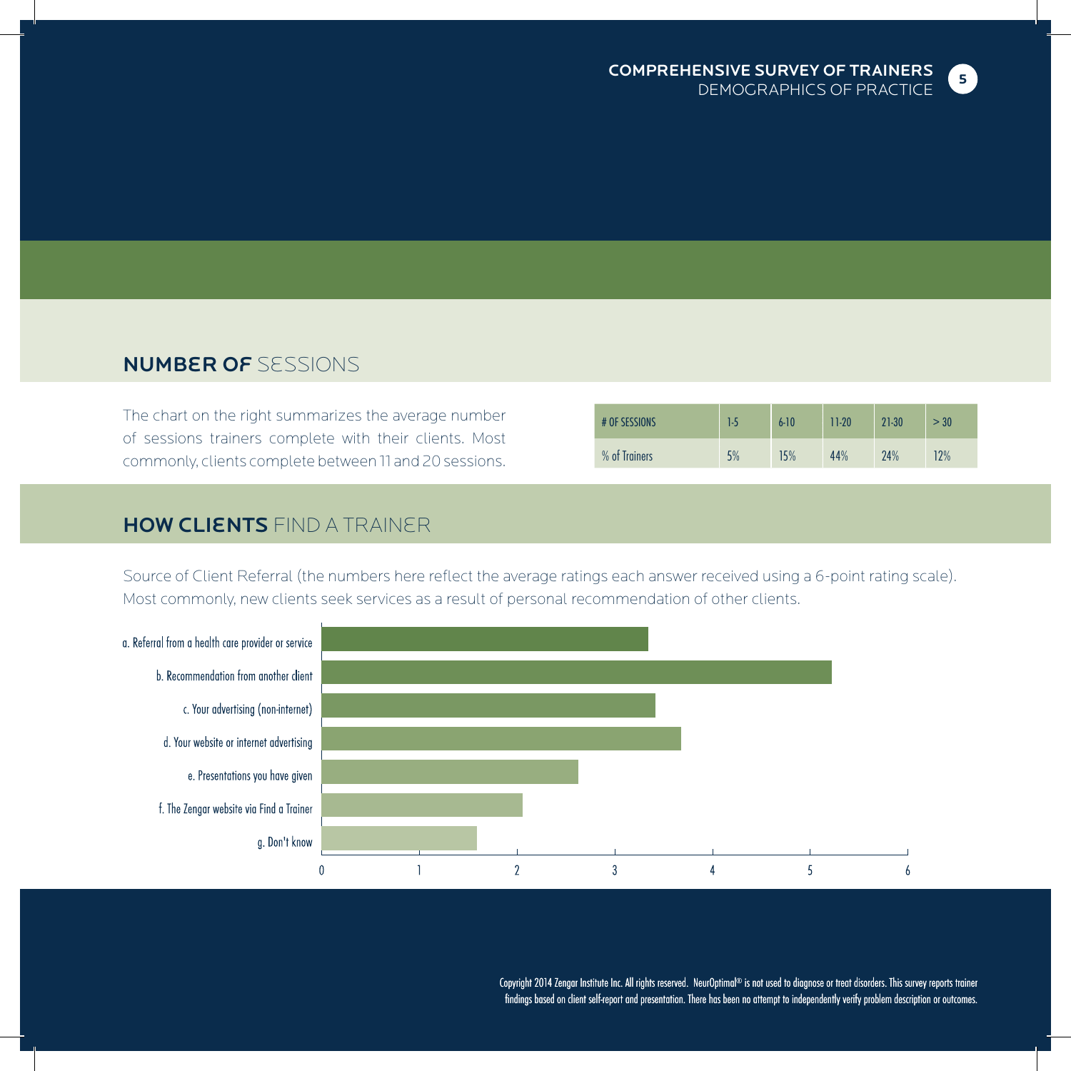## NUMBER OF SESSIONS

The chart on the right summarizes the average number of sessions trainers complete with their clients. Most commonly, clients complete between 11 and 20 sessions.

| # OF SESSIONS | 1-5 | 6-10 | 11-20 | 21-30 | > 30 |
|---|---|---|---|---|---|
| % of Trainers | 5% | 15% | 44% | 24% | 12% |

## HOW CLIENTS FIND A TRAINER

Source of Client Referral (the numbers here reflect the average ratings each answer received using a 6-point rating scale). Most commonly, new clients seek services as a result of personal recommendation of other clients.

a. Referral from a health care provider or service

b. Recommendation from another client

c. Your advertising (non-internet)

d. Your website or internet advertising

e. Presentations you have given

f. The Zengar website via Find a Trainer

g. Don't know

0 1 2 3 4 5 6

Copyright 2014 Zengar Institute Inc. All rights reserved. NeurOptimal® is not used to diagnose or treat disorders. This survey reports trainer findings based on client self-report and presentation. There has been no attempt to independently verify problem description or outcomes.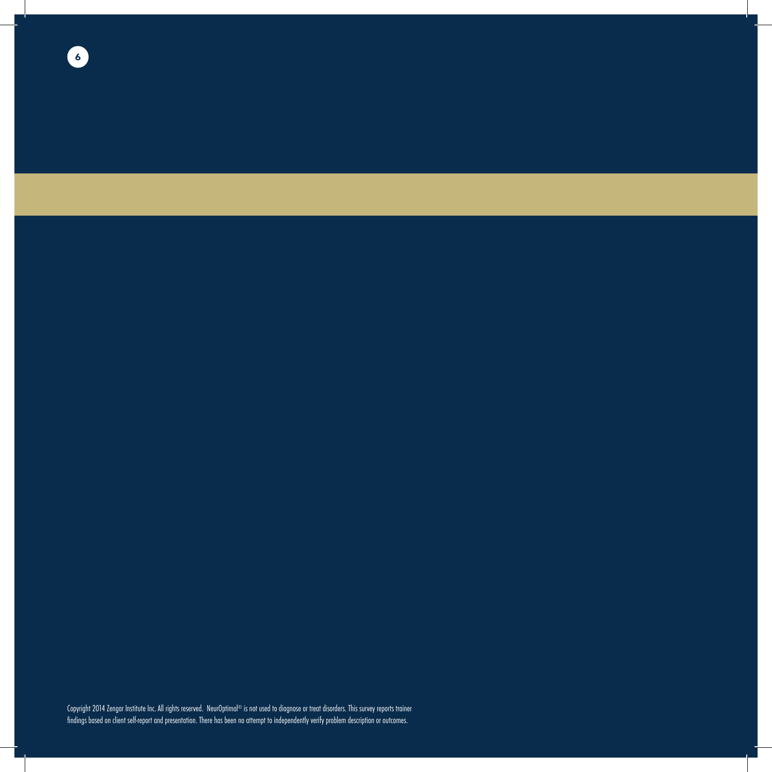Copyright 2014 Zengar Institute Inc. All rights reserved. NeurOptimal® is not used to diagnose or treat disorders. This survey reports trainer findings based on client self-report and presentation. There has been no attempt to independently verify problem description or outcomes.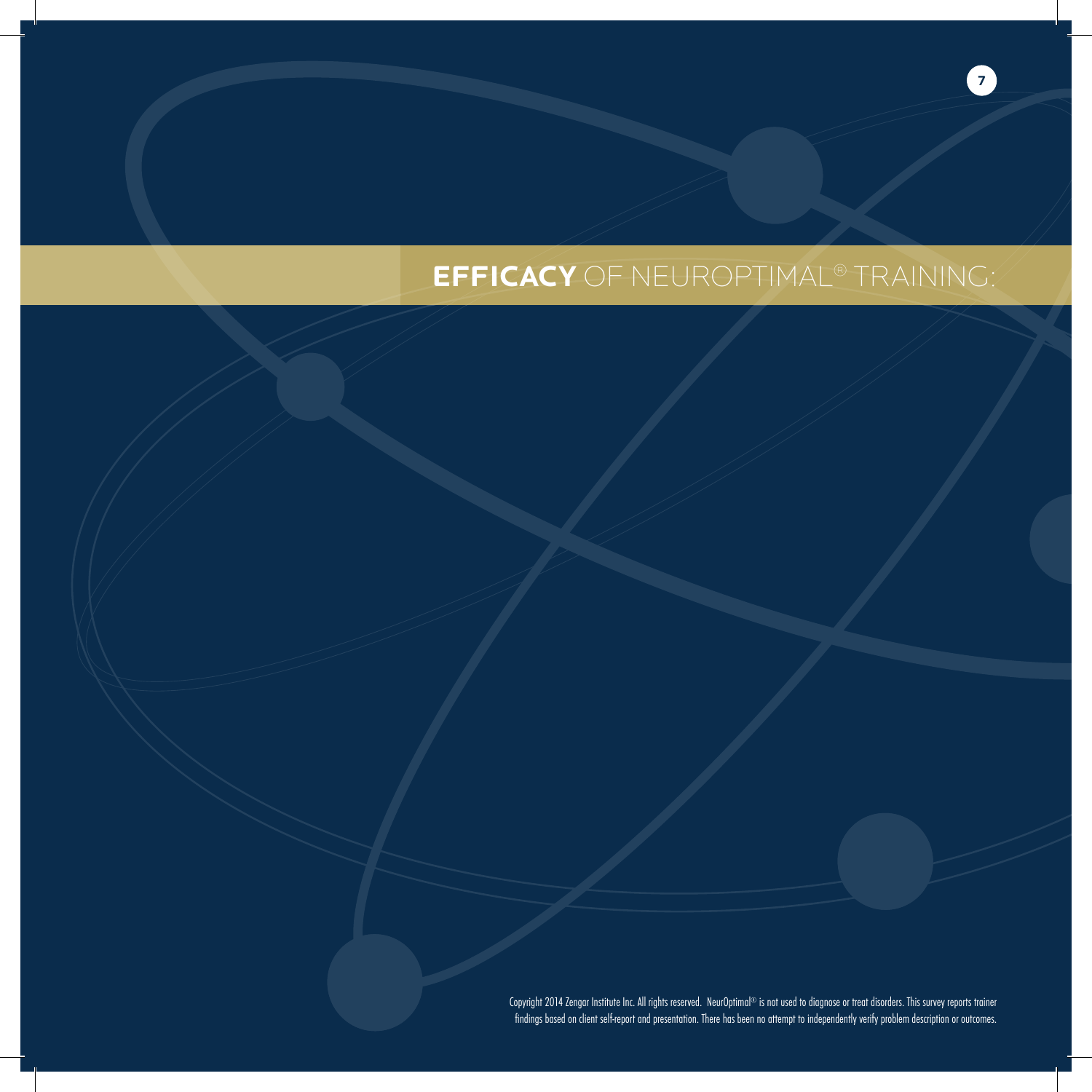# **EFFICACY** OF NEUROPTIMAL® TRAINING:

Copyright 2014 Zengar Institute Inc. All rights reserved. NeurOptimal® is not used to diagnose or treat disorders. This survey reports trainer findings based on client self-report and presentation. There has been no attempt to independently verify problem description or outcomes.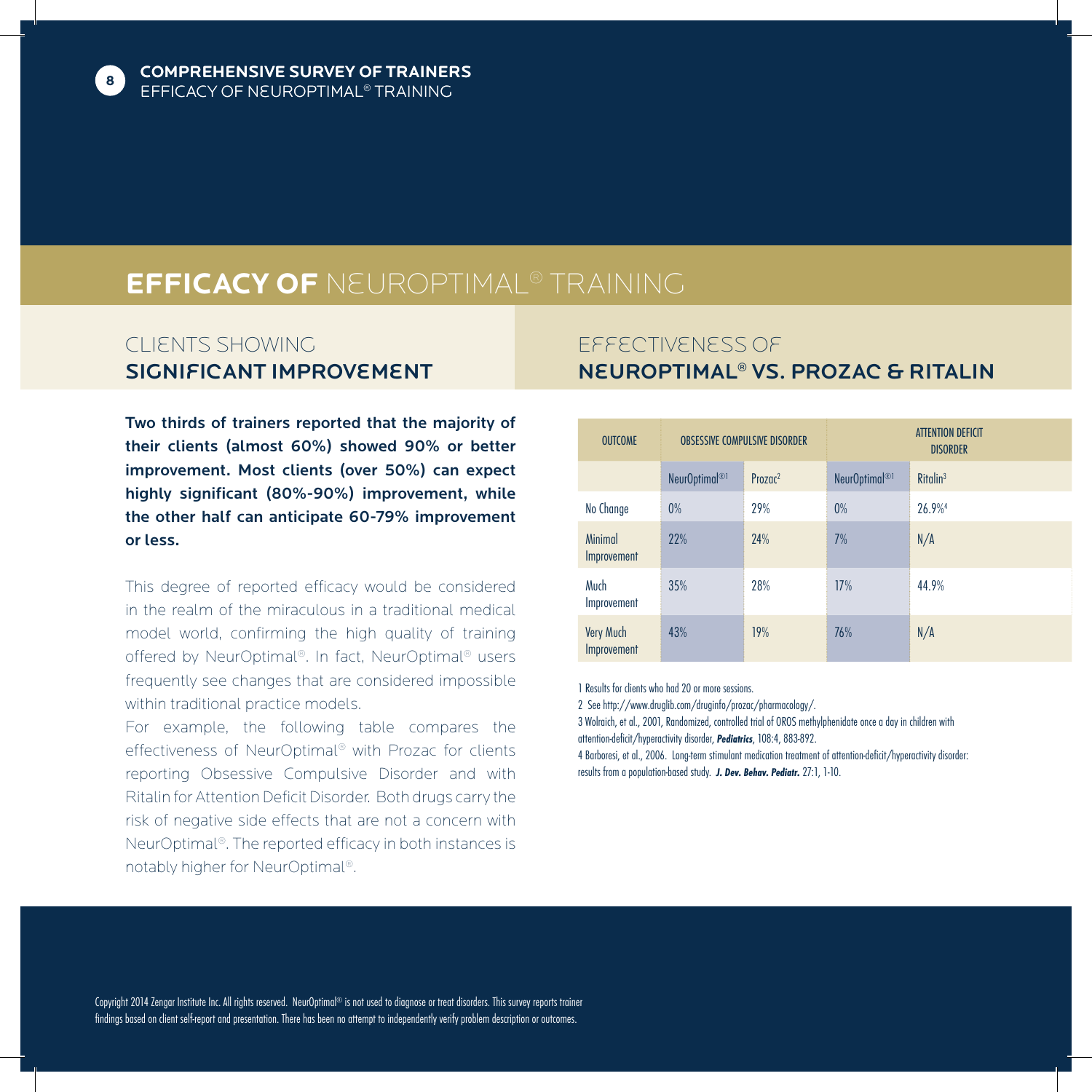# **EFFICACY OF** NEUROPTIMAL® TRAINING

## CLIENTS SHOWING **SIGNIFICANT IMPROVEMENT**

**Two thirds of trainers reported that the majority of their clients (almost 60%) showed 90% or better improvement. Most clients (over 50%) can expect highly significant (80%-90%) improvement, while the other half can anticipate 60-79% improvement or less.**

This degree of reported efficacy would be considered in the realm of the miraculous in a traditional medical model world, confirming the high quality of training offered by NeurOptimal®. In fact, NeurOptimal® users frequently see changes that are considered impossible within traditional practice models.

For example, the following table compares the effectiveness of NeurOptimal® with Prozac for clients reporting Obsessive Compulsive Disorder and with Ritalin for Attention Deficit Disorder. Both drugs carry the risk of negative side effects that are not a concern with NeurOptimal®. The reported efficacy in both instances is notably higher for NeurOptimal®.

## EFFECTIVENESS OF **NEUROPTIMAL® VS. PROZAC & RITALIN**

| OUTCOME | OBSESSIVE COMPULSIVE DISORDER | | ATTENTION DEFICIT DISORDER | |
|---|---|---|---|---|
| | NeurOptimal®[1] | Prozac[2] | NeurOptimal®[1] | Ritalin[3] |
| No Change | 0% | 29% | 0% | 26.9%[4] |
| Minimal Improvement | 22% | 24% | 7% | N/A |
| Much Improvement | 35% | 28% | 17% | 44.9% |
| Very Much Improvement | 43% | 19% | 76% | N/A |

1 Results for clients who had 20 or more sessions.

2 See http://www.druglib.com/druginfo/prozac/pharmacology/.

3 Wolraich, et al., 2001, Randomized, controlled trial of OROS methylphenidate once a day in children with attention-deficit/hyperactivity disorder, ***Pediatrics***, 108:4, 883-892.

4 Barboresi, et al., 2006. Long-term stimulant medication treatment of attention-deficit/hyperactivity disorder: results from a population-based study. ***J. Dev. Behav. Pediatr.*** 27:1, 1-10.

Copyright 2014 Zengar Institute Inc. All rights reserved. NeurOptimal® is not used to diagnose or treat disorders. This survey reports trainer findings based on client self-report and presentation. There has been no attempt to independently verify problem description or outcomes.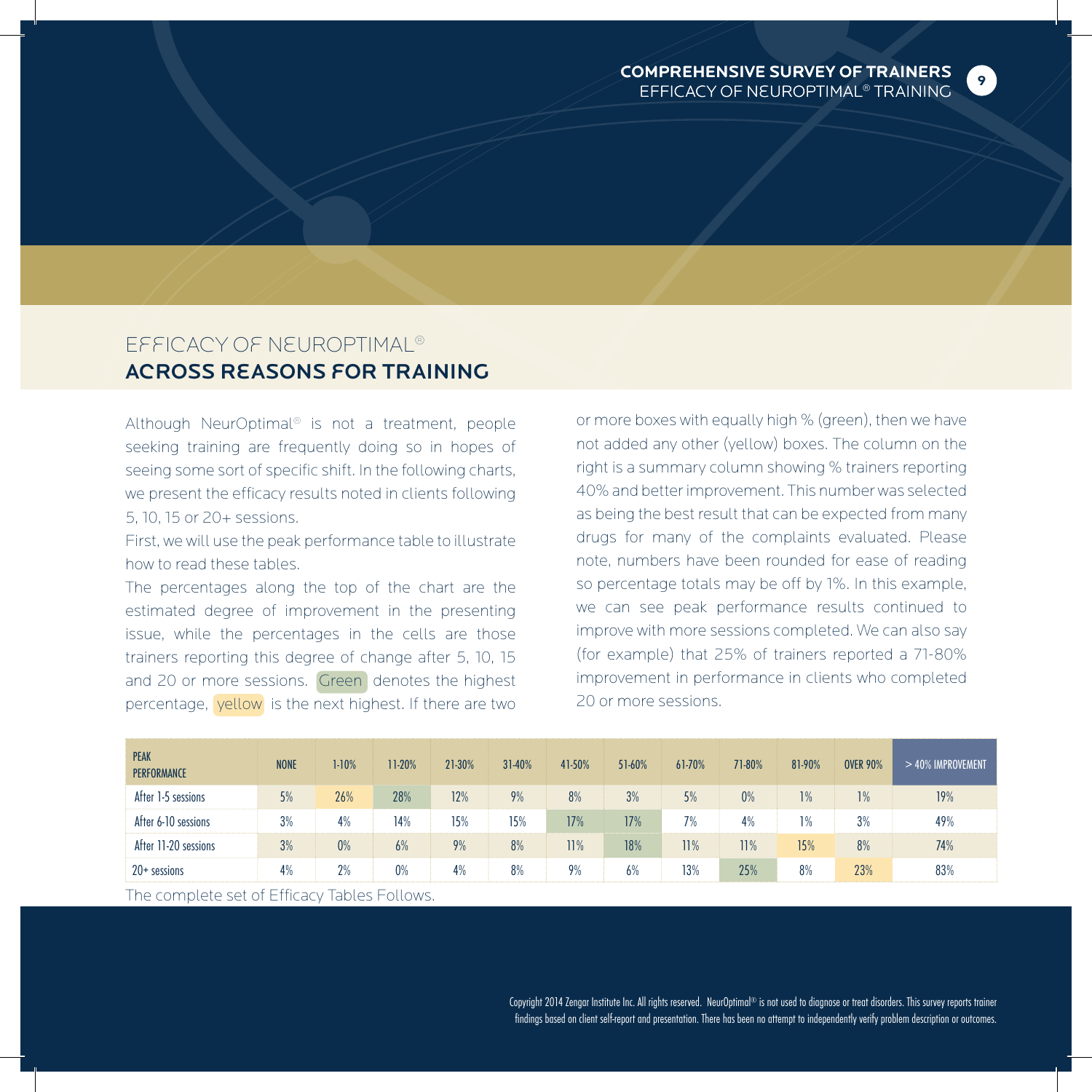# EFFICACY OF NEUROPTIMAL®
## ACROSS REASONS FOR TRAINING

Although NeurOptimal® is not a treatment, people seeking training are frequently doing so in hopes of seeing some sort of specific shift. In the following charts, we present the efficacy results noted in clients following 5, 10, 15 or 20+ sessions.

First, we will use the peak performance table to illustrate how to read these tables.

The percentages along the top of the chart are the estimated degree of improvement in the presenting issue, while the percentages in the cells are those trainers reporting this degree of change after 5, 10, 15 and 20 or more sessions. Green denotes the highest percentage, yellow is the next highest. If there are two or more boxes with equally high % (green), then we have not added any other (yellow) boxes. The column on the right is a summary column showing % trainers reporting 40% and better improvement. This number was selected as being the best result that can be expected from many drugs for many of the complaints evaluated. Please note, numbers have been rounded for ease of reading so percentage totals may be off by 1%. In this example, we can see peak performance results continued to improve with more sessions completed. We can also say (for example) that 25% of trainers reported a 71-80% improvement in performance in clients who completed 20 or more sessions.

| PEAK PERFORMANCE | NONE | 1-10% | 11-20% | 21-30% | 31-40% | 41-50% | 51-60% | 61-70% | 71-80% | 81-90% | OVER 90% | > 40% IMPROVEMENT |
|---|---|---|---|---|---|---|---|---|---|---|---|---|
| After 1-5 sessions | 5% | 26% | 28% | 12% | 9% | 8% | 3% | 5% | 0% | 1% | 1% | 19% |
| After 6-10 sessions | 3% | 4% | 14% | 15% | 15% | 17% | 17% | 7% | 4% | 1% | 3% | 49% |
| After 11-20 sessions | 3% | 0% | 6% | 9% | 8% | 11% | 18% | 11% | 11% | 15% | 8% | 74% |
| 20+ sessions | 4% | 2% | 0% | 4% | 8% | 9% | 6% | 13% | 25% | 8% | 23% | 83% |

The complete set of Efficacy Tables Follows.

Copyright 2014 Zengar Institute Inc. All rights reserved. NeurOptimal® is not used to diagnose or treat disorders. This survey reports trainer findings based on client self-report and presentation. There has been no attempt to independently verify problem description or outcomes.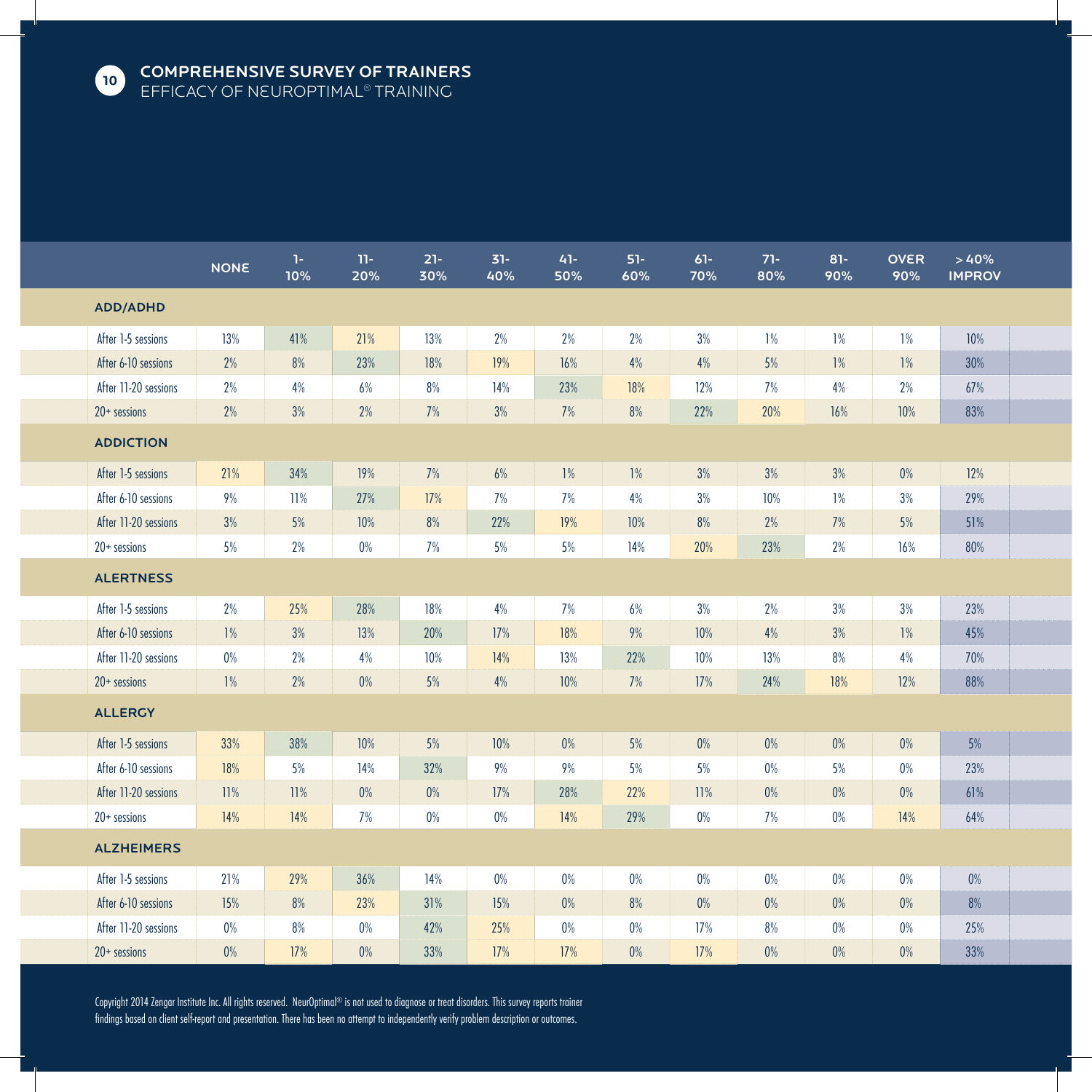## COMPREHENSIVE SURVEY OF TRAINERS

EFFICACY OF NEUROPTIMAL® TRAINING

| | NONE | 1-10% | 11-20% | 21-30% | 31-40% | 41-50% | 51-60% | 61-70% | 71-80% | 81-90% | OVER 90% | >40% IMPROV |
|---|---|---|---|---|---|---|---|---|---|---|---|---|
| **ADD/ADHD** | | | | | | | | | | | | |
| After 1-5 sessions | 13% | 41% | 21% | 13% | 2% | 2% | 2% | 3% | 1% | 1% | 1% | 10% |
| After 6-10 sessions | 2% | 8% | 23% | 18% | 19% | 16% | 4% | 4% | 5% | 1% | 1% | 30% |
| After 11-20 sessions | 2% | 4% | 6% | 8% | 14% | 23% | 18% | 12% | 7% | 4% | 2% | 67% |
| 20+ sessions | 2% | 3% | 2% | 7% | 3% | 7% | 8% | 22% | 20% | 16% | 10% | 83% |
| **ADDICTION** | | | | | | | | | | | | |
| After 1-5 sessions | 21% | 34% | 19% | 7% | 6% | 1% | 1% | 3% | 3% | 3% | 0% | 12% |
| After 6-10 sessions | 9% | 11% | 27% | 17% | 7% | 7% | 4% | 3% | 10% | 1% | 3% | 29% |
| After 11-20 sessions | 3% | 5% | 10% | 8% | 22% | 19% | 10% | 8% | 2% | 7% | 5% | 51% |
| 20+ sessions | 5% | 2% | 0% | 7% | 5% | 5% | 14% | 20% | 23% | 2% | 16% | 80% |
| **ALERTNESS** | | | | | | | | | | | | |
| After 1-5 sessions | 2% | 25% | 28% | 18% | 4% | 7% | 6% | 3% | 2% | 3% | 3% | 23% |
| After 6-10 sessions | 1% | 3% | 13% | 20% | 17% | 18% | 9% | 10% | 4% | 3% | 1% | 45% |
| After 11-20 sessions | 0% | 2% | 4% | 10% | 14% | 13% | 22% | 10% | 13% | 8% | 4% | 70% |
| 20+ sessions | 1% | 2% | 0% | 5% | 4% | 10% | 7% | 17% | 24% | 18% | 12% | 88% |
| **ALLERGY** | | | | | | | | | | | | |
| After 1-5 sessions | 33% | 38% | 10% | 5% | 10% | 0% | 5% | 0% | 0% | 0% | 0% | 5% |
| After 6-10 sessions | 18% | 5% | 14% | 32% | 9% | 9% | 5% | 5% | 0% | 5% | 0% | 23% |
| After 11-20 sessions | 11% | 11% | 0% | 0% | 17% | 28% | 22% | 11% | 0% | 0% | 0% | 61% |
| 20+ sessions | 14% | 14% | 7% | 0% | 0% | 14% | 29% | 0% | 7% | 0% | 14% | 64% |
| **ALZHEIMERS** | | | | | | | | | | | | |
| After 1-5 sessions | 21% | 29% | 36% | 14% | 0% | 0% | 0% | 0% | 0% | 0% | 0% | 0% |
| After 6-10 sessions | 15% | 8% | 23% | 31% | 15% | 0% | 8% | 0% | 0% | 0% | 0% | 8% |
| After 11-20 sessions | 0% | 8% | 0% | 42% | 25% | 0% | 0% | 17% | 8% | 0% | 0% | 25% |
| 20+ sessions | 0% | 17% | 0% | 33% | 17% | 17% | 0% | 17% | 0% | 0% | 0% | 33% |

Copyright 2014 Zengar Institute Inc. All rights reserved. NeurOptimal® is not used to diagnose or treat disorders. This survey reports trainer findings based on client self-report and presentation. There has been no attempt to independently verify problem description or outcomes.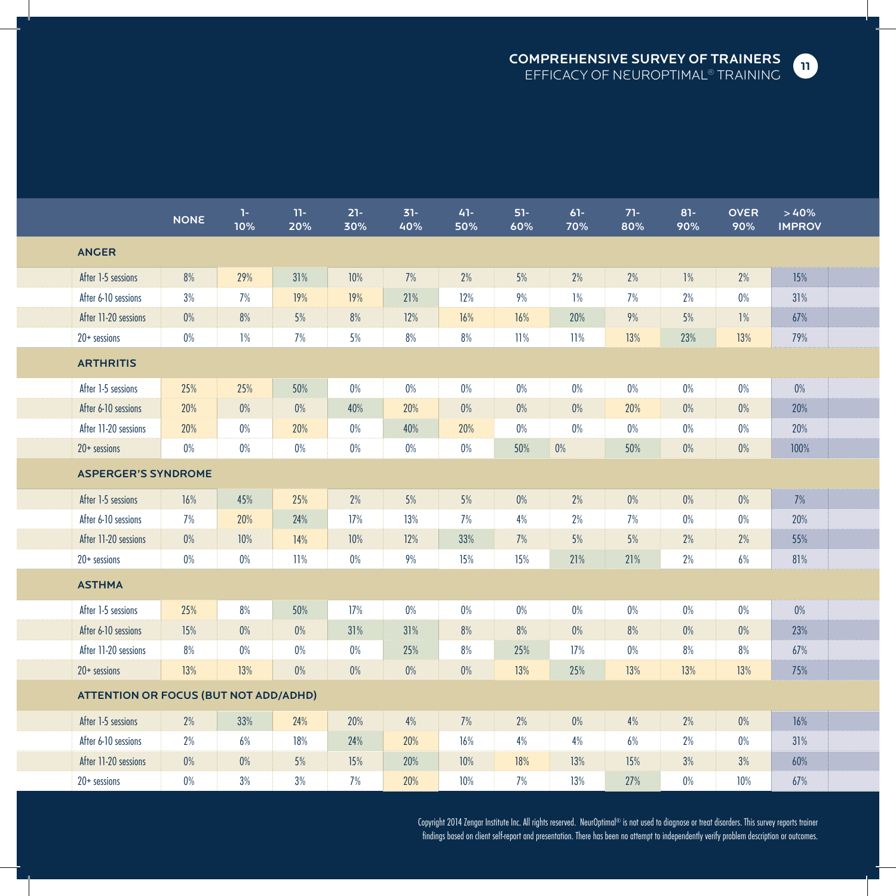## COMPREHENSIVE SURVEY OF TRAINERS
EFFICACY OF NEUROPTIMAL® TRAINING

| | NONE | 1-10% | 11-20% | 21-30% | 31-40% | 41-50% | 51-60% | 61-70% | 71-80% | 81-90% | OVER 90% | >40% IMPROV |
|---|---|---|---|---|---|---|---|---|---|---|---|---|
| **ANGER** | | | | | | | | | | | | |
| After 1-5 sessions | 8% | 29% | 31% | 10% | 7% | 2% | 5% | 2% | 2% | 1% | 2% | 15% |
| After 6-10 sessions | 3% | 7% | 19% | 19% | 21% | 12% | 9% | 1% | 7% | 2% | 0% | 31% |
| After 11-20 sessions | 0% | 8% | 5% | 8% | 12% | 16% | 16% | 20% | 9% | 5% | 1% | 67% |
| 20+ sessions | 0% | 1% | 7% | 5% | 8% | 8% | 11% | 11% | 13% | 23% | 13% | 79% |
| **ARTHRITIS** | | | | | | | | | | | | |
| After 1-5 sessions | 25% | 25% | 50% | 0% | 0% | 0% | 0% | 0% | 0% | 0% | 0% | 0% |
| After 6-10 sessions | 20% | 0% | 0% | 40% | 20% | 0% | 0% | 0% | 20% | 0% | 0% | 20% |
| After 11-20 sessions | 20% | 0% | 20% | 0% | 40% | 20% | 0% | 0% | 0% | 0% | 0% | 20% |
| 20+ sessions | 0% | 0% | 0% | 0% | 0% | 0% | 50% | 0% | 50% | 0% | 0% | 100% |
| **ASPERGER'S SYNDROME** | | | | | | | | | | | | |
| After 1-5 sessions | 16% | 45% | 25% | 2% | 5% | 5% | 0% | 2% | 0% | 0% | 0% | 7% |
| After 6-10 sessions | 7% | 20% | 24% | 17% | 13% | 7% | 4% | 2% | 7% | 0% | 0% | 20% |
| After 11-20 sessions | 0% | 10% | 14% | 10% | 12% | 33% | 7% | 5% | 5% | 2% | 2% | 55% |
| 20+ sessions | 0% | 0% | 11% | 0% | 9% | 15% | 15% | 21% | 21% | 2% | 6% | 81% |
| **ASTHMA** | | | | | | | | | | | | |
| After 1-5 sessions | 25% | 8% | 50% | 17% | 0% | 0% | 0% | 0% | 0% | 0% | 0% | 0% |
| After 6-10 sessions | 15% | 0% | 0% | 31% | 31% | 8% | 8% | 0% | 8% | 0% | 0% | 23% |
| After 11-20 sessions | 8% | 0% | 0% | 0% | 25% | 8% | 25% | 17% | 0% | 8% | 8% | 67% |
| 20+ sessions | 13% | 13% | 0% | 0% | 0% | 0% | 13% | 25% | 13% | 13% | 13% | 75% |
| **ATTENTION OR FOCUS (BUT NOT ADD/ADHD)** | | | | | | | | | | | | |
| After 1-5 sessions | 2% | 33% | 24% | 20% | 4% | 7% | 2% | 0% | 4% | 2% | 0% | 16% |
| After 6-10 sessions | 2% | 6% | 18% | 24% | 20% | 16% | 4% | 4% | 6% | 2% | 0% | 31% |
| After 11-20 sessions | 0% | 0% | 5% | 15% | 20% | 10% | 18% | 13% | 15% | 3% | 3% | 60% |
| 20+ sessions | 0% | 3% | 3% | 7% | 20% | 10% | 7% | 13% | 27% | 0% | 10% | 67% |

Copyright 2014 Zengar Institute Inc. All rights reserved. NeurOptimal® is not used to diagnose or treat disorders. This survey reports trainer findings based on client self-report and presentation. There has been no attempt to independently verify problem description or outcomes.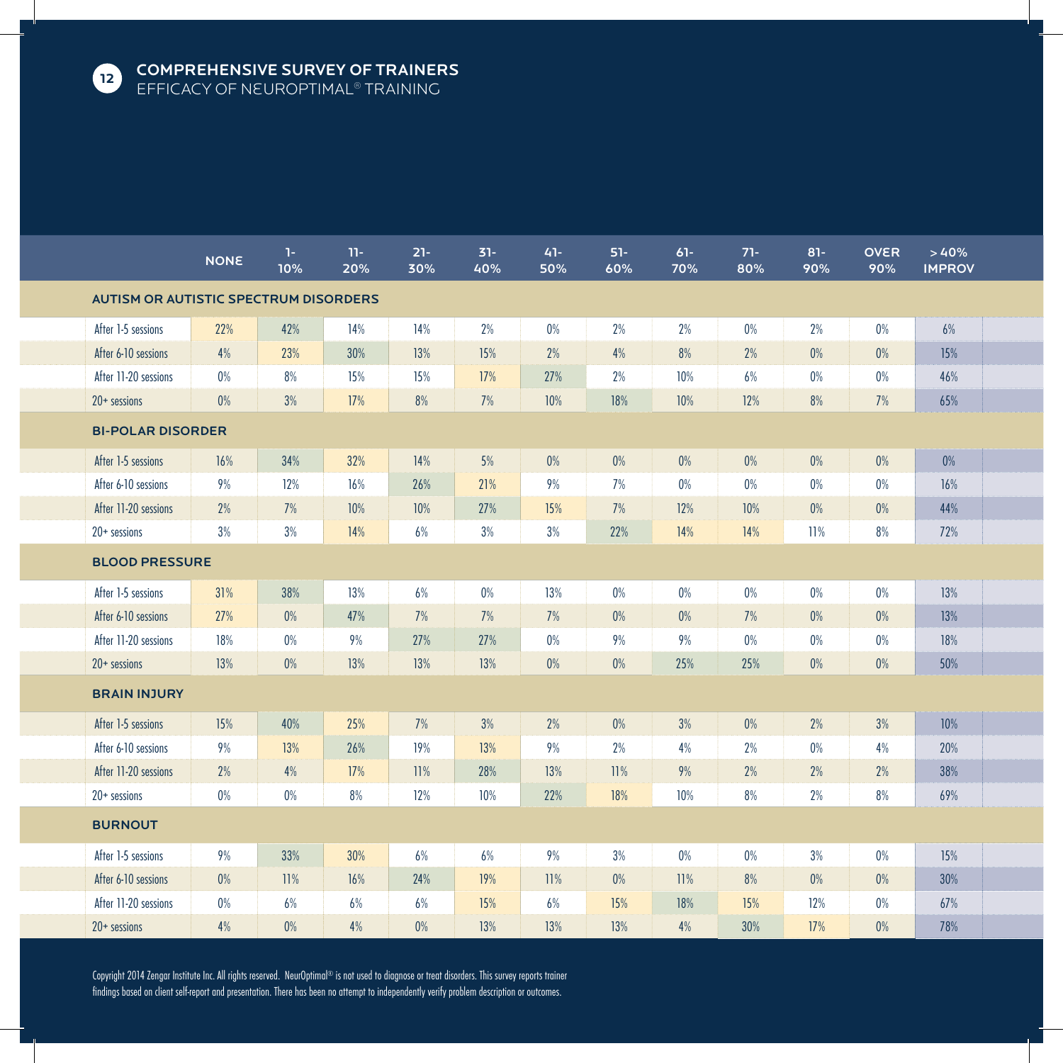# COMPREHENSIVE SURVEY OF TRAINERS

## EFFICACY OF NEUROPTIMAL® TRAINING

| | NONE | 1-10% | 11-20% | 21-30% | 31-40% | 41-50% | 51-60% | 61-70% | 71-80% | 81-90% | OVER 90% | >40% IMPROV |
|---|---|---|---|---|---|---|---|---|---|---|---|---|
| **AUTISM OR AUTISTIC SPECTRUM DISORDERS** | | | | | | | | | | | | |
| After 1-5 sessions | 22% | 42% | 14% | 14% | 2% | 0% | 2% | 2% | 0% | 2% | 0% | 6% |
| After 6-10 sessions | 4% | 23% | 30% | 13% | 15% | 2% | 4% | 8% | 2% | 0% | 0% | 15% |
| After 11-20 sessions | 0% | 8% | 15% | 15% | 17% | 27% | 2% | 10% | 6% | 0% | 0% | 46% |
| 20+ sessions | 0% | 3% | 17% | 8% | 7% | 10% | 18% | 10% | 12% | 8% | 7% | 65% |
| **BI-POLAR DISORDER** | | | | | | | | | | | | |
| After 1-5 sessions | 16% | 34% | 32% | 14% | 5% | 0% | 0% | 0% | 0% | 0% | 0% | 0% |
| After 6-10 sessions | 9% | 12% | 16% | 26% | 21% | 9% | 7% | 0% | 0% | 0% | 0% | 16% |
| After 11-20 sessions | 2% | 7% | 10% | 10% | 27% | 15% | 7% | 12% | 10% | 0% | 0% | 44% |
| 20+ sessions | 3% | 3% | 14% | 6% | 3% | 3% | 22% | 14% | 14% | 11% | 8% | 72% |
| **BLOOD PRESSURE** | | | | | | | | | | | | |
| After 1-5 sessions | 31% | 38% | 13% | 6% | 0% | 13% | 0% | 0% | 0% | 0% | 0% | 13% |
| After 6-10 sessions | 27% | 0% | 47% | 7% | 7% | 7% | 0% | 0% | 7% | 0% | 0% | 13% |
| After 11-20 sessions | 18% | 0% | 9% | 27% | 27% | 0% | 9% | 9% | 0% | 0% | 0% | 18% |
| 20+ sessions | 13% | 0% | 13% | 13% | 13% | 0% | 0% | 25% | 25% | 0% | 0% | 50% |
| **BRAIN INJURY** | | | | | | | | | | | | |
| After 1-5 sessions | 15% | 40% | 25% | 7% | 3% | 2% | 0% | 3% | 0% | 2% | 3% | 10% |
| After 6-10 sessions | 9% | 13% | 26% | 19% | 13% | 9% | 2% | 4% | 2% | 0% | 4% | 20% |
| After 11-20 sessions | 2% | 4% | 17% | 11% | 28% | 13% | 11% | 9% | 2% | 2% | 2% | 38% |
| 20+ sessions | 0% | 0% | 8% | 12% | 10% | 22% | 18% | 10% | 8% | 2% | 8% | 69% |
| **BURNOUT** | | | | | | | | | | | | |
| After 1-5 sessions | 9% | 33% | 30% | 6% | 6% | 9% | 3% | 0% | 0% | 3% | 0% | 15% |
| After 6-10 sessions | 0% | 11% | 16% | 24% | 19% | 11% | 0% | 11% | 8% | 0% | 0% | 30% |
| After 11-20 sessions | 0% | 6% | 6% | 6% | 15% | 6% | 15% | 18% | 15% | 12% | 0% | 67% |
| 20+ sessions | 4% | 0% | 4% | 0% | 13% | 13% | 13% | 4% | 30% | 17% | 0% | 78% |

Copyright 2014 Zengar Institute Inc. All rights reserved. NeurOptimal® is not used to diagnose or treat disorders. This survey reports trainer findings based on client self-report and presentation. There has been no attempt to independently verify problem description or outcomes.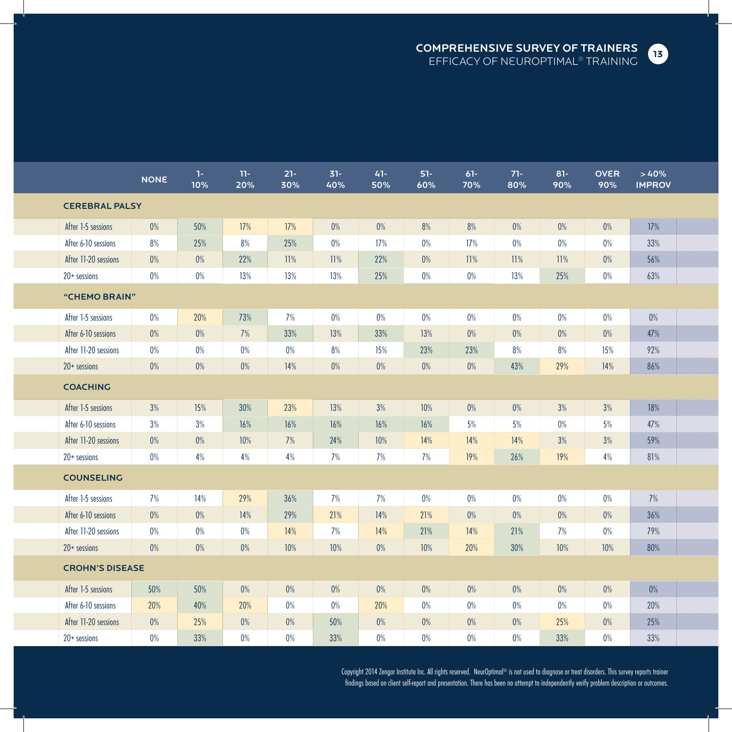| | NONE | 1-10% | 11-20% | 21-30% | 31-40% | 41-50% | 51-60% | 61-70% | 71-80% | 81-90% | OVER 90% | > 40% IMPROV |
|---|---|---|---|---|---|---|---|---|---|---|---|---|
| **CEREBRAL PALSY** | | | | | | | | | | | | |
| After 1-5 sessions | 0% | 50% | 17% | 17% | 0% | 0% | 8% | 8% | 0% | 0% | 0% | 17% |
| After 6-10 sessions | 8% | 25% | 8% | 25% | 0% | 17% | 0% | 17% | 0% | 0% | 0% | 33% |
| After 11-20 sessions | 0% | 0% | 22% | 11% | 11% | 22% | 0% | 11% | 11% | 11% | 0% | 56% |
| 20+ sessions | 0% | 0% | 13% | 13% | 13% | 25% | 0% | 0% | 13% | 25% | 0% | 63% |
| **"CHEMO BRAIN"** | | | | | | | | | | | | |
| After 1-5 sessions | 0% | 20% | 73% | 7% | 0% | 0% | 0% | 0% | 0% | 0% | 0% | 0% |
| After 6-10 sessions | 0% | 0% | 7% | 33% | 13% | 33% | 13% | 0% | 0% | 0% | 0% | 47% |
| After 11-20 sessions | 0% | 0% | 0% | 0% | 8% | 15% | 23% | 23% | 8% | 8% | 15% | 92% |
| 20+ sessions | 0% | 0% | 0% | 14% | 0% | 0% | 0% | 0% | 43% | 29% | 14% | 86% |
| **COACHING** | | | | | | | | | | | | |
| After 1-5 sessions | 3% | 15% | 30% | 23% | 13% | 3% | 10% | 0% | 0% | 3% | 3% | 18% |
| After 6-10 sessions | 3% | 3% | 16% | 16% | 16% | 16% | 16% | 5% | 5% | 0% | 5% | 47% |
| After 11-20 sessions | 0% | 0% | 10% | 7% | 24% | 10% | 14% | 14% | 14% | 3% | 3% | 59% |
| 20+ sessions | 0% | 4% | 4% | 4% | 7% | 7% | 7% | 19% | 26% | 19% | 4% | 81% |
| **COUNSELING** | | | | | | | | | | | | |
| After 1-5 sessions | 7% | 14% | 29% | 36% | 7% | 7% | 0% | 0% | 0% | 0% | 0% | 7% |
| After 6-10 sessions | 0% | 0% | 14% | 29% | 21% | 14% | 21% | 0% | 0% | 0% | 0% | 36% |
| After 11-20 sessions | 0% | 0% | 0% | 14% | 7% | 14% | 21% | 14% | 21% | 7% | 0% | 79% |
| 20+ sessions | 0% | 0% | 0% | 10% | 10% | 0% | 10% | 20% | 30% | 10% | 10% | 80% |
| **CROHN'S DISEASE** | | | | | | | | | | | | |
| After 1-5 sessions | 50% | 50% | 0% | 0% | 0% | 0% | 0% | 0% | 0% | 0% | 0% | 0% |
| After 6-10 sessions | 20% | 40% | 20% | 0% | 0% | 20% | 0% | 0% | 0% | 0% | 0% | 20% |
| After 11-20 sessions | 0% | 25% | 0% | 0% | 50% | 0% | 0% | 0% | 0% | 25% | 0% | 25% |
| 20+ sessions | 0% | 33% | 0% | 0% | 33% | 0% | 0% | 0% | 0% | 33% | 0% | 33% |

Copyright 2014 Zengar Institute Inc. All rights reserved. NeurOptimal® is not used to diagnose or treat disorders. This survey reports trainer findings based on client self-report and presentation. There has been no attempt to independently verify problem description or outcomes.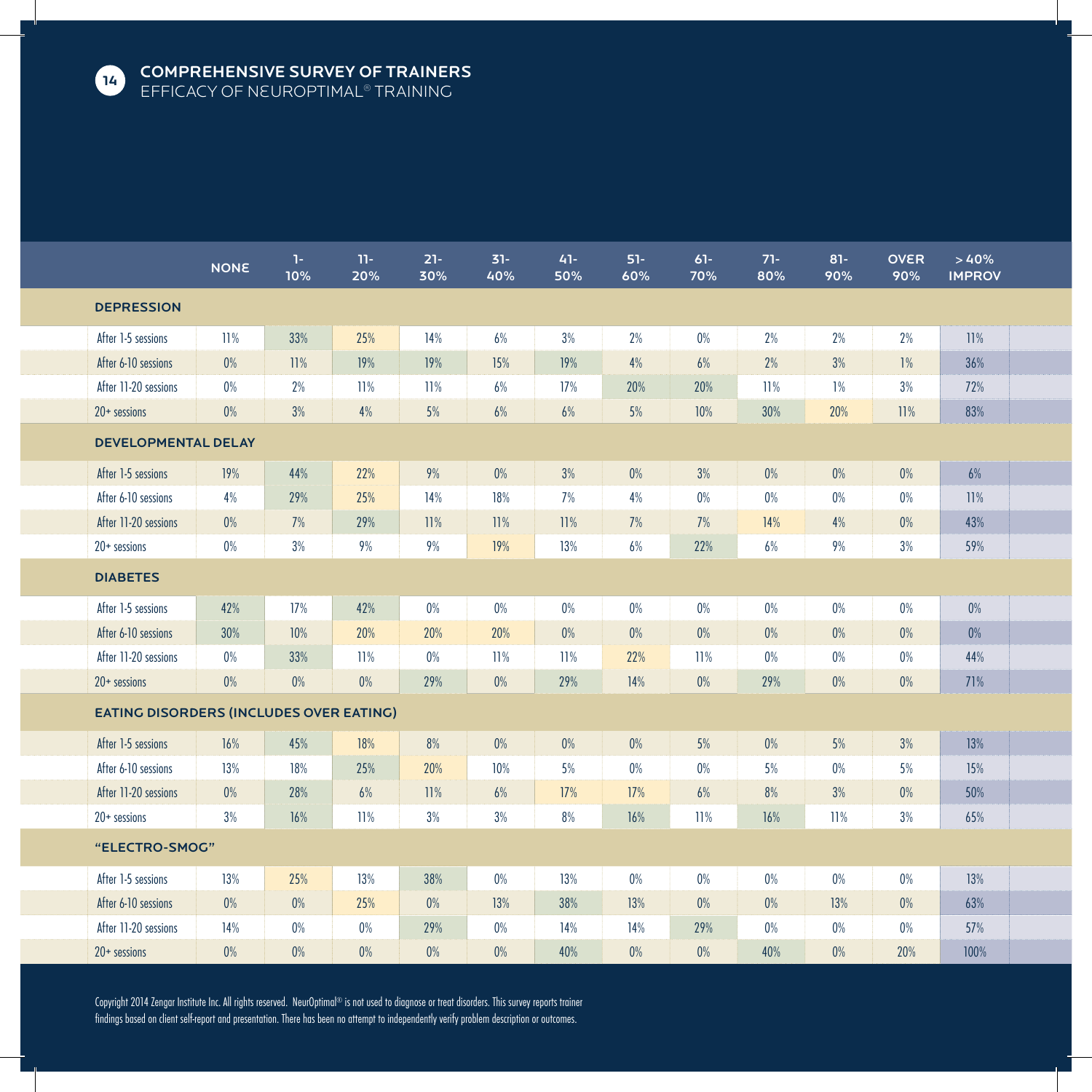## COMPREHENSIVE SURVEY OF TRAINERS
EFFICACY OF NEUROPTIMAL® TRAINING

| | NONE | 1-10% | 11-20% | 21-30% | 31-40% | 41-50% | 51-60% | 61-70% | 71-80% | 81-90% | OVER 90% | > 40% IMPROV |
|---|---|---|---|---|---|---|---|---|---|---|---|---|
| **DEPRESSION** | | | | | | | | | | | | |
| After 1-5 sessions | 11% | 33% | 25% | 14% | 6% | 3% | 2% | 0% | 2% | 2% | 2% | 11% |
| After 6-10 sessions | 0% | 11% | 19% | 19% | 15% | 19% | 4% | 6% | 2% | 3% | 1% | 36% |
| After 11-20 sessions | 0% | 2% | 11% | 11% | 6% | 17% | 20% | 20% | 11% | 1% | 3% | 72% |
| 20+ sessions | 0% | 3% | 4% | 5% | 6% | 6% | 5% | 10% | 30% | 20% | 11% | 83% |
| **DEVELOPMENTAL DELAY** | | | | | | | | | | | | |
| After 1-5 sessions | 19% | 44% | 22% | 9% | 0% | 3% | 0% | 3% | 0% | 0% | 0% | 6% |
| After 6-10 sessions | 4% | 29% | 25% | 14% | 18% | 7% | 4% | 0% | 0% | 0% | 0% | 11% |
| After 11-20 sessions | 0% | 7% | 29% | 11% | 11% | 11% | 7% | 7% | 14% | 4% | 0% | 43% |
| 20+ sessions | 0% | 3% | 9% | 9% | 19% | 13% | 6% | 22% | 6% | 9% | 3% | 59% |
| **DIABETES** | | | | | | | | | | | | |
| After 1-5 sessions | 42% | 17% | 42% | 0% | 0% | 0% | 0% | 0% | 0% | 0% | 0% | 0% |
| After 6-10 sessions | 30% | 10% | 20% | 20% | 20% | 0% | 0% | 0% | 0% | 0% | 0% | 0% |
| After 11-20 sessions | 0% | 33% | 11% | 0% | 11% | 11% | 22% | 11% | 0% | 0% | 0% | 44% |
| 20+ sessions | 0% | 0% | 0% | 29% | 0% | 29% | 14% | 0% | 29% | 0% | 0% | 71% |
| **EATING DISORDERS (INCLUDES OVER EATING)** | | | | | | | | | | | | |
| After 1-5 sessions | 16% | 45% | 18% | 8% | 0% | 0% | 0% | 5% | 0% | 5% | 3% | 13% |
| After 6-10 sessions | 13% | 18% | 25% | 20% | 10% | 5% | 0% | 0% | 5% | 0% | 5% | 15% |
| After 11-20 sessions | 0% | 28% | 6% | 11% | 6% | 17% | 17% | 6% | 8% | 3% | 0% | 50% |
| 20+ sessions | 3% | 16% | 11% | 3% | 3% | 8% | 16% | 11% | 16% | 11% | 3% | 65% |
| **"ELECTRO-SMOG"** | | | | | | | | | | | | |
| After 1-5 sessions | 13% | 25% | 13% | 38% | 0% | 13% | 0% | 0% | 0% | 0% | 0% | 13% |
| After 6-10 sessions | 0% | 0% | 25% | 0% | 13% | 38% | 13% | 0% | 0% | 13% | 0% | 63% |
| After 11-20 sessions | 14% | 0% | 0% | 29% | 0% | 14% | 14% | 29% | 0% | 0% | 0% | 57% |
| 20+ sessions | 0% | 0% | 0% | 0% | 0% | 40% | 0% | 0% | 40% | 0% | 20% | 100% |

Copyright 2014 Zengar Institute Inc. All rights reserved. NeurOptimal® is not used to diagnose or treat disorders. This survey reports trainer findings based on client self-report and presentation. There has been no attempt to independently verify problem description or outcomes.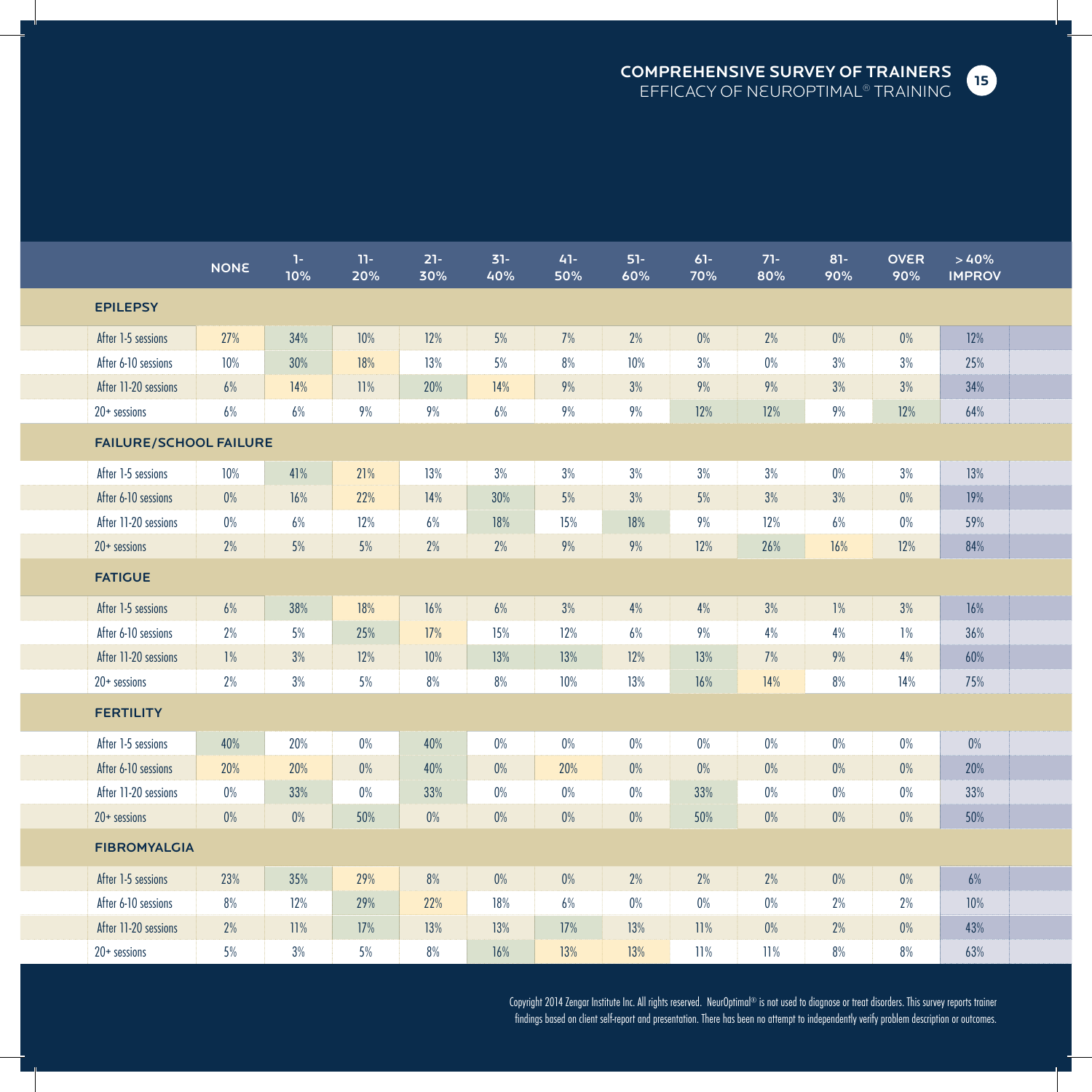| | NONE | 1-10% | 11-20% | 21-30% | 31-40% | 41-50% | 51-60% | 61-70% | 71-80% | 81-90% | OVER 90% | > 40% IMPROV |
|---|---|---|---|---|---|---|---|---|---|---|---|---|
| **EPILEPSY** | | | | | | | | | | | | |
| After 1-5 sessions | 27% | 34% | 10% | 12% | 5% | 7% | 2% | 0% | 2% | 0% | 0% | 12% |
| After 6-10 sessions | 10% | 30% | 18% | 13% | 5% | 8% | 10% | 3% | 0% | 3% | 3% | 25% |
| After 11-20 sessions | 6% | 14% | 11% | 20% | 14% | 9% | 3% | 9% | 9% | 3% | 3% | 34% |
| 20+ sessions | 6% | 6% | 9% | 9% | 6% | 9% | 9% | 12% | 12% | 9% | 12% | 64% |
| **FAILURE/SCHOOL FAILURE** | | | | | | | | | | | | |
| After 1-5 sessions | 10% | 41% | 21% | 13% | 3% | 3% | 3% | 3% | 3% | 0% | 3% | 13% |
| After 6-10 sessions | 0% | 16% | 22% | 14% | 30% | 5% | 3% | 5% | 3% | 3% | 0% | 19% |
| After 11-20 sessions | 0% | 6% | 12% | 6% | 18% | 15% | 18% | 9% | 12% | 6% | 0% | 59% |
| 20+ sessions | 2% | 5% | 5% | 2% | 2% | 9% | 9% | 12% | 26% | 16% | 12% | 84% |
| **FATIGUE** | | | | | | | | | | | | |
| After 1-5 sessions | 6% | 38% | 18% | 16% | 6% | 3% | 4% | 4% | 3% | 1% | 3% | 16% |
| After 6-10 sessions | 2% | 5% | 25% | 17% | 15% | 12% | 6% | 9% | 4% | 4% | 1% | 36% |
| After 11-20 sessions | 1% | 3% | 12% | 10% | 13% | 13% | 12% | 13% | 7% | 9% | 4% | 60% |
| 20+ sessions | 2% | 3% | 5% | 8% | 8% | 10% | 13% | 16% | 14% | 8% | 14% | 75% |
| **FERTILITY** | | | | | | | | | | | | |
| After 1-5 sessions | 40% | 20% | 0% | 40% | 0% | 0% | 0% | 0% | 0% | 0% | 0% | 0% |
| After 6-10 sessions | 20% | 20% | 0% | 40% | 0% | 20% | 0% | 0% | 0% | 0% | 0% | 20% |
| After 11-20 sessions | 0% | 33% | 0% | 33% | 0% | 0% | 0% | 33% | 0% | 0% | 0% | 33% |
| 20+ sessions | 0% | 0% | 50% | 0% | 0% | 0% | 0% | 50% | 0% | 0% | 0% | 50% |
| **FIBROMYALGIA** | | | | | | | | | | | | |
| After 1-5 sessions | 23% | 35% | 29% | 8% | 0% | 0% | 2% | 2% | 2% | 0% | 0% | 6% |
| After 6-10 sessions | 8% | 12% | 29% | 22% | 18% | 6% | 0% | 0% | 0% | 2% | 2% | 10% |
| After 11-20 sessions | 2% | 11% | 17% | 13% | 13% | 17% | 13% | 11% | 0% | 2% | 0% | 43% |
| 20+ sessions | 5% | 3% | 5% | 8% | 16% | 13% | 13% | 11% | 11% | 8% | 8% | 63% |

Copyright 2014 Zengar Institute Inc. All rights reserved. NeurOptimal® is not used to diagnose or treat disorders. This survey reports trainer findings based on client self-report and presentation. There has been no attempt to independently verify problem description or outcomes.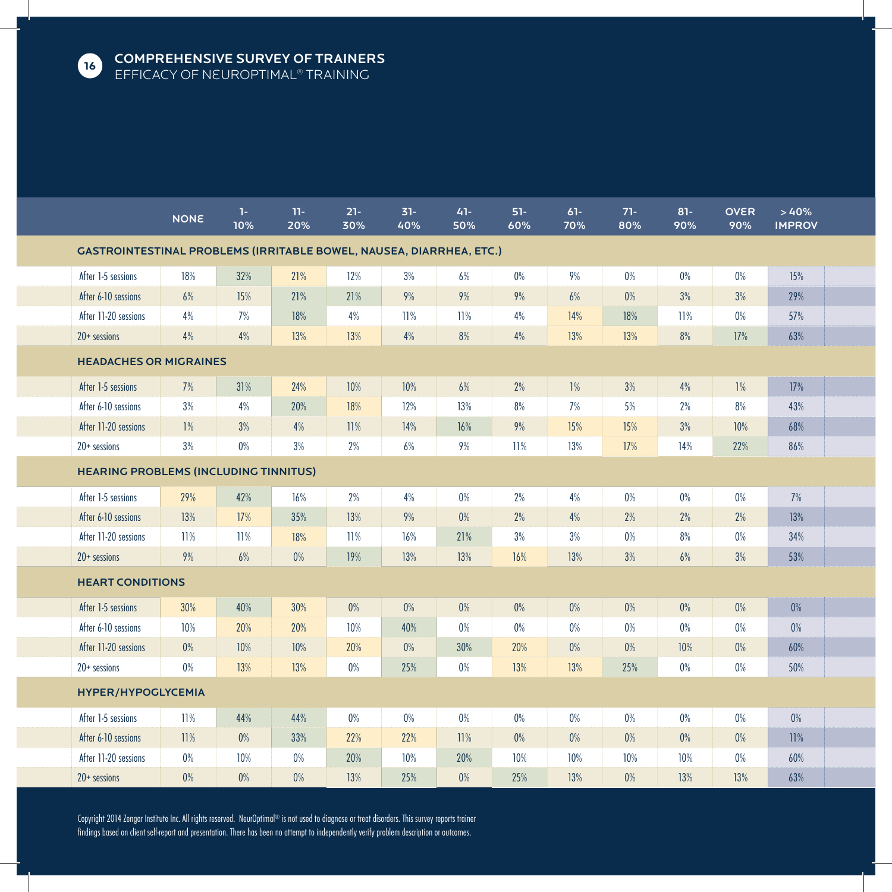## COMPREHENSIVE SURVEY OF TRAINERS

EFFICACY OF NEUROPTIMAL® TRAINING

| | NONE | 1-10% | 11-20% | 21-30% | 31-40% | 41-50% | 51-60% | 61-70% | 71-80% | 81-90% | OVER 90% | >40% IMPROV |
|---|---|---|---|---|---|---|---|---|---|---|---|---|
| **GASTROINTESTINAL PROBLEMS (IRRITABLE BOWEL, NAUSEA, DIARRHEA, ETC.)** | | | | | | | | | | | | |
| After 1-5 sessions | 18% | 32% | 21% | 12% | 3% | 6% | 0% | 9% | 0% | 0% | 0% | 15% |
| After 6-10 sessions | 6% | 15% | 21% | 21% | 9% | 9% | 9% | 6% | 0% | 3% | 3% | 29% |
| After 11-20 sessions | 4% | 7% | 18% | 4% | 11% | 11% | 4% | 14% | 18% | 11% | 0% | 57% |
| 20+ sessions | 4% | 4% | 13% | 13% | 4% | 8% | 4% | 13% | 13% | 8% | 17% | 63% |
| **HEADACHES OR MIGRAINES** | | | | | | | | | | | | |
| After 1-5 sessions | 7% | 31% | 24% | 10% | 10% | 6% | 2% | 1% | 3% | 4% | 1% | 17% |
| After 6-10 sessions | 3% | 4% | 20% | 18% | 12% | 13% | 8% | 7% | 5% | 2% | 8% | 43% |
| After 11-20 sessions | 1% | 3% | 4% | 11% | 14% | 16% | 9% | 15% | 15% | 3% | 10% | 68% |
| 20+ sessions | 3% | 0% | 3% | 2% | 6% | 9% | 11% | 13% | 17% | 14% | 22% | 86% |
| **HEARING PROBLEMS (INCLUDING TINNITUS)** | | | | | | | | | | | | |
| After 1-5 sessions | 29% | 42% | 16% | 2% | 4% | 0% | 2% | 4% | 0% | 0% | 0% | 7% |
| After 6-10 sessions | 13% | 17% | 35% | 13% | 9% | 0% | 2% | 4% | 2% | 2% | 2% | 13% |
| After 11-20 sessions | 11% | 11% | 18% | 11% | 16% | 21% | 3% | 3% | 0% | 8% | 0% | 34% |
| 20+ sessions | 9% | 6% | 0% | 19% | 13% | 13% | 16% | 13% | 3% | 6% | 3% | 53% |
| **HEART CONDITIONS** | | | | | | | | | | | | |
| After 1-5 sessions | 30% | 40% | 30% | 0% | 0% | 0% | 0% | 0% | 0% | 0% | 0% | 0% |
| After 6-10 sessions | 10% | 20% | 20% | 10% | 40% | 0% | 0% | 0% | 0% | 0% | 0% | 0% |
| After 11-20 sessions | 0% | 10% | 10% | 20% | 0% | 30% | 20% | 0% | 0% | 10% | 0% | 60% |
| 20+ sessions | 0% | 13% | 13% | 0% | 25% | 0% | 13% | 13% | 25% | 0% | 0% | 50% |
| **HYPER/HYPOGLYCEMIA** | | | | | | | | | | | | |
| After 1-5 sessions | 11% | 44% | 44% | 0% | 0% | 0% | 0% | 0% | 0% | 0% | 0% | 0% |
| After 6-10 sessions | 11% | 0% | 33% | 22% | 22% | 11% | 0% | 0% | 0% | 0% | 0% | 11% |
| After 11-20 sessions | 0% | 10% | 0% | 20% | 10% | 20% | 10% | 10% | 10% | 10% | 0% | 60% |
| 20+ sessions | 0% | 0% | 0% | 13% | 25% | 0% | 25% | 13% | 0% | 13% | 13% | 63% |

Copyright 2014 Zengar Institute Inc. All rights reserved. NeurOptimal® is not used to diagnose or treat disorders. This survey reports trainer findings based on client self-report and presentation. There has been no attempt to independently verify problem description or outcomes.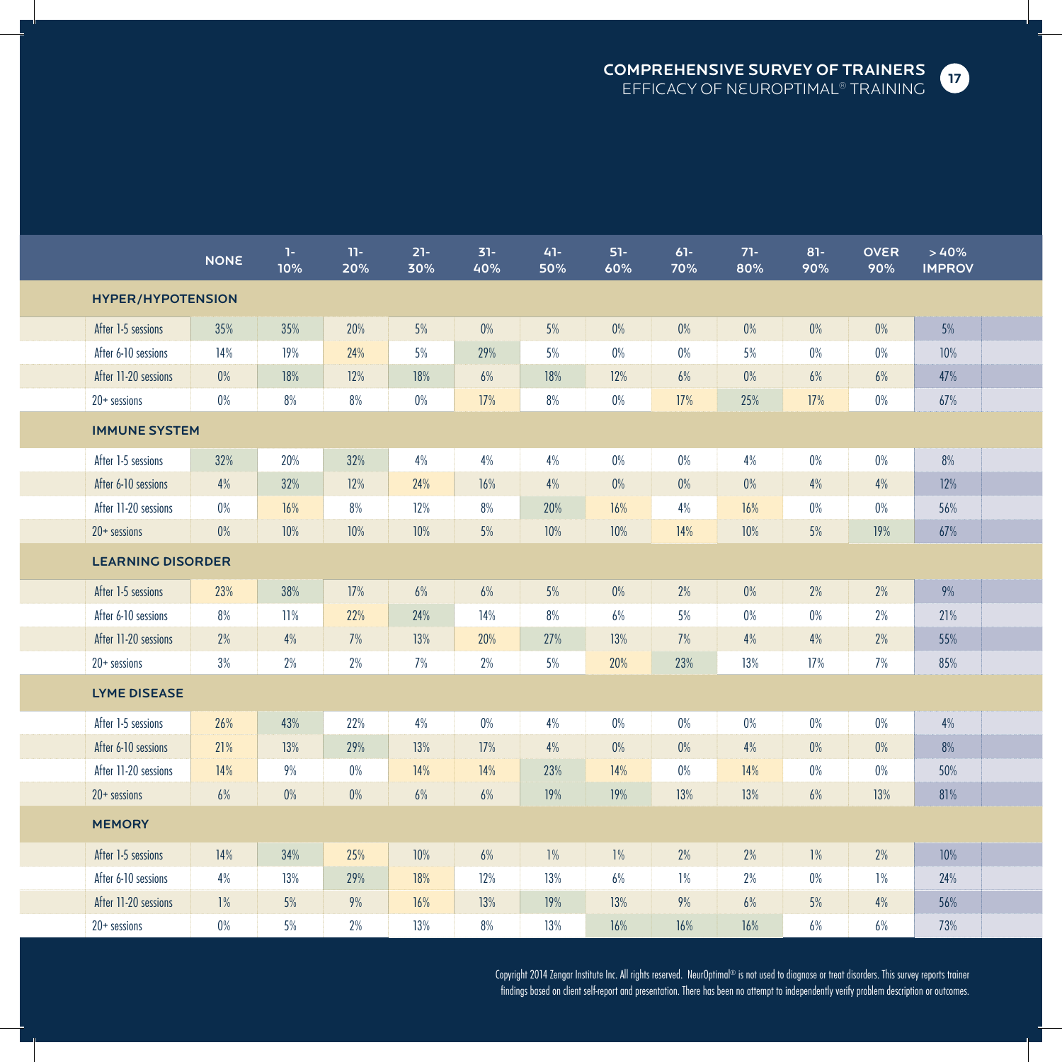| | NONE | 1-10% | 11-20% | 21-30% | 31-40% | 41-50% | 51-60% | 61-70% | 71-80% | 81-90% | OVER 90% | > 40% IMPROV |
|---|---|---|---|---|---|---|---|---|---|---|---|---|
| **HYPER/HYPOTENSION** | | | | | | | | | | | | |
| After 1-5 sessions | 35% | 35% | 20% | 5% | 0% | 5% | 0% | 0% | 0% | 0% | 0% | 5% |
| After 6-10 sessions | 14% | 19% | 24% | 5% | 29% | 5% | 0% | 0% | 5% | 0% | 0% | 10% |
| After 11-20 sessions | 0% | 18% | 12% | 18% | 6% | 18% | 12% | 6% | 0% | 6% | 6% | 47% |
| 20+ sessions | 0% | 8% | 8% | 0% | 17% | 8% | 0% | 17% | 25% | 17% | 0% | 67% |
| **IMMUNE SYSTEM** | | | | | | | | | | | | |
| After 1-5 sessions | 32% | 20% | 32% | 4% | 4% | 4% | 0% | 0% | 4% | 0% | 0% | 8% |
| After 6-10 sessions | 4% | 32% | 12% | 24% | 16% | 4% | 0% | 0% | 0% | 4% | 4% | 12% |
| After 11-20 sessions | 0% | 16% | 8% | 12% | 8% | 20% | 16% | 4% | 16% | 0% | 0% | 56% |
| 20+ sessions | 0% | 10% | 10% | 10% | 5% | 10% | 10% | 14% | 10% | 5% | 19% | 67% |
| **LEARNING DISORDER** | | | | | | | | | | | | |
| After 1-5 sessions | 23% | 38% | 17% | 6% | 6% | 5% | 0% | 2% | 0% | 2% | 2% | 9% |
| After 6-10 sessions | 8% | 11% | 22% | 24% | 14% | 8% | 6% | 5% | 0% | 0% | 2% | 21% |
| After 11-20 sessions | 2% | 4% | 7% | 13% | 20% | 27% | 13% | 7% | 4% | 4% | 2% | 55% |
| 20+ sessions | 3% | 2% | 2% | 7% | 2% | 5% | 20% | 23% | 13% | 17% | 7% | 85% |
| **LYME DISEASE** | | | | | | | | | | | | |
| After 1-5 sessions | 26% | 43% | 22% | 4% | 0% | 4% | 0% | 0% | 0% | 0% | 0% | 4% |
| After 6-10 sessions | 21% | 13% | 29% | 13% | 17% | 4% | 0% | 0% | 4% | 0% | 0% | 8% |
| After 11-20 sessions | 14% | 9% | 0% | 14% | 14% | 23% | 14% | 0% | 14% | 0% | 0% | 50% |
| 20+ sessions | 6% | 0% | 0% | 6% | 6% | 19% | 19% | 13% | 13% | 6% | 13% | 81% |
| **MEMORY** | | | | | | | | | | | | |
| After 1-5 sessions | 14% | 34% | 25% | 10% | 6% | 1% | 1% | 2% | 2% | 1% | 2% | 10% |
| After 6-10 sessions | 4% | 13% | 29% | 18% | 12% | 13% | 6% | 1% | 2% | 0% | 1% | 24% |
| After 11-20 sessions | 1% | 5% | 9% | 16% | 13% | 19% | 13% | 9% | 6% | 5% | 4% | 56% |
| 20+ sessions | 0% | 5% | 2% | 13% | 8% | 13% | 16% | 16% | 16% | 6% | 6% | 73% |

Copyright 2014 Zengar Institute Inc. All rights reserved. NeurOptimal® is not used to diagnose or treat disorders. This survey reports trainer findings based on client self-report and presentation. There has been no attempt to independently verify problem description or outcomes.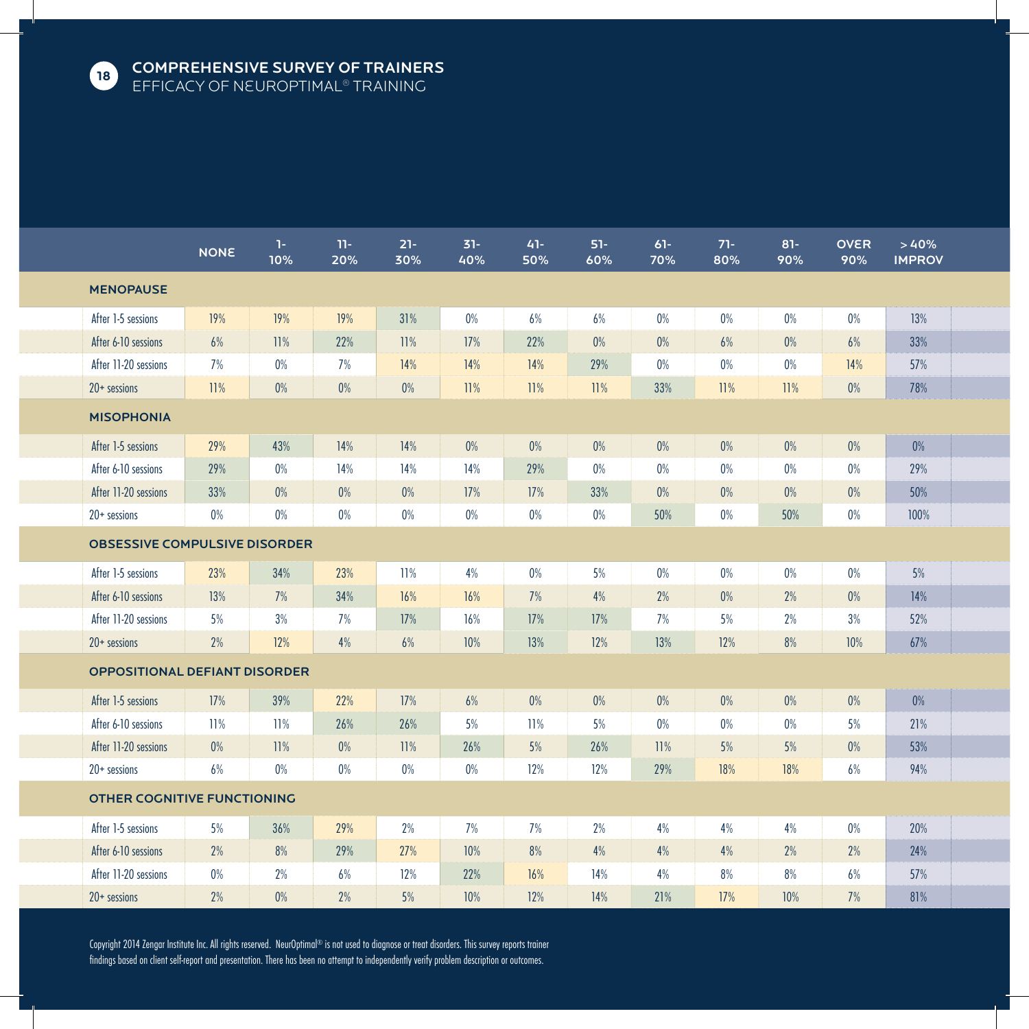## COMPREHENSIVE SURVEY OF TRAINERS

EFFICACY OF NEUROPTIMAL® TRAINING

| | NONE | 1-10% | 11-20% | 21-30% | 31-40% | 41-50% | 51-60% | 61-70% | 71-80% | 81-90% | OVER 90% | > 40% IMPROV |
|---|---|---|---|---|---|---|---|---|---|---|---|---|
| **MENOPAUSE** | | | | | | | | | | | | |
| After 1-5 sessions | 19% | 19% | 19% | 31% | 0% | 6% | 6% | 0% | 0% | 0% | 0% | 13% |
| After 6-10 sessions | 6% | 11% | 22% | 11% | 17% | 22% | 0% | 0% | 6% | 0% | 6% | 33% |
| After 11-20 sessions | 7% | 0% | 7% | 14% | 14% | 14% | 29% | 0% | 0% | 0% | 14% | 57% |
| 20+ sessions | 11% | 0% | 0% | 0% | 11% | 11% | 11% | 33% | 11% | 11% | 0% | 78% |
| **MISOPHONIA** | | | | | | | | | | | | |
| After 1-5 sessions | 29% | 43% | 14% | 14% | 0% | 0% | 0% | 0% | 0% | 0% | 0% | 0% |
| After 6-10 sessions | 29% | 0% | 14% | 14% | 14% | 29% | 0% | 0% | 0% | 0% | 0% | 29% |
| After 11-20 sessions | 33% | 0% | 0% | 0% | 17% | 17% | 33% | 0% | 0% | 0% | 0% | 50% |
| 20+ sessions | 0% | 0% | 0% | 0% | 0% | 0% | 0% | 50% | 0% | 50% | 0% | 100% |
| **OBSESSIVE COMPULSIVE DISORDER** | | | | | | | | | | | | |
| After 1-5 sessions | 23% | 34% | 23% | 11% | 4% | 0% | 5% | 0% | 0% | 0% | 0% | 5% |
| After 6-10 sessions | 13% | 7% | 34% | 16% | 16% | 7% | 4% | 2% | 0% | 2% | 0% | 14% |
| After 11-20 sessions | 5% | 3% | 7% | 17% | 16% | 17% | 17% | 7% | 5% | 2% | 3% | 52% |
| 20+ sessions | 2% | 12% | 4% | 6% | 10% | 13% | 12% | 13% | 12% | 8% | 10% | 67% |
| **OPPOSITIONAL DEFIANT DISORDER** | | | | | | | | | | | | |
| After 1-5 sessions | 17% | 39% | 22% | 17% | 6% | 0% | 0% | 0% | 0% | 0% | 0% | 0% |
| After 6-10 sessions | 11% | 11% | 26% | 26% | 5% | 11% | 5% | 0% | 0% | 0% | 5% | 21% |
| After 11-20 sessions | 0% | 11% | 0% | 11% | 26% | 5% | 26% | 11% | 5% | 5% | 0% | 53% |
| 20+ sessions | 6% | 0% | 0% | 0% | 0% | 12% | 12% | 29% | 18% | 18% | 6% | 94% |
| **OTHER COGNITIVE FUNCTIONING** | | | | | | | | | | | | |
| After 1-5 sessions | 5% | 36% | 29% | 2% | 7% | 7% | 2% | 4% | 4% | 4% | 0% | 20% |
| After 6-10 sessions | 2% | 8% | 29% | 27% | 10% | 8% | 4% | 4% | 4% | 2% | 2% | 24% |
| After 11-20 sessions | 0% | 2% | 6% | 12% | 22% | 16% | 14% | 4% | 8% | 8% | 6% | 57% |
| 20+ sessions | 2% | 0% | 2% | 5% | 10% | 12% | 14% | 21% | 17% | 10% | 7% | 81% |

Copyright 2014 Zengar Institute Inc. All rights reserved. NeurOptimal® is not used to diagnose or treat disorders. This survey reports trainer findings based on client self-report and presentation. There has been no attempt to independently verify problem description or outcomes.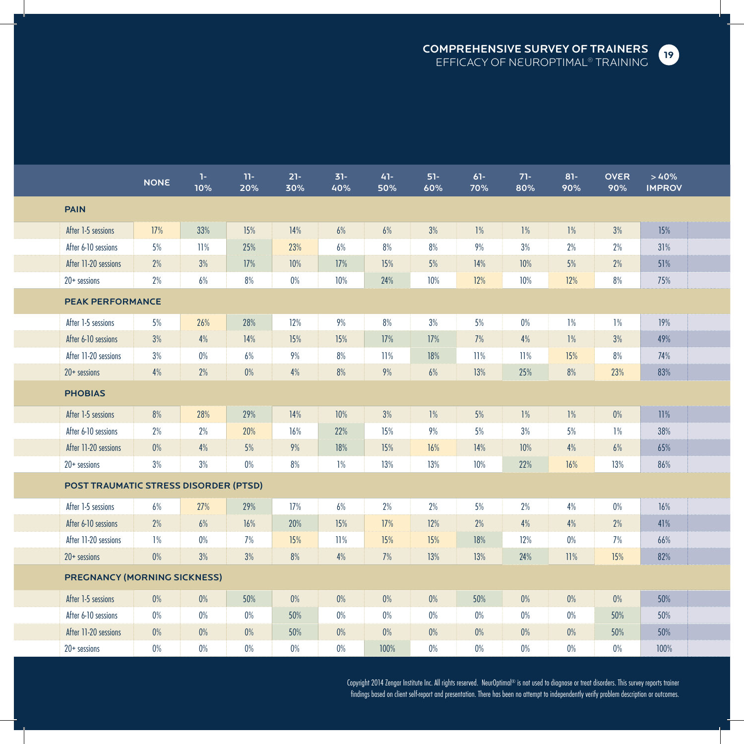| | NONE | 1-10% | 11-20% | 21-30% | 31-40% | 41-50% | 51-60% | 61-70% | 71-80% | 81-90% | OVER 90% | >40% IMPROV |
|---|---|---|---|---|---|---|---|---|---|---|---|---|
| **PAIN** | | | | | | | | | | | | |
| After 1-5 sessions | 17% | 33% | 15% | 14% | 6% | 6% | 3% | 1% | 1% | 1% | 3% | 15% |
| After 6-10 sessions | 5% | 11% | 25% | 23% | 6% | 8% | 8% | 9% | 3% | 2% | 2% | 31% |
| After 11-20 sessions | 2% | 3% | 17% | 10% | 17% | 15% | 5% | 14% | 10% | 5% | 2% | 51% |
| 20+ sessions | 2% | 6% | 8% | 0% | 10% | 24% | 10% | 12% | 10% | 12% | 8% | 75% |
| **PEAK PERFORMANCE** | | | | | | | | | | | | |
| After 1-5 sessions | 5% | 26% | 28% | 12% | 9% | 8% | 3% | 5% | 0% | 1% | 1% | 19% |
| After 6-10 sessions | 3% | 4% | 14% | 15% | 15% | 17% | 17% | 7% | 4% | 1% | 3% | 49% |
| After 11-20 sessions | 3% | 0% | 6% | 9% | 8% | 11% | 18% | 11% | 11% | 15% | 8% | 74% |
| 20+ sessions | 4% | 2% | 0% | 4% | 8% | 9% | 6% | 13% | 25% | 8% | 23% | 83% |
| **PHOBIAS** | | | | | | | | | | | | |
| After 1-5 sessions | 8% | 28% | 29% | 14% | 10% | 3% | 1% | 5% | 1% | 1% | 0% | 11% |
| After 6-10 sessions | 2% | 2% | 20% | 16% | 22% | 15% | 9% | 5% | 3% | 5% | 1% | 38% |
| After 11-20 sessions | 0% | 4% | 5% | 9% | 18% | 15% | 16% | 14% | 10% | 4% | 6% | 65% |
| 20+ sessions | 3% | 3% | 0% | 8% | 1% | 13% | 13% | 10% | 22% | 16% | 13% | 86% |
| **POST TRAUMATIC STRESS DISORDER (PTSD)** | | | | | | | | | | | | |
| After 1-5 sessions | 6% | 27% | 29% | 17% | 6% | 2% | 2% | 5% | 2% | 4% | 0% | 16% |
| After 6-10 sessions | 2% | 6% | 16% | 20% | 15% | 17% | 12% | 2% | 4% | 4% | 2% | 41% |
| After 11-20 sessions | 1% | 0% | 7% | 15% | 11% | 15% | 15% | 18% | 12% | 0% | 7% | 66% |
| 20+ sessions | 0% | 3% | 3% | 8% | 4% | 7% | 13% | 13% | 24% | 11% | 15% | 82% |
| **PREGNANCY (MORNING SICKNESS)** | | | | | | | | | | | | |
| After 1-5 sessions | 0% | 0% | 50% | 0% | 0% | 0% | 0% | 50% | 0% | 0% | 0% | 50% |
| After 6-10 sessions | 0% | 0% | 0% | 50% | 0% | 0% | 0% | 0% | 0% | 0% | 50% | 50% |
| After 11-20 sessions | 0% | 0% | 0% | 50% | 0% | 0% | 0% | 0% | 0% | 0% | 50% | 50% |
| 20+ sessions | 0% | 0% | 0% | 0% | 0% | 100% | 0% | 0% | 0% | 0% | 0% | 100% |

Copyright 2014 Zengar Institute Inc. All rights reserved. NeurOptimal® is not used to diagnose or treat disorders. This survey reports trainer findings based on client self-report and presentation. There has been no attempt to independently verify problem description or outcomes.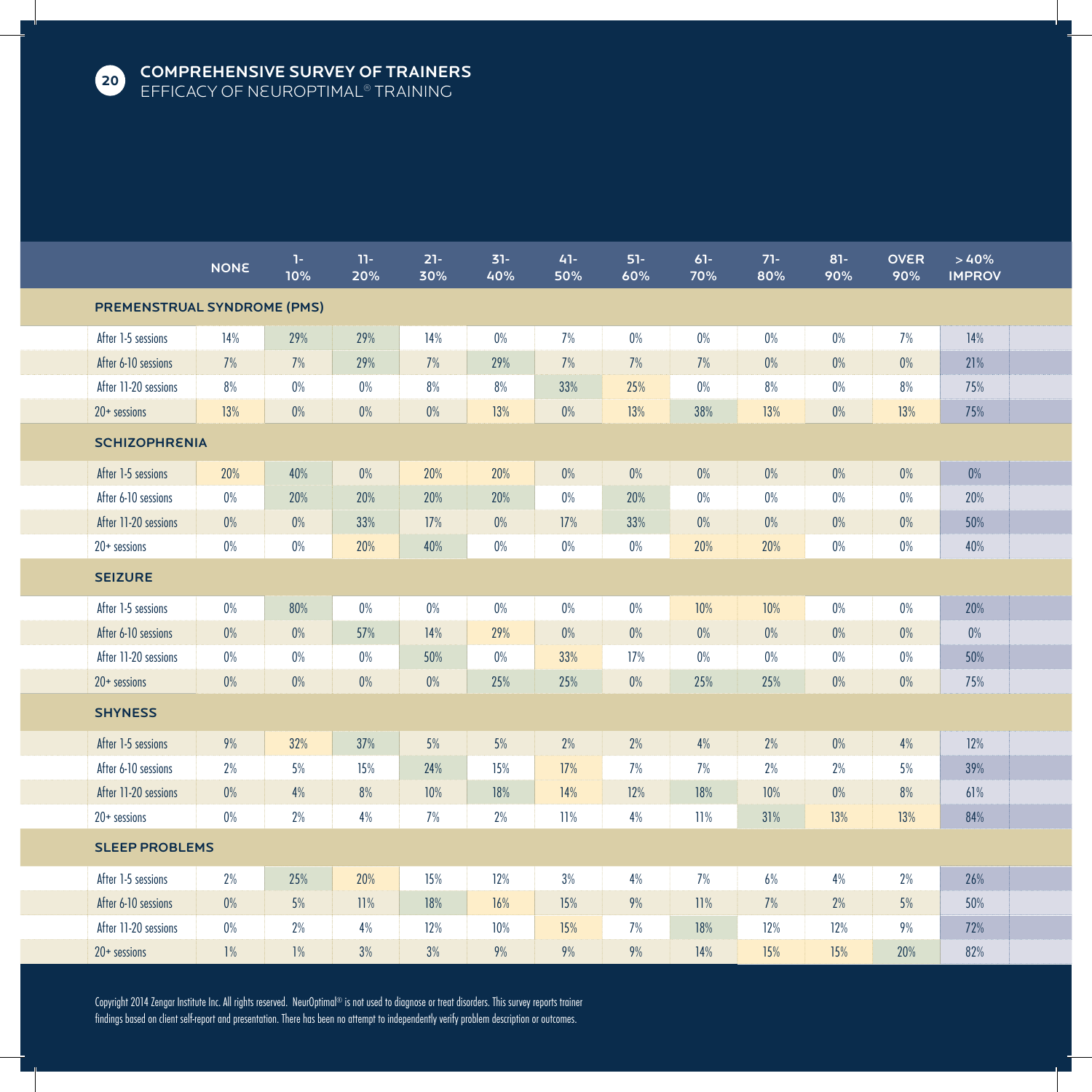## COMPREHENSIVE SURVEY OF TRAINERS

EFFICACY OF NEUROPTIMAL® TRAINING

| | NONE | 1-10% | 11-20% | 21-30% | 31-40% | 41-50% | 51-60% | 61-70% | 71-80% | 81-90% | OVER 90% | >40% IMPROV |
|---|---|---|---|---|---|---|---|---|---|---|---|---|
| **PREMENSTRUAL SYNDROME (PMS)** | | | | | | | | | | | | |
| After 1-5 sessions | 14% | 29% | 29% | 14% | 0% | 7% | 0% | 0% | 0% | 0% | 7% | 14% |
| After 6-10 sessions | 7% | 7% | 29% | 7% | 29% | 7% | 7% | 7% | 0% | 0% | 0% | 21% |
| After 11-20 sessions | 8% | 0% | 0% | 8% | 8% | 33% | 25% | 0% | 8% | 0% | 8% | 75% |
| 20+ sessions | 13% | 0% | 0% | 0% | 13% | 0% | 13% | 38% | 13% | 0% | 13% | 75% |
| **SCHIZOPHRENIA** | | | | | | | | | | | | |
| After 1-5 sessions | 20% | 40% | 0% | 20% | 20% | 0% | 0% | 0% | 0% | 0% | 0% | 0% |
| After 6-10 sessions | 0% | 20% | 20% | 20% | 20% | 0% | 20% | 0% | 0% | 0% | 0% | 20% |
| After 11-20 sessions | 0% | 0% | 33% | 17% | 0% | 17% | 33% | 0% | 0% | 0% | 0% | 50% |
| 20+ sessions | 0% | 0% | 20% | 40% | 0% | 0% | 0% | 20% | 20% | 0% | 0% | 40% |
| **SEIZURE** | | | | | | | | | | | | |
| After 1-5 sessions | 0% | 80% | 0% | 0% | 0% | 0% | 0% | 10% | 10% | 0% | 0% | 20% |
| After 6-10 sessions | 0% | 0% | 57% | 14% | 29% | 0% | 0% | 0% | 0% | 0% | 0% | 0% |
| After 11-20 sessions | 0% | 0% | 0% | 50% | 0% | 33% | 17% | 0% | 0% | 0% | 0% | 50% |
| 20+ sessions | 0% | 0% | 0% | 0% | 25% | 25% | 0% | 25% | 25% | 0% | 0% | 75% |
| **SHYNESS** | | | | | | | | | | | | |
| After 1-5 sessions | 9% | 32% | 37% | 5% | 5% | 2% | 2% | 4% | 2% | 0% | 4% | 12% |
| After 6-10 sessions | 2% | 5% | 15% | 24% | 15% | 17% | 7% | 7% | 2% | 2% | 5% | 39% |
| After 11-20 sessions | 0% | 4% | 8% | 10% | 18% | 14% | 12% | 18% | 10% | 0% | 8% | 61% |
| 20+ sessions | 0% | 2% | 4% | 7% | 2% | 11% | 4% | 11% | 31% | 13% | 13% | 84% |
| **SLEEP PROBLEMS** | | | | | | | | | | | | |
| After 1-5 sessions | 2% | 25% | 20% | 15% | 12% | 3% | 4% | 7% | 6% | 4% | 2% | 26% |
| After 6-10 sessions | 0% | 5% | 11% | 18% | 16% | 15% | 9% | 11% | 7% | 2% | 5% | 50% |
| After 11-20 sessions | 0% | 2% | 4% | 12% | 10% | 15% | 7% | 18% | 12% | 12% | 9% | 72% |
| 20+ sessions | 1% | 1% | 3% | 3% | 9% | 9% | 9% | 14% | 15% | 15% | 20% | 82% |

Copyright 2014 Zengar Institute Inc. All rights reserved. NeurOptimal® is not used to diagnose or treat disorders. This survey reports trainer findings based on client self-report and presentation. There has been no attempt to independently verify problem description or outcomes.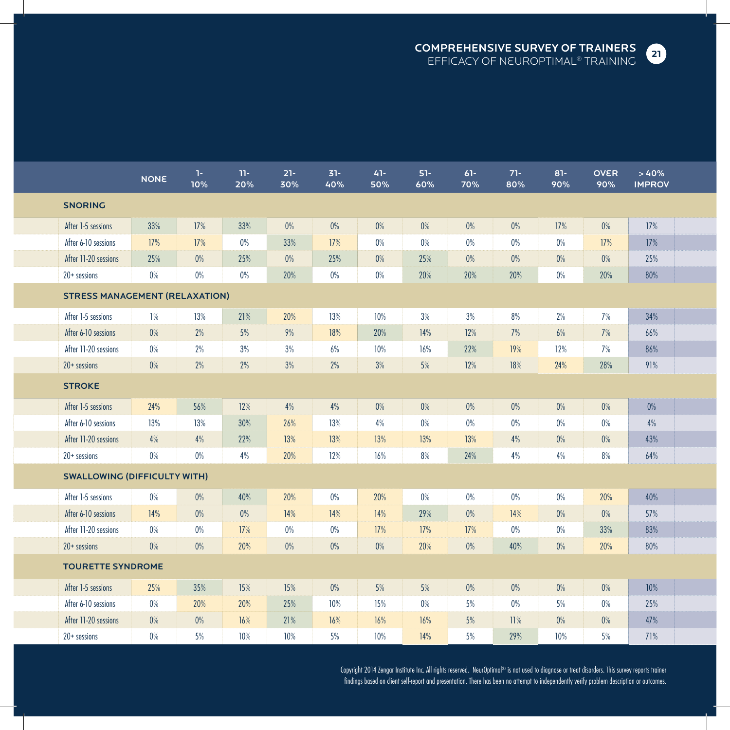| | NONE | 1-10% | 11-20% | 21-30% | 31-40% | 41-50% | 51-60% | 61-70% | 71-80% | 81-90% | OVER 90% | > 40% IMPROV |
|---|---|---|---|---|---|---|---|---|---|---|---|---|
| **SNORING** | | | | | | | | | | | | |
| After 1-5 sessions | 33% | 17% | 33% | 0% | 0% | 0% | 0% | 0% | 0% | 17% | 0% | 17% |
| After 6-10 sessions | 17% | 17% | 0% | 33% | 17% | 0% | 0% | 0% | 0% | 0% | 17% | 17% |
| After 11-20 sessions | 25% | 0% | 25% | 0% | 25% | 0% | 25% | 0% | 0% | 0% | 0% | 25% |
| 20+ sessions | 0% | 0% | 0% | 20% | 0% | 0% | 20% | 20% | 20% | 0% | 20% | 80% |
| **STRESS MANAGEMENT (RELAXATION)** | | | | | | | | | | | | |
| After 1-5 sessions | 1% | 13% | 21% | 20% | 13% | 10% | 3% | 3% | 8% | 2% | 7% | 34% |
| After 6-10 sessions | 0% | 2% | 5% | 9% | 18% | 20% | 14% | 12% | 7% | 6% | 7% | 66% |
| After 11-20 sessions | 0% | 2% | 3% | 3% | 6% | 10% | 16% | 22% | 19% | 12% | 7% | 86% |
| 20+ sessions | 0% | 2% | 2% | 3% | 2% | 3% | 5% | 12% | 18% | 24% | 28% | 91% |
| **STROKE** | | | | | | | | | | | | |
| After 1-5 sessions | 24% | 56% | 12% | 4% | 4% | 0% | 0% | 0% | 0% | 0% | 0% | 0% |
| After 6-10 sessions | 13% | 13% | 30% | 26% | 13% | 4% | 0% | 0% | 0% | 0% | 0% | 4% |
| After 11-20 sessions | 4% | 4% | 22% | 13% | 13% | 13% | 13% | 13% | 4% | 0% | 0% | 43% |
| 20+ sessions | 0% | 0% | 4% | 20% | 12% | 16% | 8% | 24% | 4% | 4% | 8% | 64% |
| **SWALLOWING (DIFFICULTY WITH)** | | | | | | | | | | | | |
| After 1-5 sessions | 0% | 0% | 40% | 20% | 0% | 20% | 0% | 0% | 0% | 0% | 20% | 40% |
| After 6-10 sessions | 14% | 0% | 0% | 14% | 14% | 14% | 29% | 0% | 14% | 0% | 0% | 57% |
| After 11-20 sessions | 0% | 0% | 17% | 0% | 0% | 17% | 17% | 17% | 0% | 0% | 33% | 83% |
| 20+ sessions | 0% | 0% | 20% | 0% | 0% | 0% | 20% | 0% | 40% | 0% | 20% | 80% |
| **TOURETTE SYNDROME** | | | | | | | | | | | | |
| After 1-5 sessions | 25% | 35% | 15% | 15% | 0% | 5% | 5% | 0% | 0% | 0% | 0% | 10% |
| After 6-10 sessions | 0% | 20% | 20% | 25% | 10% | 15% | 0% | 5% | 0% | 5% | 0% | 25% |
| After 11-20 sessions | 0% | 0% | 16% | 21% | 16% | 16% | 16% | 5% | 11% | 0% | 0% | 47% |
| 20+ sessions | 0% | 5% | 10% | 10% | 5% | 10% | 14% | 5% | 29% | 10% | 5% | 71% |

Copyright 2014 Zengar Institute Inc. All rights reserved. NeurOptimal® is not used to diagnose or treat disorders. This survey reports trainer findings based on client self-report and presentation. There has been no attempt to independently verify problem description or outcomes.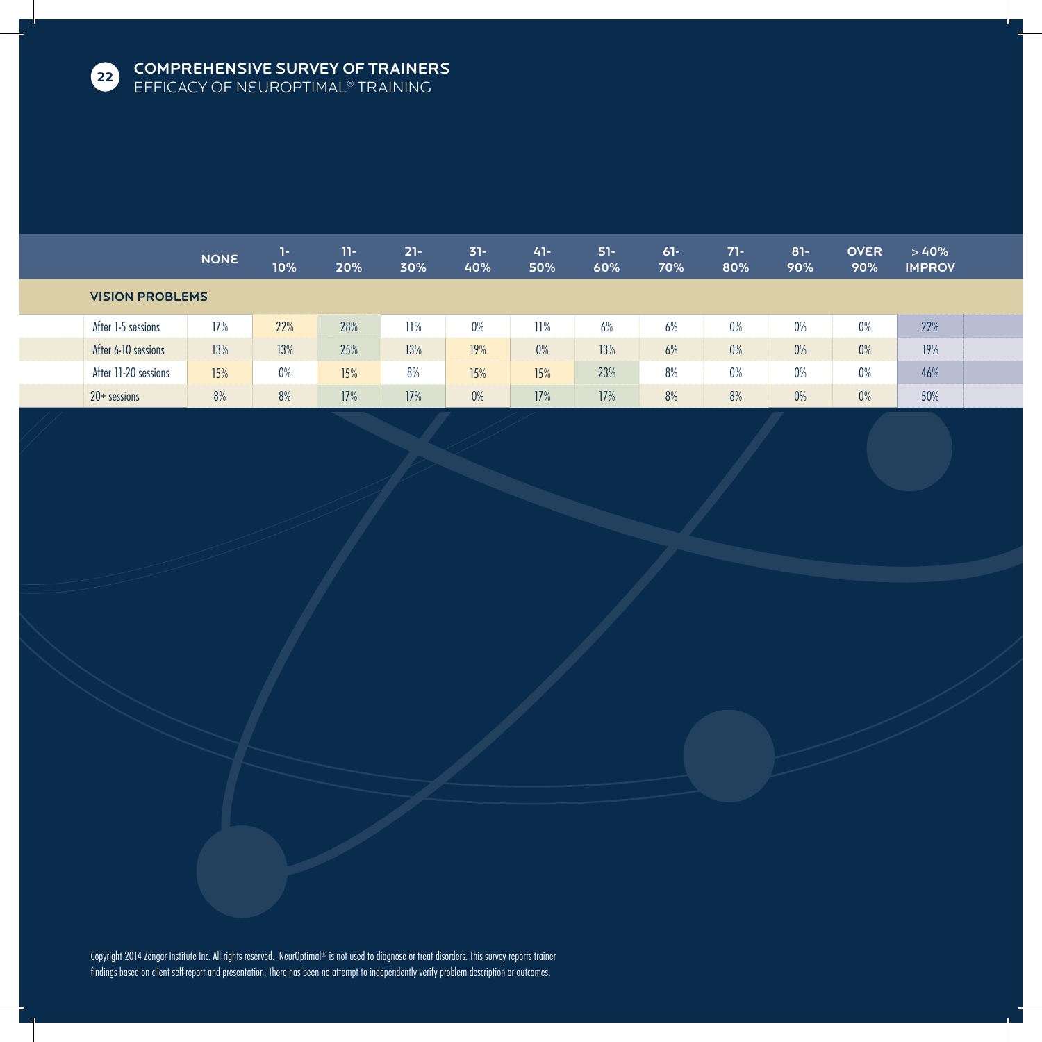## COMPREHENSIVE SURVEY OF TRAINERS
EFFICACY OF NEUROPTIMAL® TRAINING

| | NONE | 1-10% | 11-20% | 21-30% | 31-40% | 41-50% | 51-60% | 61-70% | 71-80% | 81-90% | OVER 90% | >40% IMPROV |
|---|---|---|---|---|---|---|---|---|---|---|---|---|
| **VISION PROBLEMS** | | | | | | | | | | | | |
| After 1-5 sessions | 17% | 22% | 28% | 11% | 0% | 11% | 6% | 6% | 0% | 0% | 0% | 22% |
| After 6-10 sessions | 13% | 13% | 25% | 13% | 19% | 0% | 13% | 6% | 0% | 0% | 0% | 19% |
| After 11-20 sessions | 15% | 0% | 15% | 8% | 15% | 15% | 23% | 8% | 0% | 0% | 0% | 46% |
| 20+ sessions | 8% | 8% | 17% | 17% | 0% | 17% | 17% | 8% | 8% | 0% | 0% | 50% |

Copyright 2014 Zengar Institute Inc. All rights reserved. NeurOptimal® is not used to diagnose or treat disorders. This survey reports trainer findings based on client self-report and presentation. There has been no attempt to independently verify problem description or outcomes.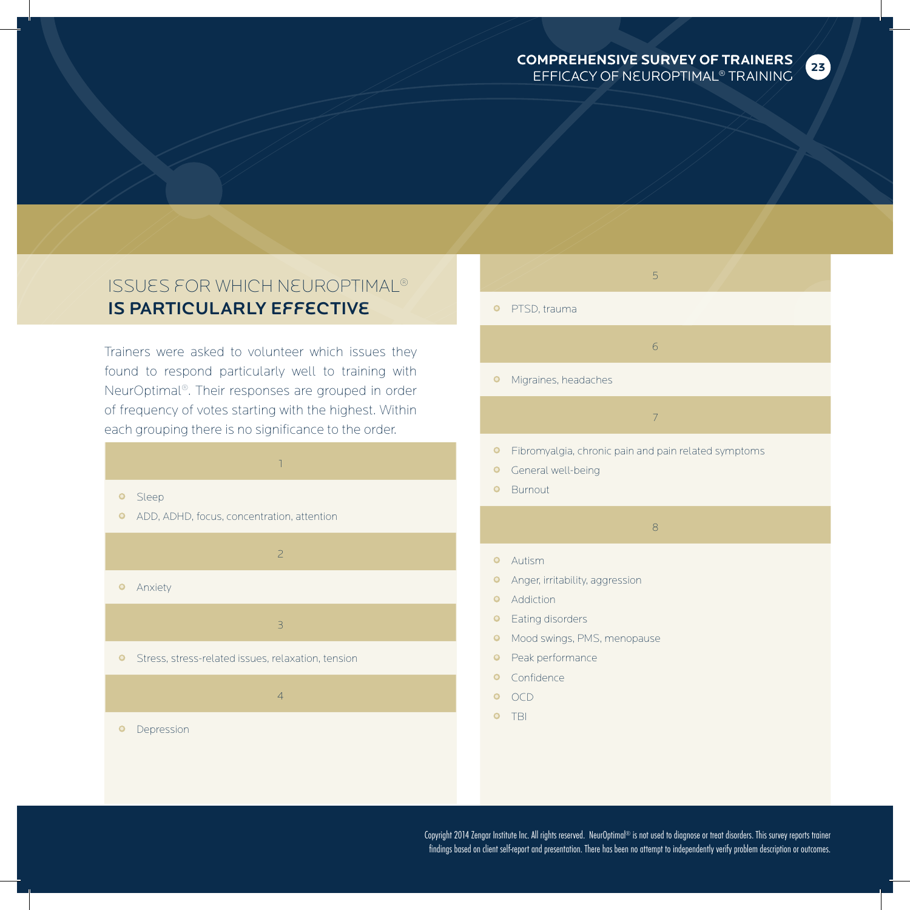## ISSUES FOR WHICH NEUROPTIMAL® **IS PARTICULARLY EFFECTIVE**

Trainers were asked to volunteer which issues they found to respond particularly well to training with NeurOptimal®. Their responses are grouped in order of frequency of votes starting with the highest. Within each grouping there is no significance to the order.

**1**

- Sleep
- ADD, ADHD, focus, concentration, attention

**2**

- Anxiety

**3**

- Stress, stress-related issues, relaxation, tension

**4**

- Depression

**5**

- PTSD, trauma

**6**

- Migraines, headaches

**7**

- Fibromyalgia, chronic pain and pain related symptoms
- General well-being
- Burnout

**8**

- Autism
- Anger, irritability, aggression
- Addiction
- Eating disorders
- Mood swings, PMS, menopause
- Peak performance
- Confidence
- OCD
- TBI

Copyright 2014 Zengar Institute Inc. All rights reserved. NeurOptimal® is not used to diagnose or treat disorders. This survey reports trainer findings based on client self-report and presentation. There has been no attempt to independently verify problem description or outcomes.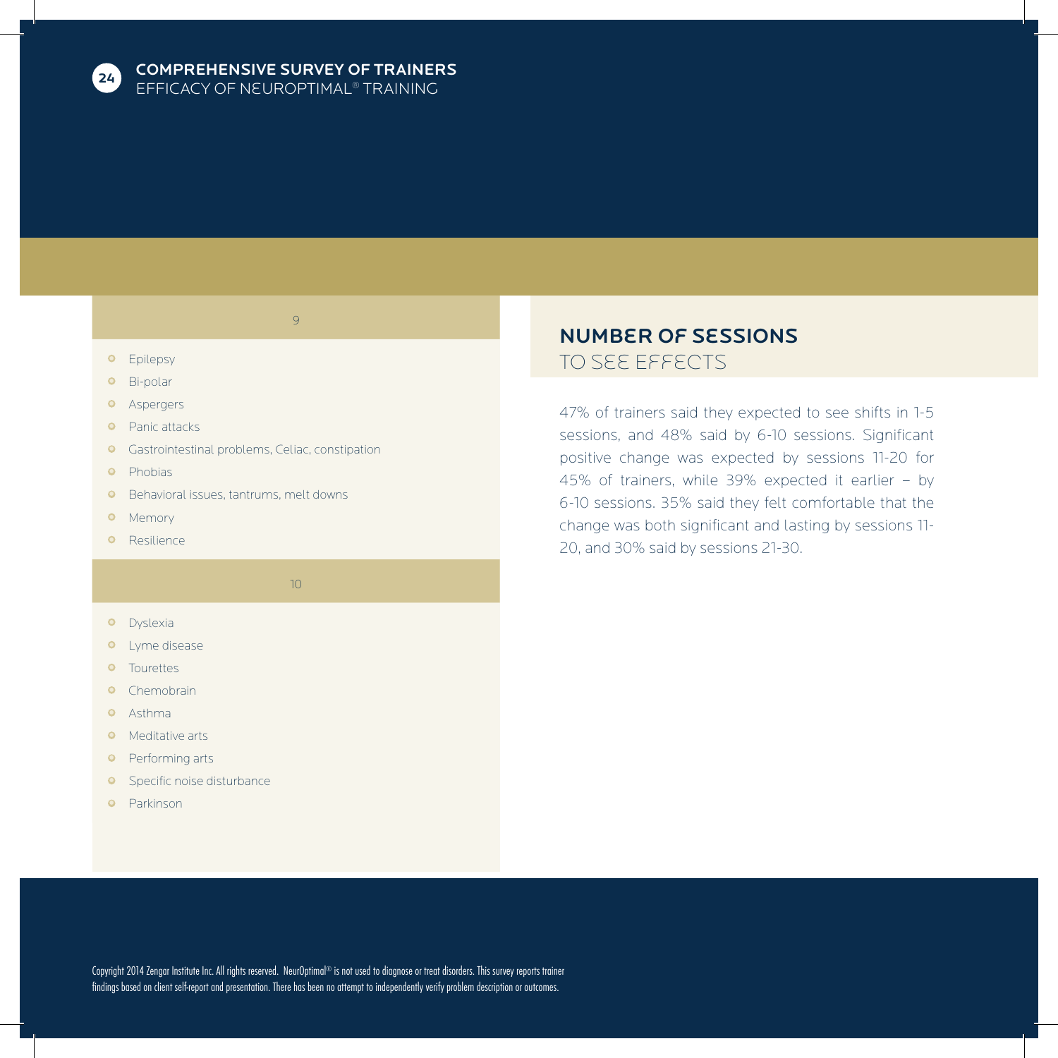9

- Epilepsy
- Bi-polar
- Aspergers
- Panic attacks
- Gastrointestinal problems, Celiac, constipation
- Phobias
- Behavioral issues, tantrums, melt downs
- Memory
- Resilience

10

- Dyslexia
- Lyme disease
- Tourettes
- Chemobrain
- Asthma
- Meditative arts
- Performing arts
- Specific noise disturbance
- Parkinson

## NUMBER OF SESSIONS TO SEE EFFECTS

47% of trainers said they expected to see shifts in 1-5 sessions, and 48% said by 6-10 sessions. Significant positive change was expected by sessions 11-20 for 45% of trainers, while 39% expected it earlier – by 6-10 sessions. 35% said they felt comfortable that the change was both significant and lasting by sessions 11-20, and 30% said by sessions 21-30.

Copyright 2014 Zengar Institute Inc. All rights reserved. NeurOptimal® is not used to diagnose or treat disorders. This survey reports trainer findings based on client self-report and presentation. There has been no attempt to independently verify problem description or outcomes.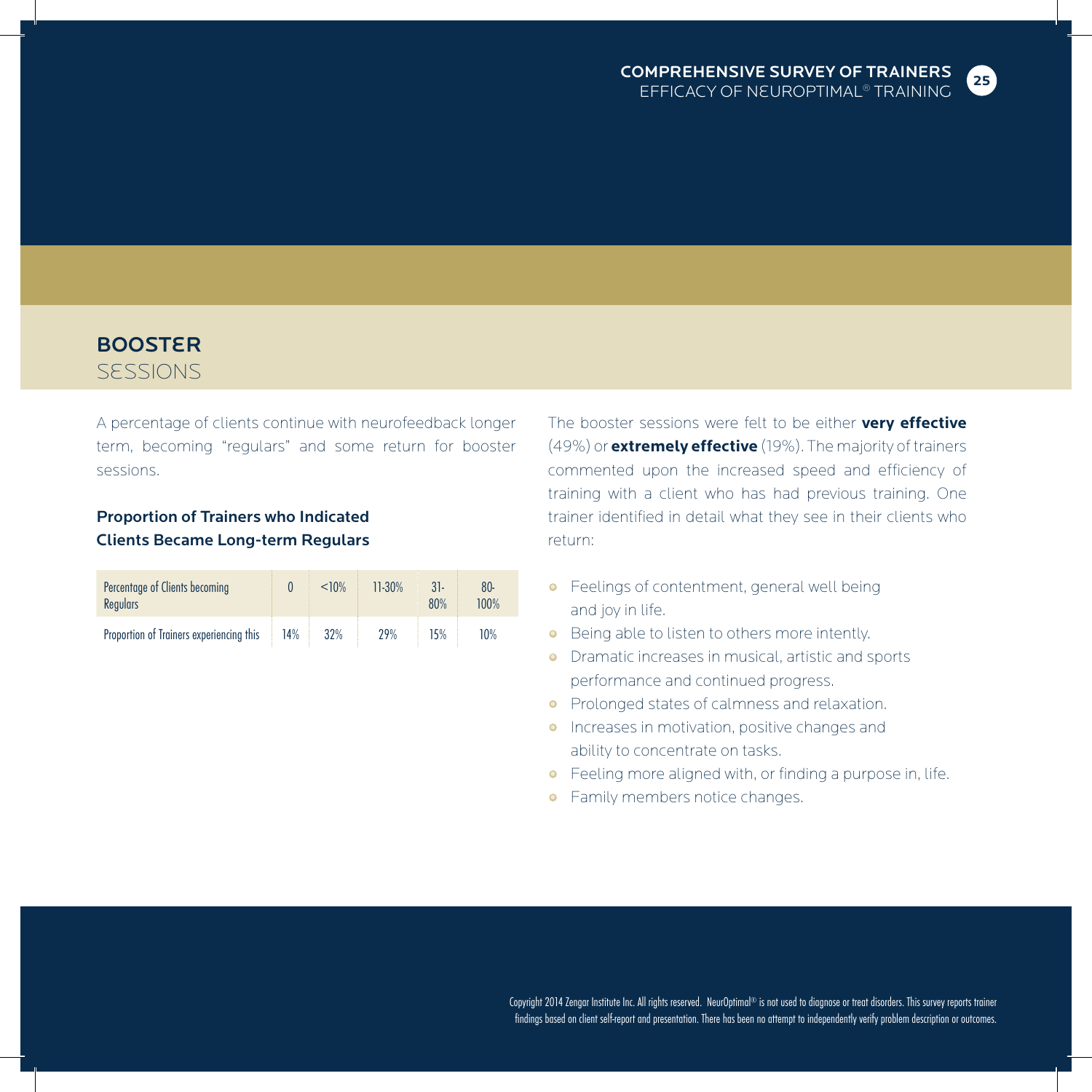## BOOSTER SESSIONS

A percentage of clients continue with neurofeedback longer term, becoming "regulars" and some return for booster sessions.

### Proportion of Trainers who Indicated Clients Became Long-term Regulars

| Percentage of Clients becoming Regulars | 0 | <10% | 11-30% | 31-80% | 80-100% |
|---|---|---|---|---|---|
| Proportion of Trainers experiencing this | 14% | 32% | 29% | 15% | 10% |

The booster sessions were felt to be either **very effective** (49%) or **extremely effective** (19%). The majority of trainers commented upon the increased speed and efficiency of training with a client who has had previous training. One trainer identified in detail what they see in their clients who return:

- Feelings of contentment, general well being and joy in life.
- Being able to listen to others more intently.
- Dramatic increases in musical, artistic and sports performance and continued progress.
- Prolonged states of calmness and relaxation.
- Increases in motivation, positive changes and ability to concentrate on tasks.
- Feeling more aligned with, or finding a purpose in, life.
- Family members notice changes.

Copyright 2014 Zengar Institute Inc. All rights reserved. NeurOptimal® is not used to diagnose or treat disorders. This survey reports trainer findings based on client self-report and presentation. There has been no attempt to independently verify problem description or outcomes.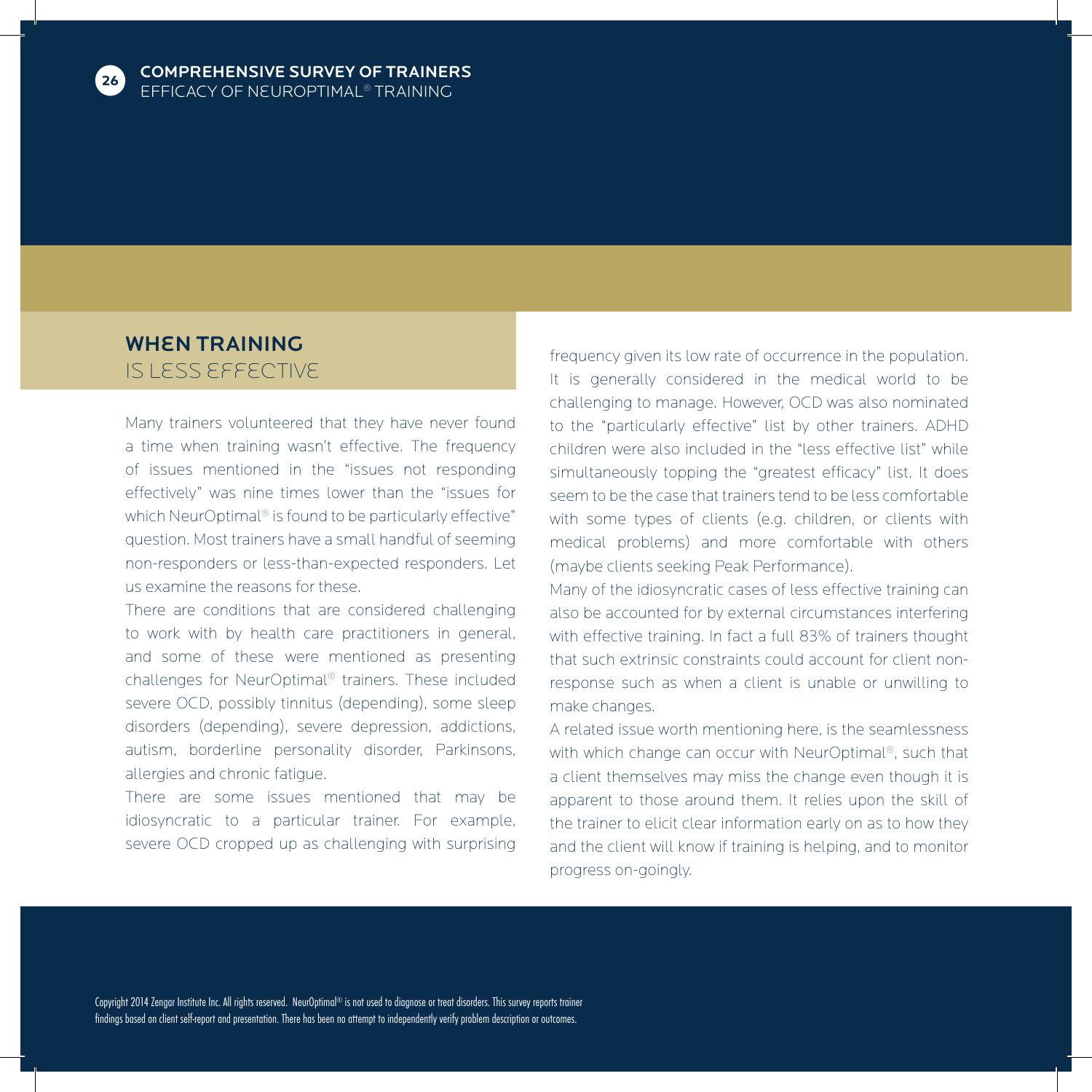## WHEN TRAINING IS LESS EFFECTIVE

Many trainers volunteered that they have never found a time when training wasn't effective. The frequency of issues mentioned in the "issues not responding effectively" was nine times lower than the "issues for which NeurOptimal® is found to be particularly effective" question. Most trainers have a small handful of seeming non-responders or less-than-expected responders. Let us examine the reasons for these.

There are conditions that are considered challenging to work with by health care practitioners in general, and some of these were mentioned as presenting challenges for NeurOptimal® trainers. These included severe OCD, possibly tinnitus (depending), some sleep disorders (depending), severe depression, addictions, autism, borderline personality disorder, Parkinsons, allergies and chronic fatigue.

There are some issues mentioned that may be idiosyncratic to a particular trainer. For example, severe OCD cropped up as challenging with surprising frequency given its low rate of occurrence in the population. It is generally considered in the medical world to be challenging to manage. However, OCD was also nominated to the "particularly effective" list by other trainers. ADHD children were also included in the "less effective list" while simultaneously topping the "greatest efficacy" list. It does seem to be the case that trainers tend to be less comfortable with some types of clients (e.g. children, or clients with medical problems) and more comfortable with others (maybe clients seeking Peak Performance).

Many of the idiosyncratic cases of less effective training can also be accounted for by external circumstances interfering with effective training. In fact a full 83% of trainers thought that such extrinsic constraints could account for client non-response such as when a client is unable or unwilling to make changes.

A related issue worth mentioning here, is the seamlessness with which change can occur with NeurOptimal®, such that a client themselves may miss the change even though it is apparent to those around them. It relies upon the skill of the trainer to elicit clear information early on as to how they and the client will know if training is helping, and to monitor progress on-goingly.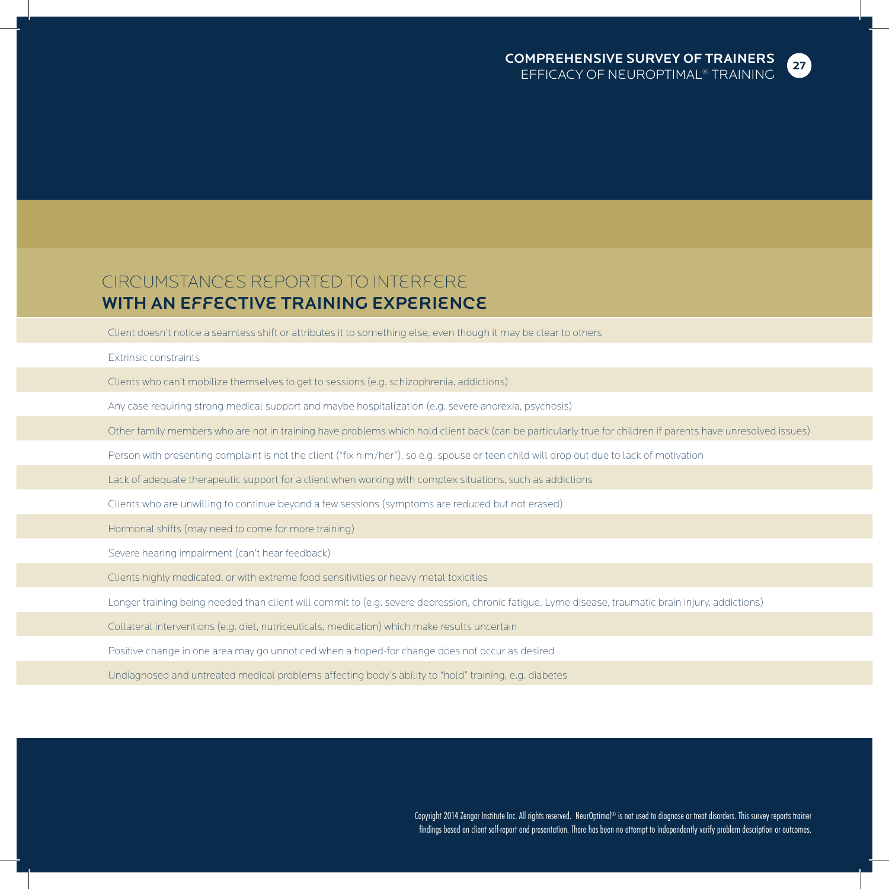# CIRCUMSTANCES REPORTED TO INTERFERE **WITH AN EFFECTIVE TRAINING EXPERIENCE**

- Client doesn't notice a seamless shift or attributes it to something else, even though it may be clear to others
- Extrinsic constraints
- Clients who can't mobilize themselves to get to sessions (e.g. schizophrenia, addictions)
- Any case requiring strong medical support and maybe hospitalization (e.g. severe anorexia, psychosis)
- Other family members who are not in training have problems which hold client back (can be particularly true for children if parents have unresolved issues)
- Person with presenting complaint is not the client ("fix him/her"), so e.g. spouse or teen child will drop out due to lack of motivation
- Lack of adequate therapeutic support for a client when working with complex situations, such as addictions
- Clients who are unwilling to continue beyond a few sessions (symptoms are reduced but not erased)
- Hormonal shifts (may need to come for more training)
- Severe hearing impairment (can't hear feedback)
- Clients highly medicated, or with extreme food sensitivities or heavy metal toxicities
- Longer training being needed than client will commit to (e.g. severe depression, chronic fatigue, Lyme disease, traumatic brain injury, addictions)
- Collateral interventions (e.g. diet, nutriceuticals, medication) which make results uncertain
- Positive change in one area may go unnoticed when a hoped-for change does not occur as desired
- Undiagnosed and untreated medical problems affecting body's ability to "hold" training, e.g. diabetes

Copyright 2014 Zengar Institute Inc. All rights reserved. NeurOptimal® is not used to diagnose or treat disorders. This survey reports trainer findings based on client self-report and presentation. There has been no attempt to independently verify problem description or outcomes.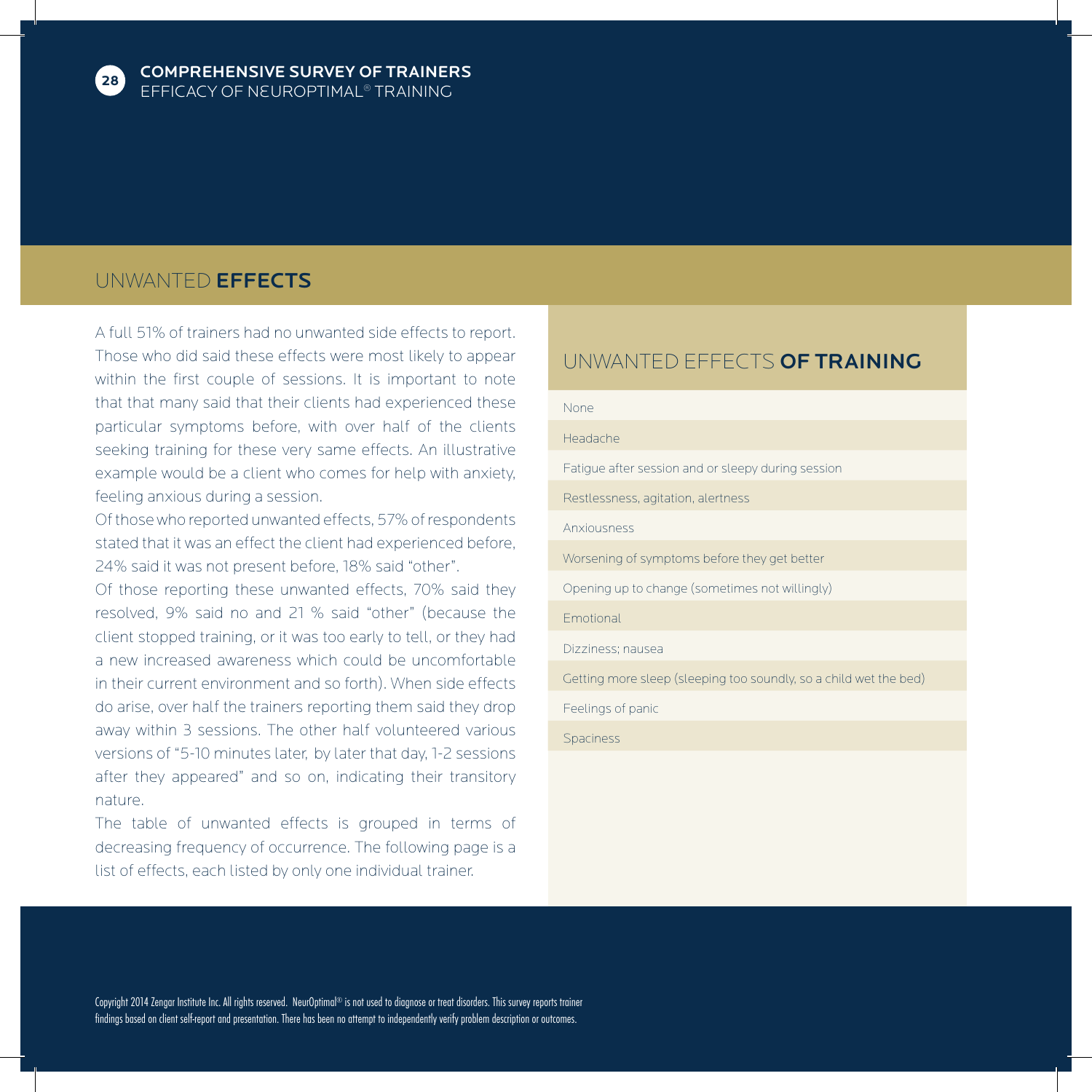## UNWANTED **EFFECTS**

A full 51% of trainers had no unwanted side effects to report. Those who did said these effects were most likely to appear within the first couple of sessions. It is important to note that that many said that their clients had experienced these particular symptoms before, with over half of the clients seeking training for these very same effects. An illustrative example would be a client who comes for help with anxiety, feeling anxious during a session.

Of those who reported unwanted effects, 57% of respondents stated that it was an effect the client had experienced before, 24% said it was not present before, 18% said "other".

Of those reporting these unwanted effects, 70% said they resolved, 9% said no and 21 % said "other" (because the client stopped training, or it was too early to tell, or they had a new increased awareness which could be uncomfortable in their current environment and so forth). When side effects do arise, over half the trainers reporting them said they drop away within 3 sessions. The other half volunteered various versions of "5-10 minutes later, by later that day, 1-2 sessions after they appeared" and so on, indicating their transitory nature.

The table of unwanted effects is grouped in terms of decreasing frequency of occurrence. The following page is a list of effects, each listed by only one individual trainer.

| UNWANTED EFFECTS **OF TRAINING** |
|---|
| None |
| Headache |
| Fatigue after session and or sleepy during session |
| Restlessness, agitation, alertness |
| Anxiousness |
| Worsening of symptoms before they get better |
| Opening up to change (sometimes not willingly) |
| Emotional |
| Dizziness; nausea |
| Getting more sleep (sleeping too soundly, so a child wet the bed) |
| Feelings of panic |
| Spaciness |

Copyright 2014 Zengar Institute Inc. All rights reserved. NeurOptimal® is not used to diagnose or treat disorders. This survey reports trainer findings based on client self-report and presentation. There has been no attempt to independently verify problem description or outcomes.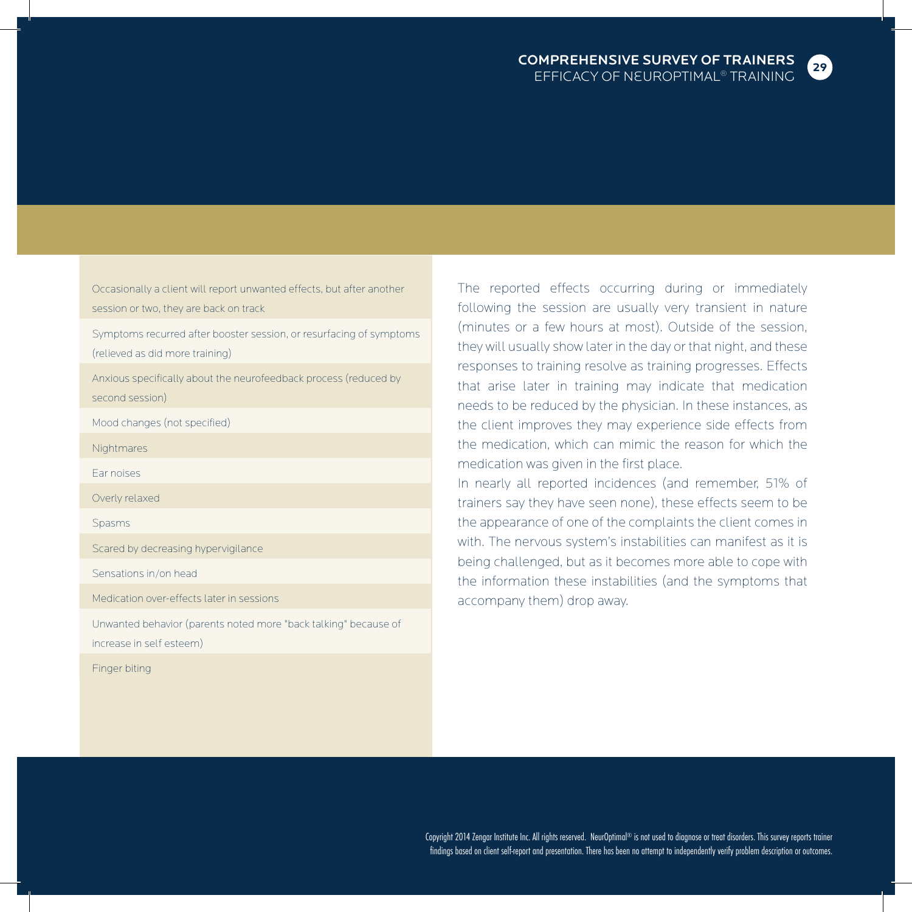| |
|---|
| Occasionally a client will report unwanted effects, but after another session or two, they are back on track |
| Symptoms recurred after booster session, or resurfacing of symptoms (relieved as did more training) |
| Anxious specifically about the neurofeedback process (reduced by second session) |
| Mood changes (not specified) |
| Nightmares |
| Ear noises |
| Overly relaxed |
| Spasms |
| Scared by decreasing hypervigilance |
| Sensations in/on head |
| Medication over-effects later in sessions |
| Unwanted behavior (parents noted more "back talking" because of increase in self esteem) |
| Finger biting |

The reported effects occurring during or immediately following the session are usually very transient in nature (minutes or a few hours at most). Outside of the session, they will usually show later in the day or that night, and these responses to training resolve as training progresses. Effects that arise later in training may indicate that medication needs to be reduced by the physician. In these instances, as the client improves they may experience side effects from the medication, which can mimic the reason for which the medication was given in the first place.

In nearly all reported incidences (and remember, 51% of trainers say they have seen none), these effects seem to be the appearance of one of the complaints the client comes in with. The nervous system's instabilities can manifest as it is being challenged, but as it becomes more able to cope with the information these instabilities (and the symptoms that accompany them) drop away.

Copyright 2014 Zengar Institute Inc. All rights reserved. NeurOptimal® is not used to diagnose or treat disorders. This survey reports trainer findings based on client self-report and presentation. There has been no attempt to independently verify problem description or outcomes.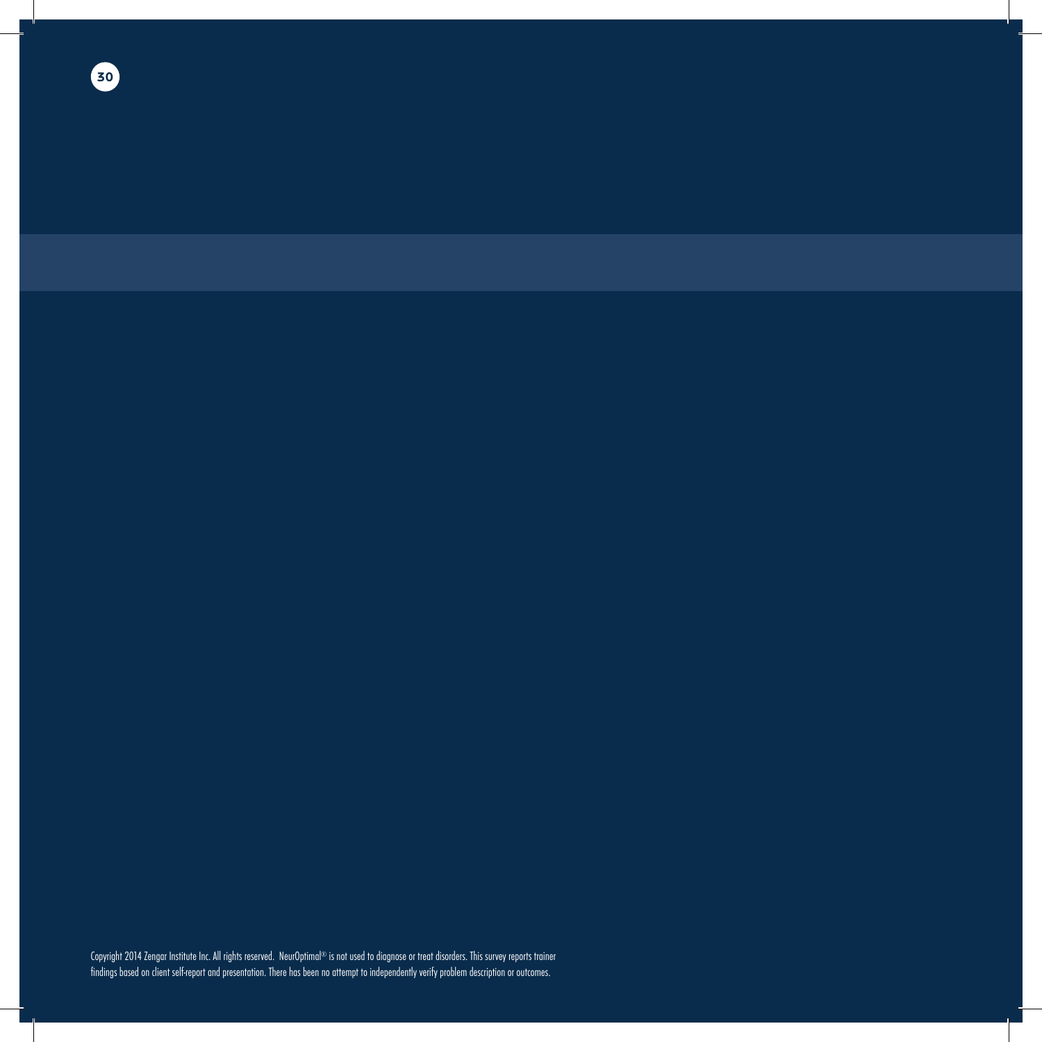Copyright 2014 Zengar Institute Inc. All rights reserved. NeurOptimal® is not used to diagnose or treat disorders. This survey reports trainer findings based on client self-report and presentation. There has been no attempt to independently verify problem description or outcomes.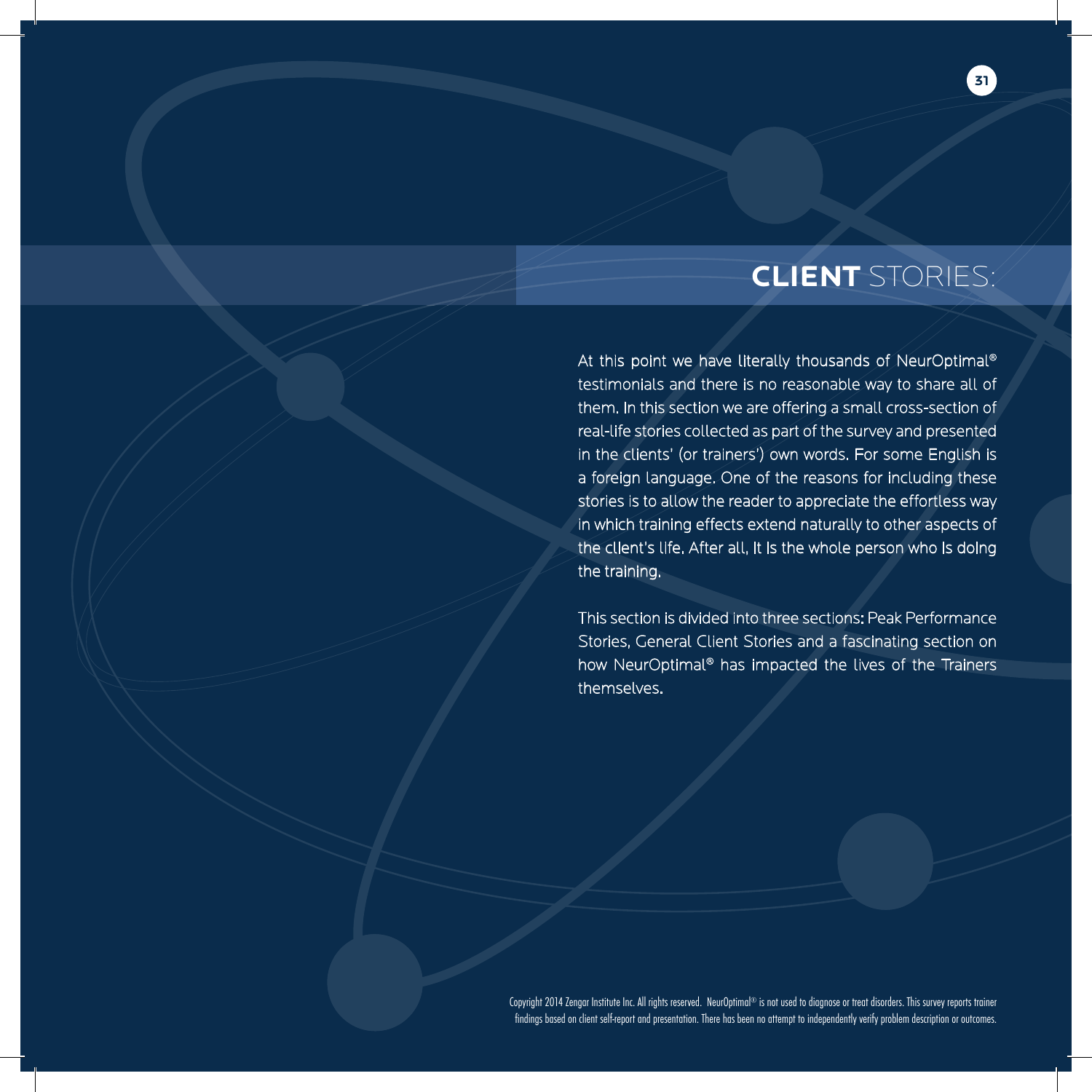# CLIENT STORIES:

At this point we have literally thousands of NeurOptimal® testimonials and there is no reasonable way to share all of them. In this section we are offering a small cross-section of real-life stories collected as part of the survey and presented in the clients' (or trainers') own words. For some English is a foreign language. One of the reasons for including these stories is to allow the reader to appreciate the effortless way in which training effects extend naturally to other aspects of the client's life. After all, it is the whole person who is doing the training.

This section is divided into three sections: Peak Performance Stories, General Client Stories and a fascinating section on how NeurOptimal® has impacted the lives of the Trainers themselves.

Copyright 2014 Zengar Institute Inc. All rights reserved. NeurOptimal® is not used to diagnose or treat disorders. This survey reports trainer findings based on client self-report and presentation. There has been no attempt to independently verify problem description or outcomes.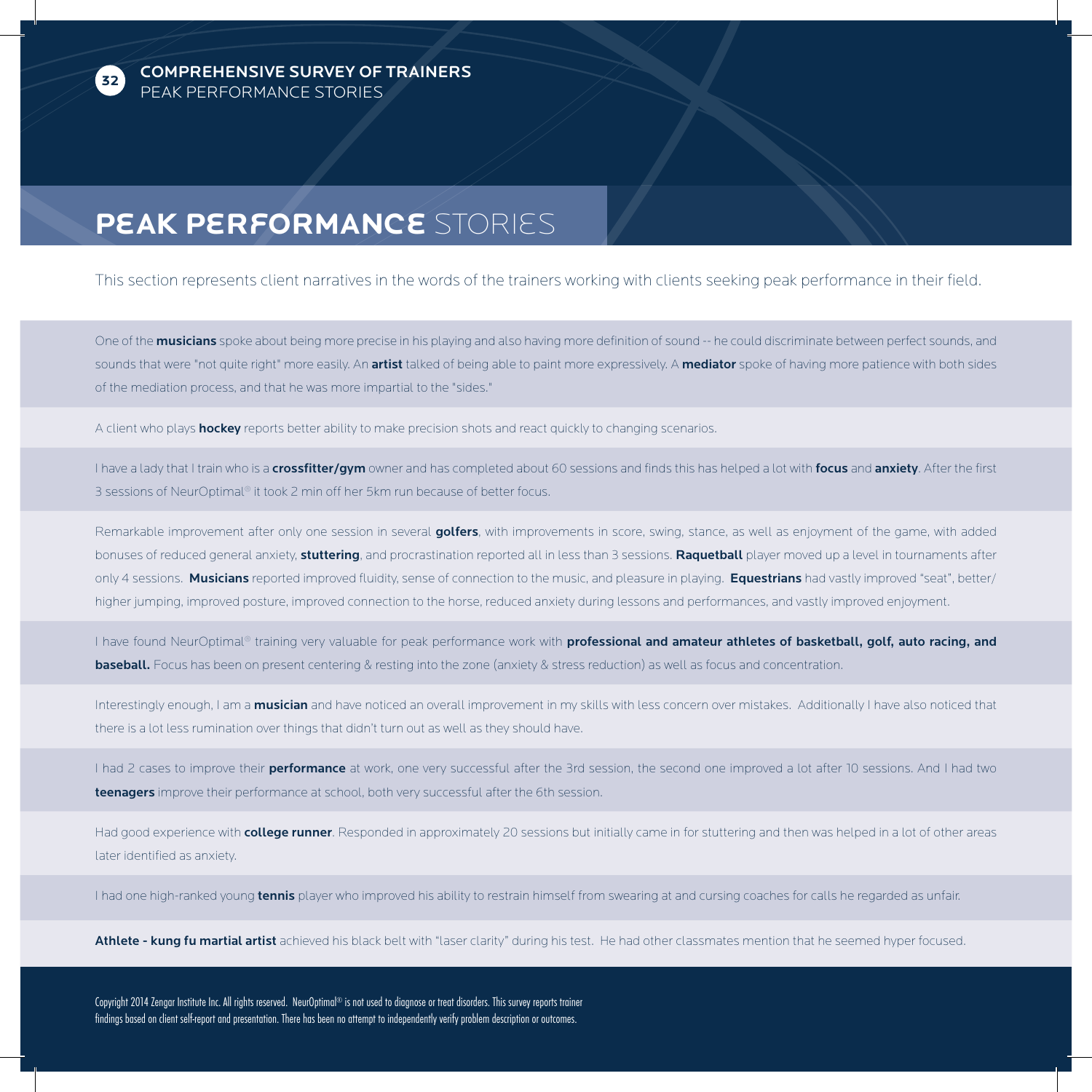# PEAK PERFORMANCE STORIES

This section represents client narratives in the words of the trainers working with clients seeking peak performance in their field.

One of the **musicians** spoke about being more precise in his playing and also having more definition of sound -- he could discriminate between perfect sounds, and sounds that were "not quite right" more easily. An **artist** talked of being able to paint more expressively. A **mediator** spoke of having more patience with both sides of the mediation process, and that he was more impartial to the "sides."

A client who plays **hockey** reports better ability to make precision shots and react quickly to changing scenarios.

I have a lady that I train who is a **crossfitter/gym** owner and has completed about 60 sessions and finds this has helped a lot with **focus** and **anxiety**. After the first 3 sessions of NeurOptimal® it took 2 min off her 5km run because of better focus.

Remarkable improvement after only one session in several **golfers**, with improvements in score, swing, stance, as well as enjoyment of the game, with added bonuses of reduced general anxiety, **stuttering**, and procrastination reported all in less than 3 sessions. **Raquetball** player moved up a level in tournaments after only 4 sessions. **Musicians** reported improved fluidity, sense of connection to the music, and pleasure in playing. **Equestrians** had vastly improved "seat", better/higher jumping, improved posture, improved connection to the horse, reduced anxiety during lessons and performances, and vastly improved enjoyment.

I have found NeurOptimal® training very valuable for peak performance work with **professional and amateur athletes of basketball, golf, auto racing, and baseball.** Focus has been on present centering & resting into the zone (anxiety & stress reduction) as well as focus and concentration.

Interestingly enough, I am a **musician** and have noticed an overall improvement in my skills with less concern over mistakes. Additionally I have also noticed that there is a lot less rumination over things that didn't turn out as well as they should have.

I had 2 cases to improve their **performance** at work, one very successful after the 3rd session, the second one improved a lot after 10 sessions. And I had two **teenagers** improve their performance at school, both very successful after the 6th session.

Had good experience with **college runner**. Responded in approximately 20 sessions but initially came in for stuttering and then was helped in a lot of other areas later identified as anxiety.

I had one high-ranked young **tennis** player who improved his ability to restrain himself from swearing at and cursing coaches for calls he regarded as unfair.

**Athlete - kung fu martial artist** achieved his black belt with "laser clarity" during his test. He had other classmates mention that he seemed hyper focused.

Copyright 2014 Zengar Institute Inc. All rights reserved. NeurOptimal® is not used to diagnose or treat disorders. This survey reports trainer findings based on client self-report and presentation. There has been no attempt to independently verify problem description or outcomes.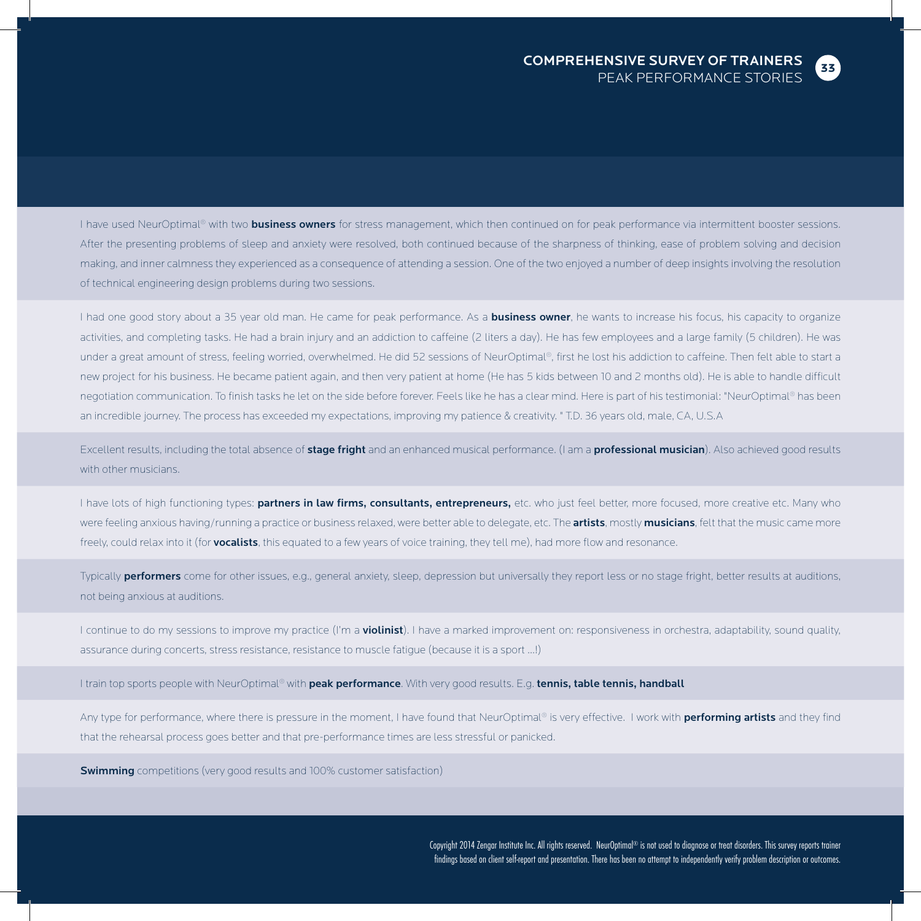I have used NeurOptimal® with two **business owners** for stress management, which then continued on for peak performance via intermittent booster sessions. After the presenting problems of sleep and anxiety were resolved, both continued because of the sharpness of thinking, ease of problem solving and decision making, and inner calmness they experienced as a consequence of attending a session. One of the two enjoyed a number of deep insights involving the resolution of technical engineering design problems during two sessions.

I had one good story about a 35 year old man. He came for peak performance. As a **business owner**, he wants to increase his focus, his capacity to organize activities, and completing tasks. He had a brain injury and an addiction to caffeine (2 liters a day). He has few employees and a large family (5 children). He was under a great amount of stress, feeling worried, overwhelmed. He did 52 sessions of NeurOptimal®, first he lost his addiction to caffeine. Then felt able to start a new project for his business. He became patient again, and then very patient at home (He has 5 kids between 10 and 2 months old). He is able to handle difficult negotiation communication. To finish tasks he let on the side before forever. Feels like he has a clear mind. Here is part of his testimonial: "NeurOptimal® has been an incredible journey. The process has exceeded my expectations, improving my patience & creativity. " T.D. 36 years old, male, CA, U.S.A

Excellent results, including the total absence of **stage fright** and an enhanced musical performance. (I am a **professional musician**). Also achieved good results with other musicians.

I have lots of high functioning types: **partners in law firms, consultants, entrepreneurs,** etc. who just feel better, more focused, more creative etc. Many who were feeling anxious having/running a practice or business relaxed, were better able to delegate, etc. The **artists**, mostly **musicians**, felt that the music came more freely, could relax into it (for **vocalists**, this equated to a few years of voice training, they tell me), had more flow and resonance.

Typically **performers** come for other issues, e.g., general anxiety, sleep, depression but universally they report less or no stage fright, better results at auditions, not being anxious at auditions.

I continue to do my sessions to improve my practice (I'm a **violinist**). I have a marked improvement on: responsiveness in orchestra, adaptability, sound quality, assurance during concerts, stress resistance, resistance to muscle fatigue (because it is a sport ...!)

I train top sports people with NeurOptimal® with **peak performance**. With very good results. E.g. **tennis, table tennis, handball**

Any type for performance, where there is pressure in the moment, I have found that NeurOptimal® is very effective. I work with **performing artists** and they find that the rehearsal process goes better and that pre-performance times are less stressful or panicked.

**Swimming** competitions (very good results and 100% customer satisfaction)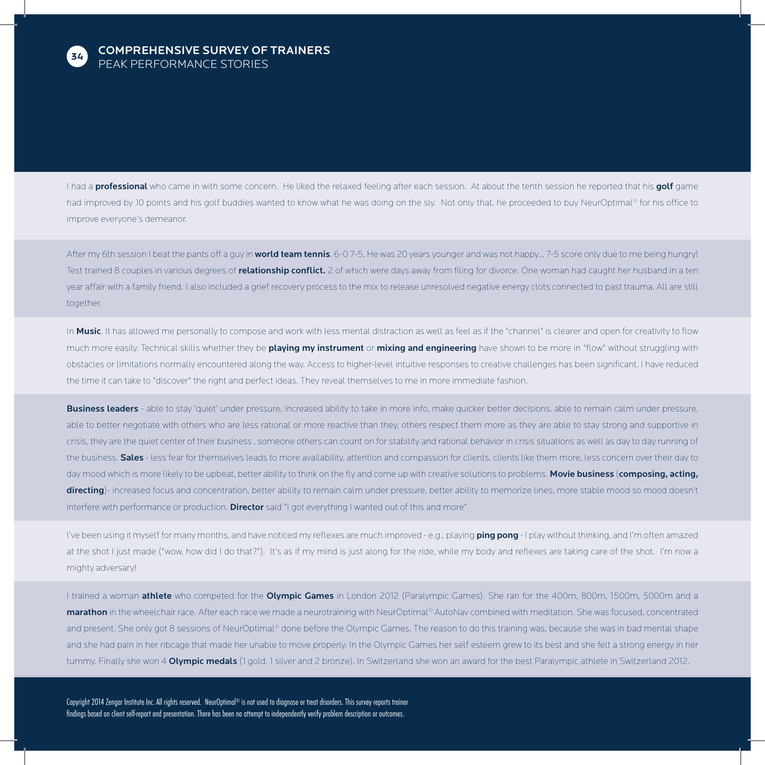# COMPREHENSIVE SURVEY OF TRAINERS
## PEAK PERFORMANCE STORIES

I had a **professional** who came in with some concern. He liked the relaxed feeling after each session. At about the tenth session he reported that his **golf** game had improved by 10 points and his golf buddies wanted to know what he was doing on the sly. Not only that, he proceeded to buy NeurOptimal® for his office to improve everyone's demeanor.

After my 6th session I beat the pants off a guy in **world team tennis**. 6-0 7-5. He was 20 years younger and was not happy... 7-5 score only due to me being hungry! Test trained 8 couples in various degrees of **relationship conflict.** 2 of which were days away from filing for divorce. One woman had caught her husband in a ten year affair with a family friend. I also included a grief recovery process to the mix to release unresolved negative energy clots connected to past trauma. All are still together.

In **Music**. It has allowed me personally to compose and work with less mental distraction as well as feel as if the "channel" is clearer and open for creativity to flow much more easily. Technical skills whether they be **playing my instrument** or **mixing and engineering** have shown to be more in "flow" without struggling with obstacles or limitations normally encountered along the way. Access to higher-level intuitive responses to creative challenges has been significant. I have reduced the time it can take to "discover" the right and perfect ideas. They reveal themselves to me in more immediate fashion.

**Business leaders** - able to stay 'quiet' under pressure, increased ability to take in more info, make quicker better decisions, able to remain calm under pressure, able to better negotiate with others who are less rational or more reactive than they, others respect them more as they are able to stay strong and supportive in crisis, they are the quiet center of their business , someone others can count on for stability and rational behavior in crisis situations as well as day to day running of the business. **Sales** - less fear for themselves leads to more availability, attention and compassion for clients, clients like them more, less concern over their day to day mood which is more likely to be upbeat, better ability to think on the fly and come up with creative solutions to problems. **Movie business** (**composing, acting, directing**)- increased focus and concentration, better ability to remain calm under pressure, better ability to memorize lines, more stable mood so mood doesn't interfere with performance or production. **Director** said "I got everything I wanted out of this and more"

I've been using it myself for many months, and have noticed my reflexes are much improved - e.g., playing **ping pong** - I play without thinking, and I'm often amazed at the shot I just made ("wow, how did I do that?"). It's as if my mind is just along for the ride, while my body and reflexes are taking care of the shot. I'm now a mighty adversary!

I trained a woman **athlete** who competed for the **Olympic Games** in London 2012 (Paralympic Games). She ran for the 400m, 800m, 1500m, 5000m and a **marathon** in the wheelchair race. After each race we made a neurotraining with NeurOptimal® AutoNav combined with meditation. She was focused, concentrated and present. She only got 8 sessions of NeurOptimal® done before the Olympic Games. The reason to do this training was, because she was in bad mental shape and she had pain in her ribcage that made her unable to move properly. In the Olympic Games her self esteem grew to its best and she felt a strong energy in her tummy. Finally she won 4 **Olympic medals** (1 gold, 1 silver and 2 bronze). In Switzerland she won an award for the best Paralympic athlete in Switzerland 2012.

Copyright 2014 Zengar Institute Inc. All rights reserved. NeurOptimal® is not used to diagnose or treat disorders. This survey reports trainer findings based on client self-report and presentation. There has been no attempt to independently verify problem description or outcomes.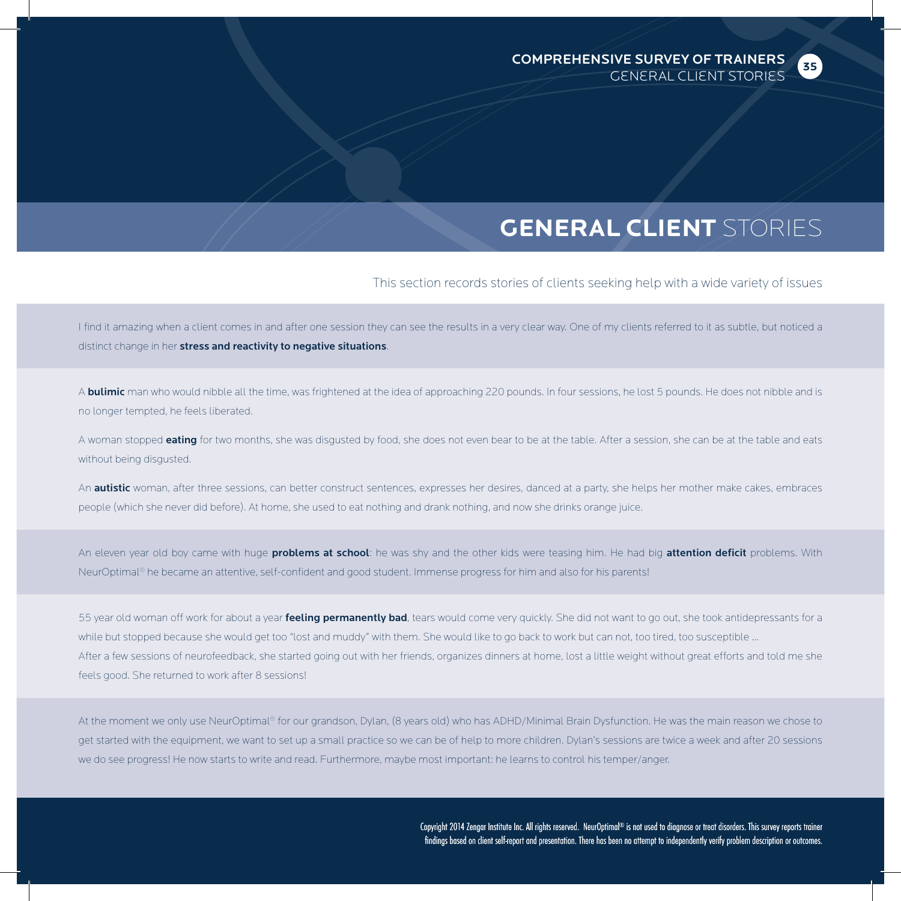# **GENERAL CLIENT** STORIES

This section records stories of clients seeking help with a wide variety of issues

I find it amazing when a client comes in and after one session they can see the results in a very clear way. One of my clients referred to it as subtle, but noticed a distinct change in her **stress and reactivity to negative situations**.

A **bulimic** man who would nibble all the time, was frightened at the idea of approaching 220 pounds. In four sessions, he lost 5 pounds. He does not nibble and is no longer tempted, he feels liberated.

A woman stopped **eating** for two months, she was disgusted by food, she does not even bear to be at the table. After a session, she can be at the table and eats without being disgusted.

An **autistic** woman, after three sessions, can better construct sentences, expresses her desires, danced at a party, she helps her mother make cakes, embraces people (which she never did before). At home, she used to eat nothing and drank nothing, and now she drinks orange juice.

An eleven year old boy came with huge **problems at school**: he was shy and the other kids were teasing him. He had big **attention deficit** problems. With NeurOptimal® he became an attentive, self-confident and good student. Immense progress for him and also for his parents!

55 year old woman off work for about a year **feeling permanently bad**, tears would come very quickly. She did not want to go out, she took antidepressants for a while but stopped because she would get too "lost and muddy" with them. She would like to go back to work but can not, too tired, too susceptible …
After a few sessions of neurofeedback, she started going out with her friends, organizes dinners at home, lost a little weight without great efforts and told me she feels good. She returned to work after 8 sessions!

At the moment we only use NeurOptimal® for our grandson, Dylan, (8 years old) who has ADHD/Minimal Brain Dysfunction. He was the main reason we chose to get started with the equipment, we want to set up a small practice so we can be of help to more children. Dylan's sessions are twice a week and after 20 sessions we do see progress! He now starts to write and read. Furthermore, maybe most important: he learns to control his temper/anger.

Copyright 2014 Zengar Institute Inc. All rights reserved. NeurOptimal® is not used to diagnose or treat disorders. This survey reports trainer findings based on client self-report and presentation. There has been no attempt to independently verify problem description or outcomes.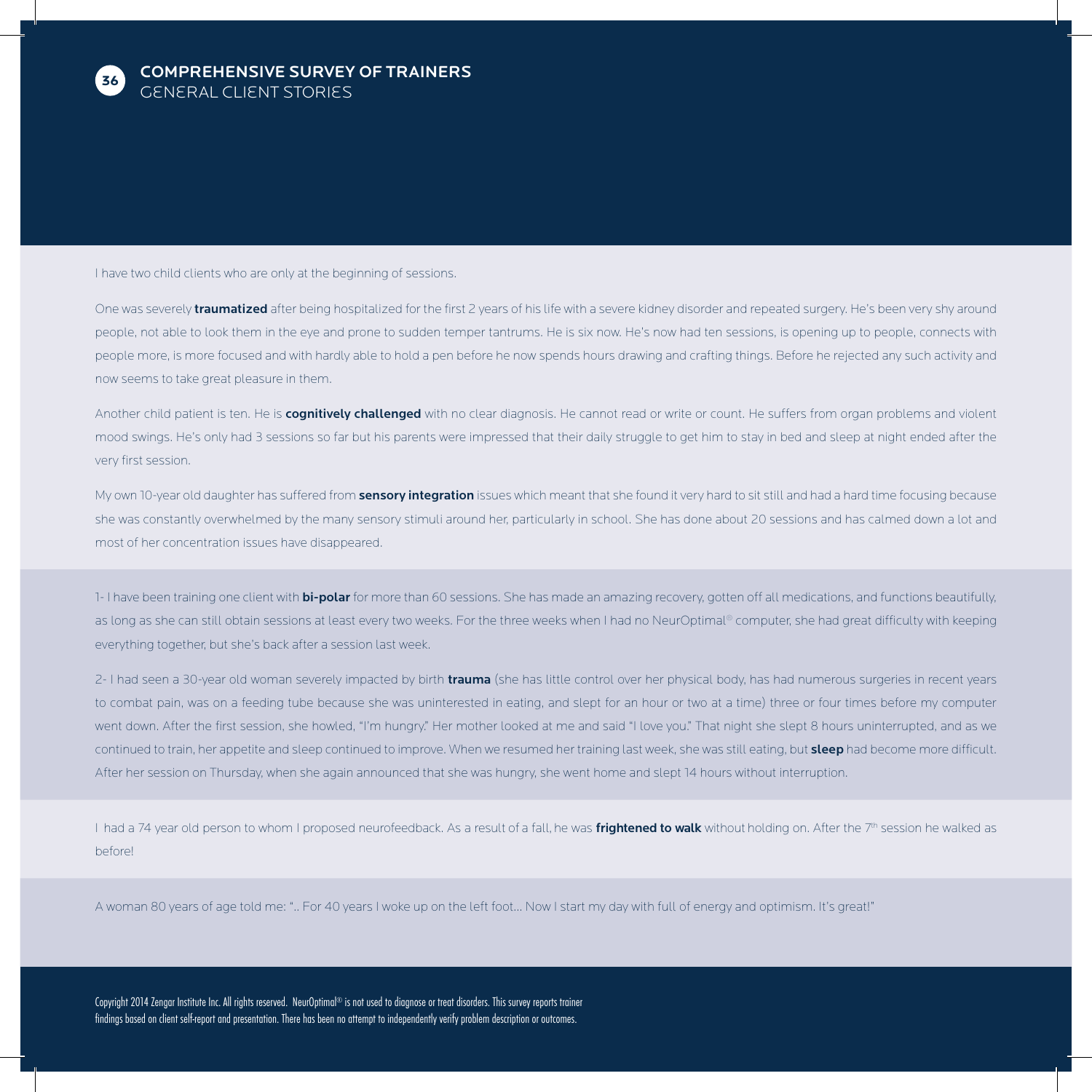# COMPREHENSIVE SURVEY OF TRAINERS

## GENERAL CLIENT STORIES

I have two child clients who are only at the beginning of sessions.

One was severely **traumatized** after being hospitalized for the first 2 years of his life with a severe kidney disorder and repeated surgery. He's been very shy around people, not able to look them in the eye and prone to sudden temper tantrums. He is six now. He's now had ten sessions, is opening up to people, connects with people more, is more focused and with hardly able to hold a pen before he now spends hours drawing and crafting things. Before he rejected any such activity and now seems to take great pleasure in them.

Another child patient is ten. He is **cognitively challenged** with no clear diagnosis. He cannot read or write or count. He suffers from organ problems and violent mood swings. He's only had 3 sessions so far but his parents were impressed that their daily struggle to get him to stay in bed and sleep at night ended after the very first session.

My own 10-year old daughter has suffered from **sensory integration** issues which meant that she found it very hard to sit still and had a hard time focusing because she was constantly overwhelmed by the many sensory stimuli around her, particularly in school. She has done about 20 sessions and has calmed down a lot and most of her concentration issues have disappeared.

1- I have been training one client with **bi-polar** for more than 60 sessions. She has made an amazing recovery, gotten off all medications, and functions beautifully, as long as she can still obtain sessions at least every two weeks. For the three weeks when I had no NeurOptimal® computer, she had great difficulty with keeping everything together, but she's back after a session last week.

2- I had seen a 30-year old woman severely impacted by birth **trauma** (she has little control over her physical body, has had numerous surgeries in recent years to combat pain, was on a feeding tube because she was uninterested in eating, and slept for an hour or two at a time) three or four times before my computer went down. After the first session, she howled, "I'm hungry." Her mother looked at me and said "I love you." That night she slept 8 hours uninterrupted, and as we continued to train, her appetite and sleep continued to improve. When we resumed her training last week, she was still eating, but **sleep** had become more difficult. After her session on Thursday, when she again announced that she was hungry, she went home and slept 14 hours without interruption.

I had a 74 year old person to whom I proposed neurofeedback. As a result of a fall, he was **frightened to walk** without holding on. After the 7th session he walked as before!

A woman 80 years of age told me: ".. For 40 years I woke up on the left foot... Now I start my day with full of energy and optimism. It's great!"

Copyright 2014 Zengar Institute Inc. All rights reserved. NeurOptimal® is not used to diagnose or treat disorders. This survey reports trainer findings based on client self-report and presentation. There has been no attempt to independently verify problem description or outcomes.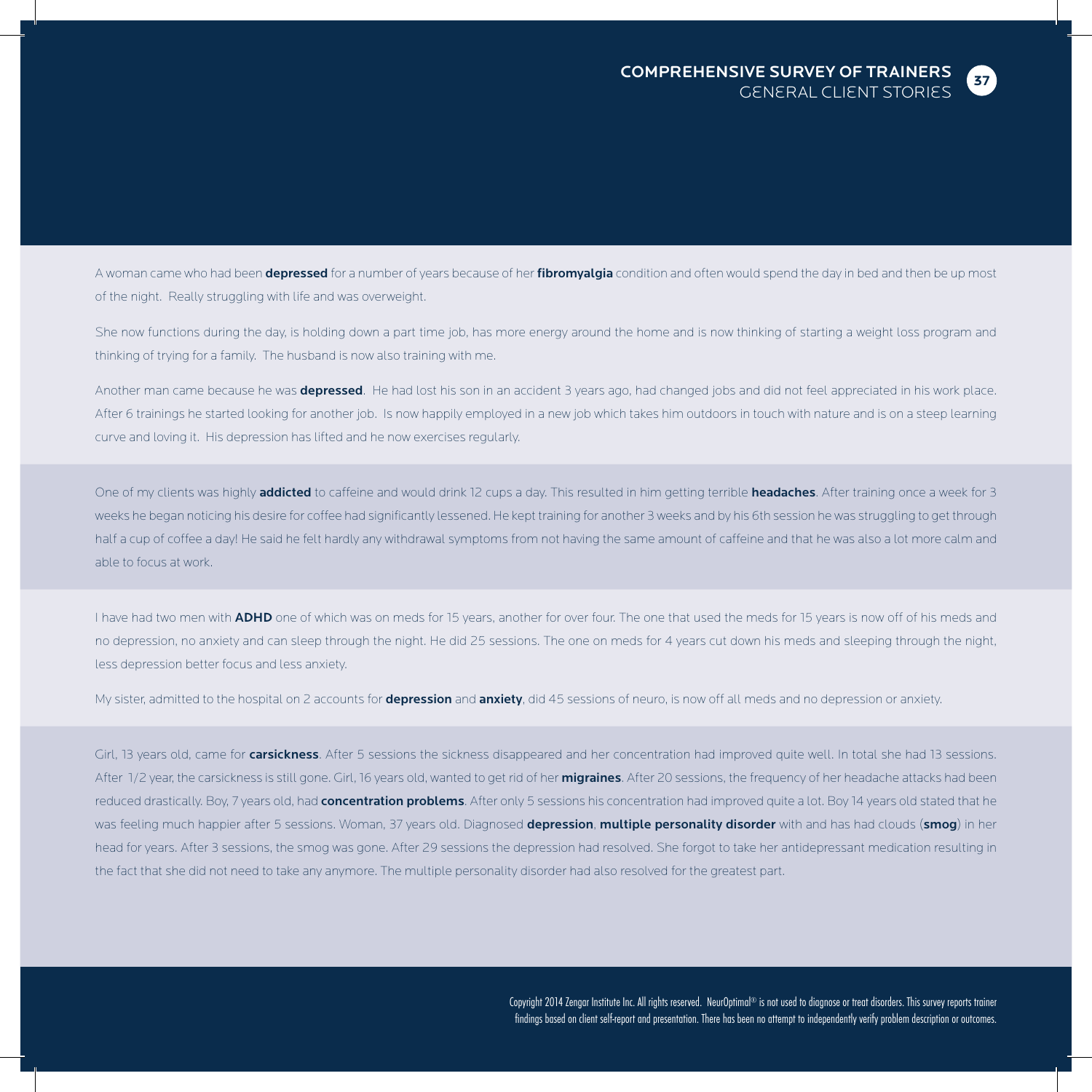A woman came who had been **depressed** for a number of years because of her **fibromyalgia** condition and often would spend the day in bed and then be up most of the night. Really struggling with life and was overweight.

She now functions during the day, is holding down a part time job, has more energy around the home and is now thinking of starting a weight loss program and thinking of trying for a family. The husband is now also training with me.

Another man came because he was **depressed**. He had lost his son in an accident 3 years ago, had changed jobs and did not feel appreciated in his work place. After 6 trainings he started looking for another job. Is now happily employed in a new job which takes him outdoors in touch with nature and is on a steep learning curve and loving it. His depression has lifted and he now exercises regularly.

One of my clients was highly **addicted** to caffeine and would drink 12 cups a day. This resulted in him getting terrible **headaches**. After training once a week for 3 weeks he began noticing his desire for coffee had significantly lessened. He kept training for another 3 weeks and by his 6th session he was struggling to get through half a cup of coffee a day! He said he felt hardly any withdrawal symptoms from not having the same amount of caffeine and that he was also a lot more calm and able to focus at work.

I have had two men with **ADHD** one of which was on meds for 15 years, another for over four. The one that used the meds for 15 years is now off of his meds and no depression, no anxiety and can sleep through the night. He did 25 sessions. The one on meds for 4 years cut down his meds and sleeping through the night, less depression better focus and less anxiety.

My sister, admitted to the hospital on 2 accounts for **depression** and **anxiety**, did 45 sessions of neuro, is now off all meds and no depression or anxiety.

Girl, 13 years old, came for **carsickness**. After 5 sessions the sickness disappeared and her concentration had improved quite well. In total she had 13 sessions. After 1/2 year, the carsickness is still gone. Girl, 16 years old, wanted to get rid of her **migraines**. After 20 sessions, the frequency of her headache attacks had been reduced drastically. Boy, 7 years old, had **concentration problems**. After only 5 sessions his concentration had improved quite a lot. Boy 14 years old stated that he was feeling much happier after 5 sessions. Woman, 37 years old. Diagnosed **depression**, **multiple personality disorder** with and has had clouds (**smog**) in her head for years. After 3 sessions, the smog was gone. After 29 sessions the depression had resolved. She forgot to take her antidepressant medication resulting in the fact that she did not need to take any anymore. The multiple personality disorder had also resolved for the greatest part.

Copyright 2014 Zengar Institute Inc. All rights reserved. NeurOptimal® is not used to diagnose or treat disorders. This survey reports trainer findings based on client self-report and presentation. There has been no attempt to independently verify problem description or outcomes.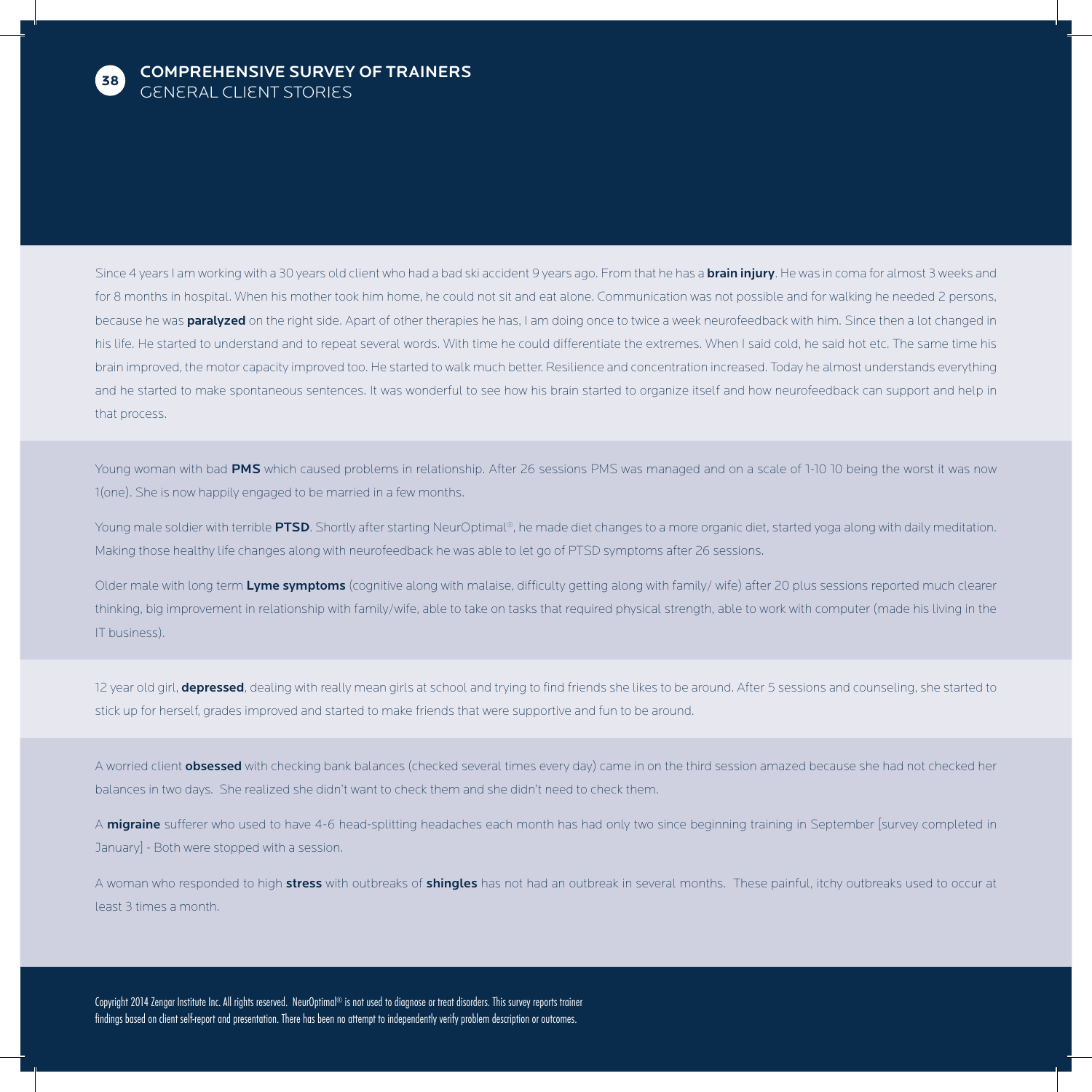# COMPREHENSIVE SURVEY OF TRAINERS
## GENERAL CLIENT STORIES

Since 4 years I am working with a 30 years old client who had a bad ski accident 9 years ago. From that he has a **brain injury**. He was in coma for almost 3 weeks and for 8 months in hospital. When his mother took him home, he could not sit and eat alone. Communication was not possible and for walking he needed 2 persons, because he was **paralyzed** on the right side. Apart of other therapies he has, I am doing once to twice a week neurofeedback with him. Since then a lot changed in his life. He started to understand and to repeat several words. With time he could differentiate the extremes. When I said cold, he said hot etc. The same time his brain improved, the motor capacity improved too. He started to walk much better. Resilience and concentration increased. Today he almost understands everything and he started to make spontaneous sentences. It was wonderful to see how his brain started to organize itself and how neurofeedback can support and help in that process.

Young woman with bad **PMS** which caused problems in relationship. After 26 sessions PMS was managed and on a scale of 1-10 10 being the worst it was now 1(one). She is now happily engaged to be married in a few months.

Young male soldier with terrible **PTSD**. Shortly after starting NeurOptimal®, he made diet changes to a more organic diet, started yoga along with daily meditation. Making those healthy life changes along with neurofeedback he was able to let go of PTSD symptoms after 26 sessions.

Older male with long term **Lyme symptoms** (cognitive along with malaise, difficulty getting along with family/ wife) after 20 plus sessions reported much clearer thinking, big improvement in relationship with family/wife, able to take on tasks that required physical strength, able to work with computer (made his living in the IT business).

12 year old girl, **depressed**, dealing with really mean girls at school and trying to find friends she likes to be around. After 5 sessions and counseling, she started to stick up for herself, grades improved and started to make friends that were supportive and fun to be around.

A worried client **obsessed** with checking bank balances (checked several times every day) came in on the third session amazed because she had not checked her balances in two days. She realized she didn't want to check them and she didn't need to check them.

A **migraine** sufferer who used to have 4-6 head-splitting headaches each month has had only two since beginning training in September [survey completed in January] - Both were stopped with a session.

A woman who responded to high **stress** with outbreaks of **shingles** has not had an outbreak in several months. These painful, itchy outbreaks used to occur at least 3 times a month.

Copyright 2014 Zengar Institute Inc. All rights reserved. NeurOptimal® is not used to diagnose or treat disorders. This survey reports trainer findings based on client self-report and presentation. There has been no attempt to independently verify problem description or outcomes.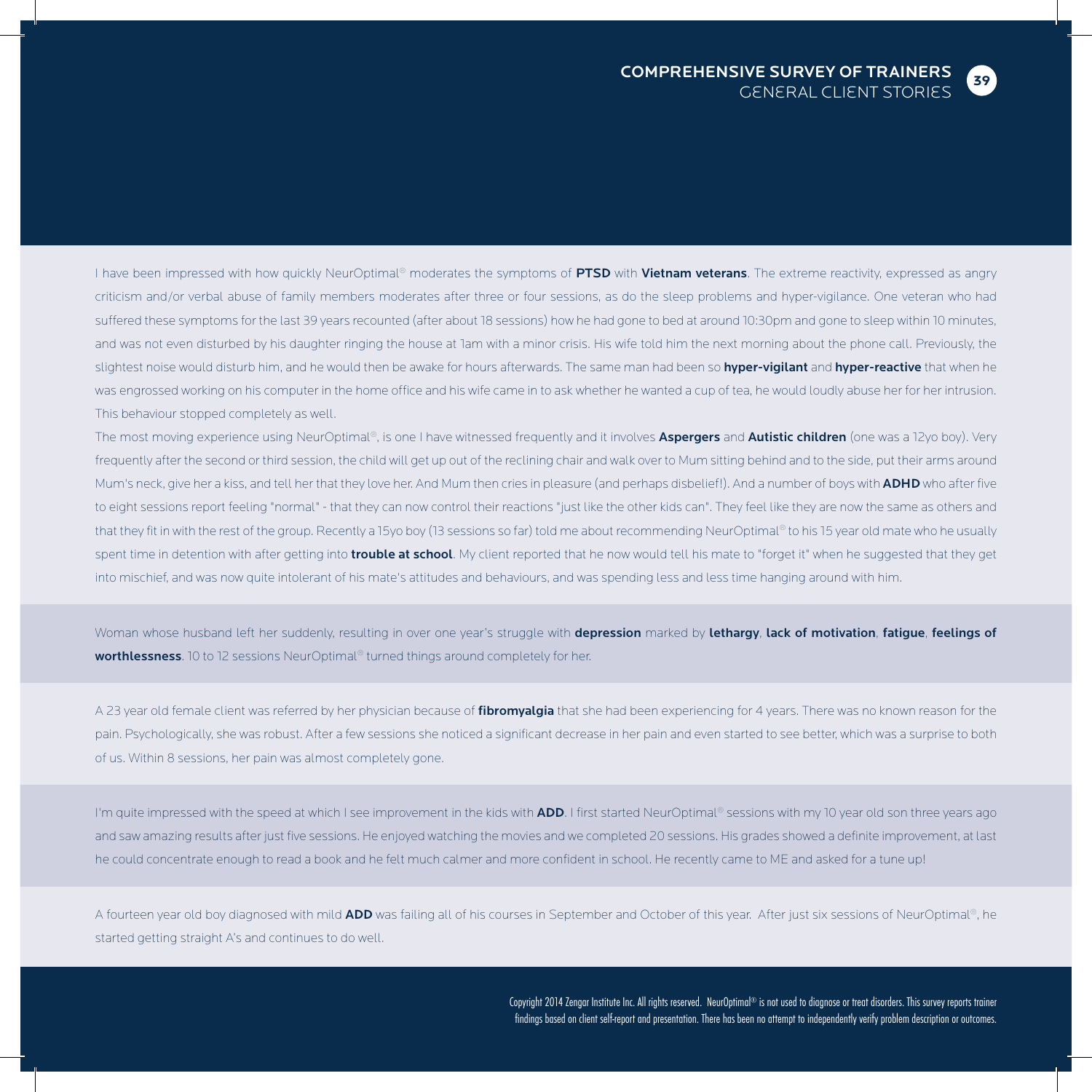I have been impressed with how quickly NeurOptimal® moderates the symptoms of **PTSD** with **Vietnam veterans**. The extreme reactivity, expressed as angry criticism and/or verbal abuse of family members moderates after three or four sessions, as do the sleep problems and hyper-vigilance. One veteran who had suffered these symptoms for the last 39 years recounted (after about 18 sessions) how he had gone to bed at around 10:30pm and gone to sleep within 10 minutes, and was not even disturbed by his daughter ringing the house at 1am with a minor crisis. His wife told him the next morning about the phone call. Previously, the slightest noise would disturb him, and he would then be awake for hours afterwards. The same man had been so **hyper-vigilant** and **hyper-reactive** that when he was engrossed working on his computer in the home office and his wife came in to ask whether he wanted a cup of tea, he would loudly abuse her for her intrusion. This behaviour stopped completely as well.

The most moving experience using NeurOptimal®, is one I have witnessed frequently and it involves **Aspergers** and **Autistic children** (one was a 12yo boy). Very frequently after the second or third session, the child will get up out of the reclining chair and walk over to Mum sitting behind and to the side, put their arms around Mum's neck, give her a kiss, and tell her that they love her. And Mum then cries in pleasure (and perhaps disbelief!). And a number of boys with **ADHD** who after five to eight sessions report feeling "normal" - that they can now control their reactions "just like the other kids can". They feel like they are now the same as others and that they fit in with the rest of the group. Recently a 15yo boy (13 sessions so far) told me about recommending NeurOptimal® to his 15 year old mate who he usually spent time in detention with after getting into **trouble at school**. My client reported that he now would tell his mate to "forget it" when he suggested that they get into mischief, and was now quite intolerant of his mate's attitudes and behaviours, and was spending less and less time hanging around with him.

Woman whose husband left her suddenly, resulting in over one year's struggle with **depression** marked by **lethargy**, **lack of motivation**, **fatigue**, **feelings of worthlessness**. 10 to 12 sessions NeurOptimal® turned things around completely for her.

A 23 year old female client was referred by her physician because of **fibromyalgia** that she had been experiencing for 4 years. There was no known reason for the pain. Psychologically, she was robust. After a few sessions she noticed a significant decrease in her pain and even started to see better, which was a surprise to both of us. Within 8 sessions, her pain was almost completely gone.

I'm quite impressed with the speed at which I see improvement in the kids with **ADD**. I first started NeurOptimal® sessions with my 10 year old son three years ago and saw amazing results after just five sessions. He enjoyed watching the movies and we completed 20 sessions. His grades showed a definite improvement, at last he could concentrate enough to read a book and he felt much calmer and more confident in school. He recently came to ME and asked for a tune up!

A fourteen year old boy diagnosed with mild **ADD** was failing all of his courses in September and October of this year. After just six sessions of NeurOptimal®, he started getting straight A's and continues to do well.

Copyright 2014 Zengar Institute Inc. All rights reserved. NeurOptimal® is not used to diagnose or treat disorders. This survey reports trainer findings based on client self-report and presentation. There has been no attempt to independently verify problem description or outcomes.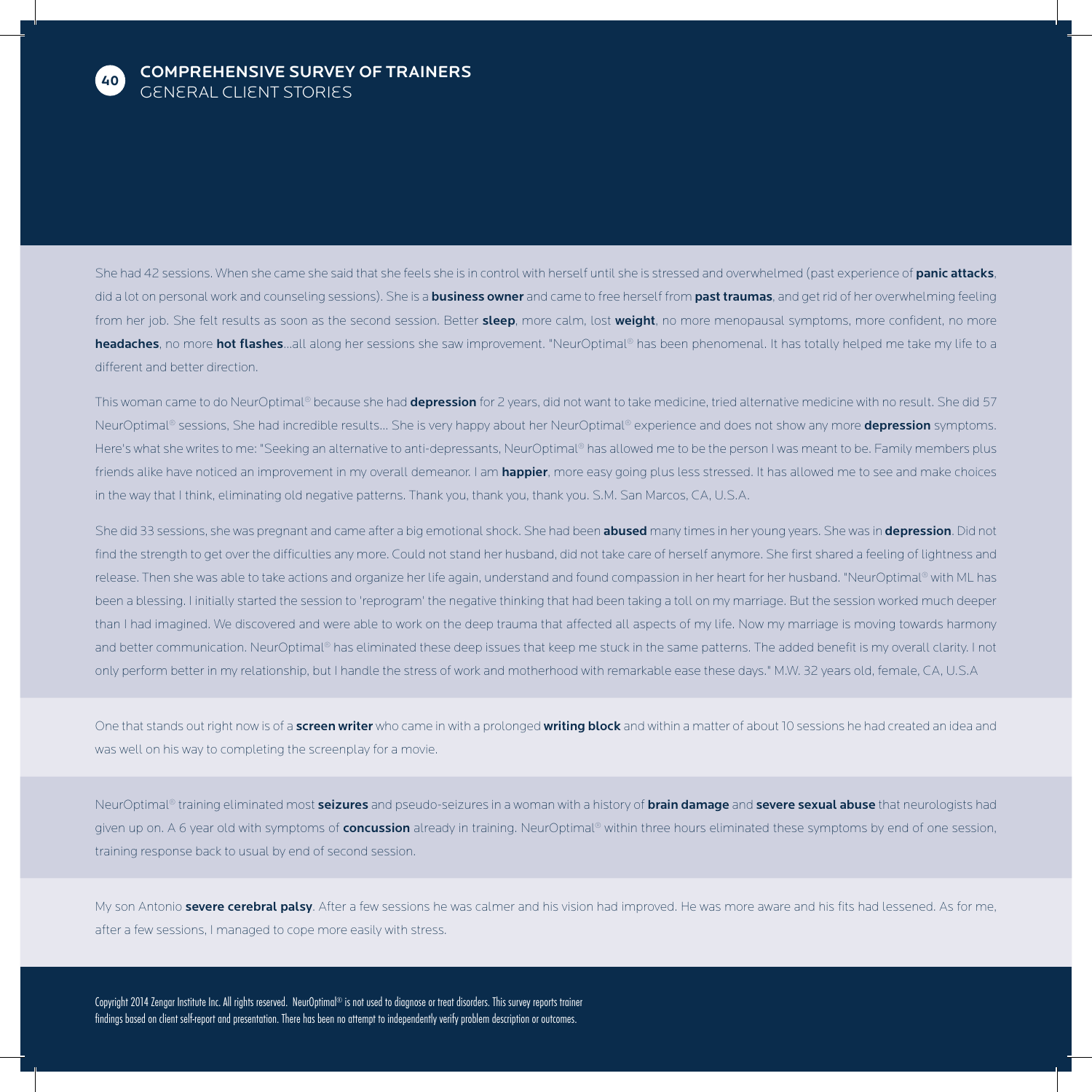## COMPREHENSIVE SURVEY OF TRAINERS
### GENERAL CLIENT STORIES

She had 42 sessions. When she came she said that she feels she is in control with herself until she is stressed and overwhelmed (past experience of **panic attacks**, did a lot on personal work and counseling sessions). She is a **business owner** and came to free herself from **past traumas**, and get rid of her overwhelming feeling from her job. She felt results as soon as the second session. Better **sleep**, more calm, lost **weight**, no more menopausal symptoms, more confident, no more **headaches**, no more **hot flashes**...all along her sessions she saw improvement. "NeurOptimal® has been phenomenal. It has totally helped me take my life to a different and better direction.

This woman came to do NeurOptimal® because she had **depression** for 2 years, did not want to take medicine, tried alternative medicine with no result. She did 57 NeurOptimal® sessions, She had incredible results... She is very happy about her NeurOptimal® experience and does not show any more **depression** symptoms. Here's what she writes to me: "Seeking an alternative to anti-depressants, NeurOptimal® has allowed me to be the person I was meant to be. Family members plus friends alike have noticed an improvement in my overall demeanor. I am **happier**, more easy going plus less stressed. It has allowed me to see and make choices in the way that I think, eliminating old negative patterns. Thank you, thank you, thank you. S.M. San Marcos, CA, U.S.A.

She did 33 sessions, she was pregnant and came after a big emotional shock. She had been **abused** many times in her young years. She was in **depression**. Did not find the strength to get over the difficulties any more. Could not stand her husband, did not take care of herself anymore. She first shared a feeling of lightness and release. Then she was able to take actions and organize her life again, understand and found compassion in her heart for her husband. "NeurOptimal® with ML has been a blessing. I initially started the session to 'reprogram' the negative thinking that had been taking a toll on my marriage. But the session worked much deeper than I had imagined. We discovered and were able to work on the deep trauma that affected all aspects of my life. Now my marriage is moving towards harmony and better communication. NeurOptimal® has eliminated these deep issues that keep me stuck in the same patterns. The added benefit is my overall clarity. I not only perform better in my relationship, but I handle the stress of work and motherhood with remarkable ease these days." M.W. 32 years old, female, CA, U.S.A

One that stands out right now is of a **screen writer** who came in with a prolonged **writing block** and within a matter of about 10 sessions he had created an idea and was well on his way to completing the screenplay for a movie.

NeurOptimal® training eliminated most **seizures** and pseudo-seizures in a woman with a history of **brain damage** and **severe sexual abuse** that neurologists had given up on. A 6 year old with symptoms of **concussion** already in training. NeurOptimal® within three hours eliminated these symptoms by end of one session, training response back to usual by end of second session.

My son Antonio **severe cerebral palsy**. After a few sessions he was calmer and his vision had improved. He was more aware and his fits had lessened. As for me, after a few sessions, I managed to cope more easily with stress.

Copyright 2014 Zengar Institute Inc. All rights reserved. NeurOptimal® is not used to diagnose or treat disorders. This survey reports trainer findings based on client self-report and presentation. There has been no attempt to independently verify problem description or outcomes.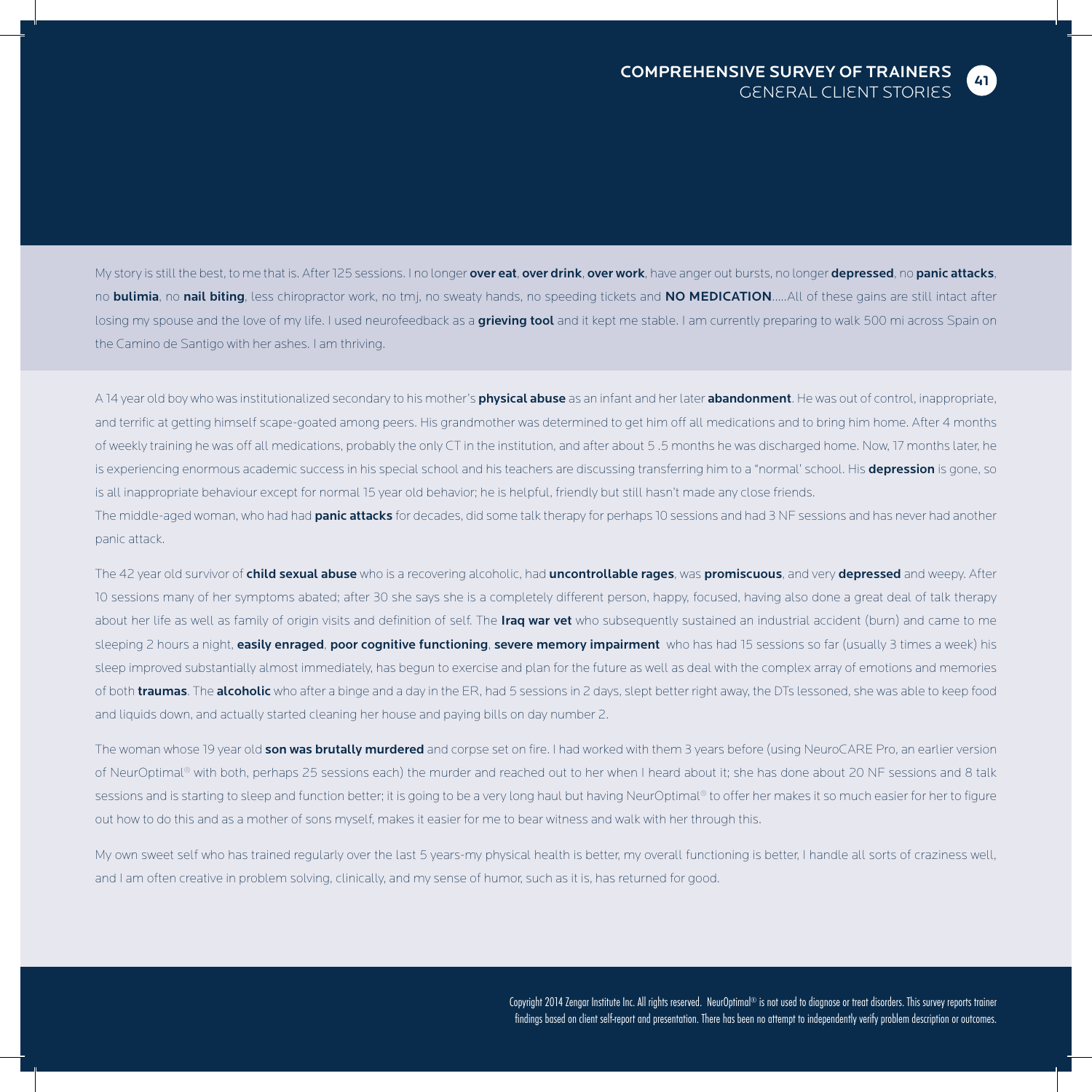My story is still the best, to me that is. After 125 sessions. I no longer **over eat**, **over drink**, **over work**, have anger out bursts, no longer **depressed**, no **panic attacks**, no **bulimia**, no **nail biting**, less chiropractor work, no tmj, no sweaty hands, no speeding tickets and **NO MEDICATION**.....All of these gains are still intact after losing my spouse and the love of my life. I used neurofeedback as a **grieving tool** and it kept me stable. I am currently preparing to walk 500 mi across Spain on the Camino de Santigo with her ashes. I am thriving.

A 14 year old boy who was institutionalized secondary to his mother's **physical abuse** as an infant and her later **abandonment**. He was out of control, inappropriate, and terrific at getting himself scape-goated among peers. His grandmother was determined to get him off all medications and to bring him home. After 4 months of weekly training he was off all medications, probably the only CT in the institution, and after about 5 .5 months he was discharged home. Now, 17 months later, he is experiencing enormous academic success in his special school and his teachers are discussing transferring him to a "normal' school. His **depression** is gone, so is all inappropriate behaviour except for normal 15 year old behavior; he is helpful, friendly but still hasn't made any close friends.
The middle-aged woman, who had had **panic attacks** for decades, did some talk therapy for perhaps 10 sessions and had 3 NF sessions and has never had another panic attack.

The 42 year old survivor of **child sexual abuse** who is a recovering alcoholic, had **uncontrollable rages**, was **promiscuous**, and very **depressed** and weepy. After 10 sessions many of her symptoms abated; after 30 she says she is a completely different person, happy, focused, having also done a great deal of talk therapy about her life as well as family of origin visits and definition of self. The **Iraq war vet** who subsequently sustained an industrial accident (burn) and came to me sleeping 2 hours a night, **easily enraged**, **poor cognitive functioning**, **severe memory impairment** who has had 15 sessions so far (usually 3 times a week) his sleep improved substantially almost immediately, has begun to exercise and plan for the future as well as deal with the complex array of emotions and memories of both **traumas**. The **alcoholic** who after a binge and a day in the ER, had 5 sessions in 2 days, slept better right away, the DTs lessoned, she was able to keep food and liquids down, and actually started cleaning her house and paying bills on day number 2.

The woman whose 19 year old **son was brutally murdered** and corpse set on fire. I had worked with them 3 years before (using NeuroCARE Pro, an earlier version of NeurOptimal® with both, perhaps 25 sessions each) the murder and reached out to her when I heard about it; she has done about 20 NF sessions and 8 talk sessions and is starting to sleep and function better; it is going to be a very long haul but having NeurOptimal® to offer her makes it so much easier for her to figure out how to do this and as a mother of sons myself, makes it easier for me to bear witness and walk with her through this.

My own sweet self who has trained regularly over the last 5 years-my physical health is better, my overall functioning is better, I handle all sorts of craziness well, and I am often creative in problem solving, clinically, and my sense of humor, such as it is, has returned for good.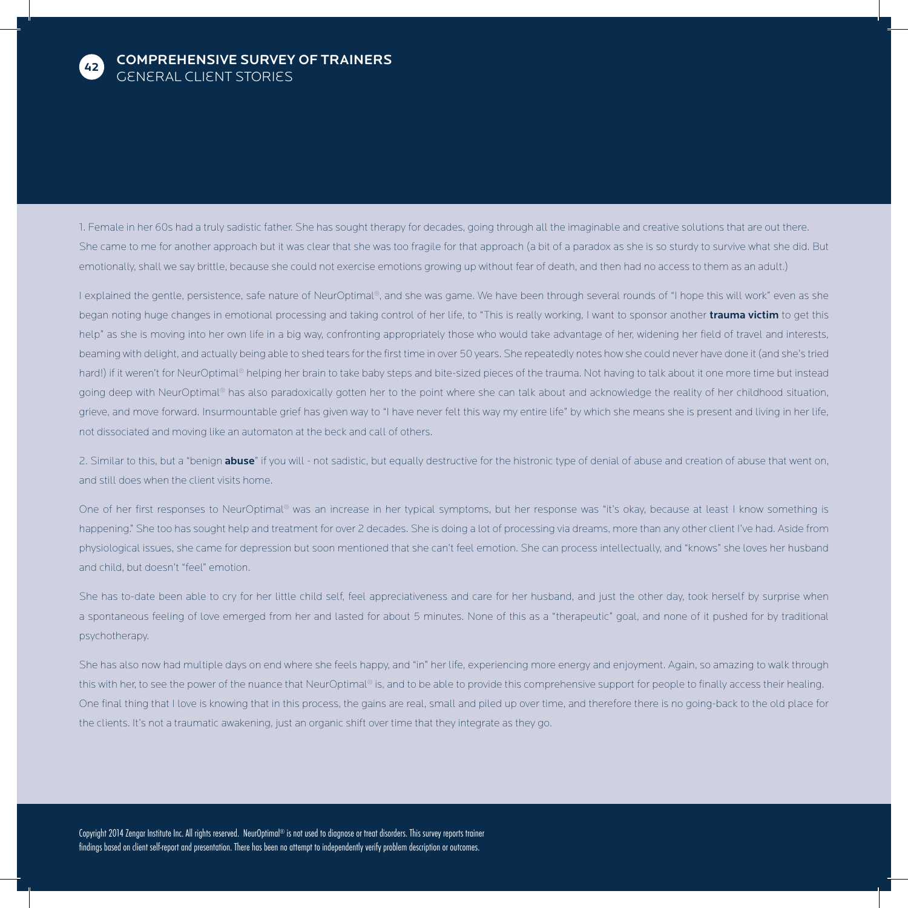## COMPREHENSIVE SURVEY OF TRAINERS

### GENERAL CLIENT STORIES

1. Female in her 60s had a truly sadistic father. She has sought therapy for decades, going through all the imaginable and creative solutions that are out there. She came to me for another approach but it was clear that she was too fragile for that approach (a bit of a paradox as she is so sturdy to survive what she did. But emotionally, shall we say brittle, because she could not exercise emotions growing up without fear of death, and then had no access to them as an adult.)

I explained the gentle, persistence, safe nature of NeurOptimal®, and she was game. We have been through several rounds of "I hope this will work" even as she began noting huge changes in emotional processing and taking control of her life, to "This is really working, I want to sponsor another **trauma victim** to get this help" as she is moving into her own life in a big way, confronting appropriately those who would take advantage of her, widening her field of travel and interests, beaming with delight, and actually being able to shed tears for the first time in over 50 years. She repeatedly notes how she could never have done it (and she's tried hard!) if it weren't for NeurOptimal® helping her brain to take baby steps and bite-sized pieces of the trauma. Not having to talk about it one more time but instead going deep with NeurOptimal® has also paradoxically gotten her to the point where she can talk about and acknowledge the reality of her childhood situation, grieve, and move forward. Insurmountable grief has given way to "I have never felt this way my entire life" by which she means she is present and living in her life, not dissociated and moving like an automaton at the beck and call of others.

2. Similar to this, but a "benign **abuse**" if you will - not sadistic, but equally destructive for the histronic type of denial of abuse and creation of abuse that went on, and still does when the client visits home.

One of her first responses to NeurOptimal® was an increase in her typical symptoms, but her response was "it's okay, because at least I know something is happening." She too has sought help and treatment for over 2 decades. She is doing a lot of processing via dreams, more than any other client I've had. Aside from physiological issues, she came for depression but soon mentioned that she can't feel emotion. She can process intellectually, and "knows" she loves her husband and child, but doesn't "feel" emotion.

She has to-date been able to cry for her little child self, feel appreciativeness and care for her husband, and just the other day, took herself by surprise when a spontaneous feeling of love emerged from her and lasted for about 5 minutes. None of this as a "therapeutic" goal, and none of it pushed for by traditional psychotherapy.

She has also now had multiple days on end where she feels happy, and "in" her life, experiencing more energy and enjoyment. Again, so amazing to walk through this with her, to see the power of the nuance that NeurOptimal® is, and to be able to provide this comprehensive support for people to finally access their healing. One final thing that I love is knowing that in this process, the gains are real, small and piled up over time, and therefore there is no going-back to the old place for the clients. It's not a traumatic awakening, just an organic shift over time that they integrate as they go.

Copyright 2014 Zengar Institute Inc. All rights reserved. NeurOptimal® is not used to diagnose or treat disorders. This survey reports trainer findings based on client self-report and presentation. There has been no attempt to independently verify problem description or outcomes.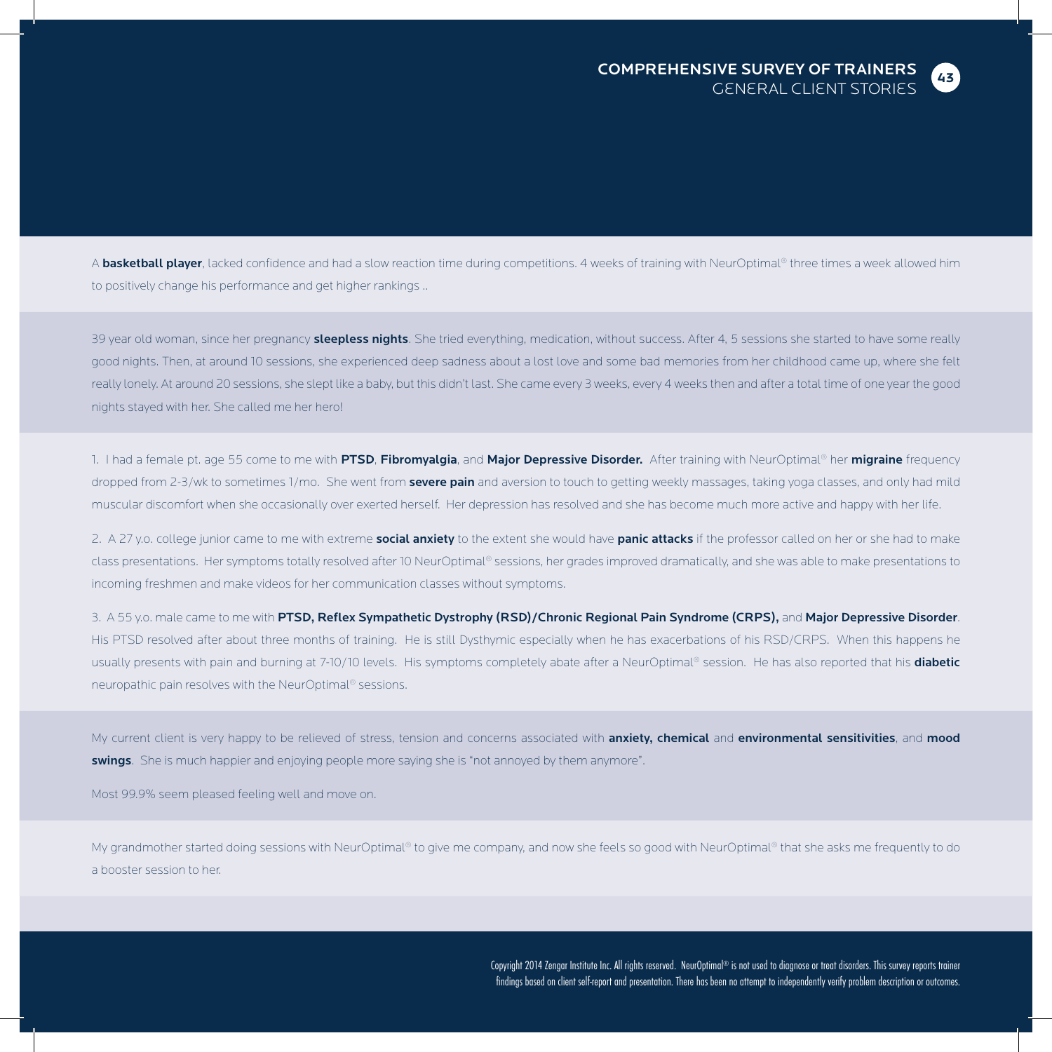A **basketball player**, lacked confidence and had a slow reaction time during competitions. 4 weeks of training with NeurOptimal® three times a week allowed him to positively change his performance and get higher rankings ..

39 year old woman, since her pregnancy **sleepless nights**. She tried everything, medication, without success. After 4, 5 sessions she started to have some really good nights. Then, at around 10 sessions, she experienced deep sadness about a lost love and some bad memories from her childhood came up, where she felt really lonely. At around 20 sessions, she slept like a baby, but this didn't last. She came every 3 weeks, every 4 weeks then and after a total time of one year the good nights stayed with her. She called me her hero!

1. I had a female pt. age 55 come to me with **PTSD**, **Fibromyalgia**, and **Major Depressive Disorder.** After training with NeurOptimal® her **migraine** frequency dropped from 2-3/wk to sometimes 1/mo. She went from **severe pain** and aversion to touch to getting weekly massages, taking yoga classes, and only had mild muscular discomfort when she occasionally over exerted herself. Her depression has resolved and she has become much more active and happy with her life.

2. A 27 y.o. college junior came to me with extreme **social anxiety** to the extent she would have **panic attacks** if the professor called on her or she had to make class presentations. Her symptoms totally resolved after 10 NeurOptimal® sessions, her grades improved dramatically, and she was able to make presentations to incoming freshmen and make videos for her communication classes without symptoms.

3. A 55 y.o. male came to me with **PTSD, Reflex Sympathetic Dystrophy (RSD)/Chronic Regional Pain Syndrome (CRPS),** and **Major Depressive Disorder**. His PTSD resolved after about three months of training. He is still Dysthymic especially when he has exacerbations of his RSD/CRPS. When this happens he usually presents with pain and burning at 7-10/10 levels. His symptoms completely abate after a NeurOptimal® session. He has also reported that his **diabetic** neuropathic pain resolves with the NeurOptimal® sessions.

My current client is very happy to be relieved of stress, tension and concerns associated with **anxiety, chemical** and **environmental sensitivities**, and **mood swings**. She is much happier and enjoying people more saying she is "not annoyed by them anymore".

Most 99.9% seem pleased feeling well and move on.

My grandmother started doing sessions with NeurOptimal® to give me company, and now she feels so good with NeurOptimal® that she asks me frequently to do a booster session to her.

Copyright 2014 Zengar Institute Inc. All rights reserved. NeurOptimal® is not used to diagnose or treat disorders. This survey reports trainer findings based on client self-report and presentation. There has been no attempt to independently verify problem description or outcomes.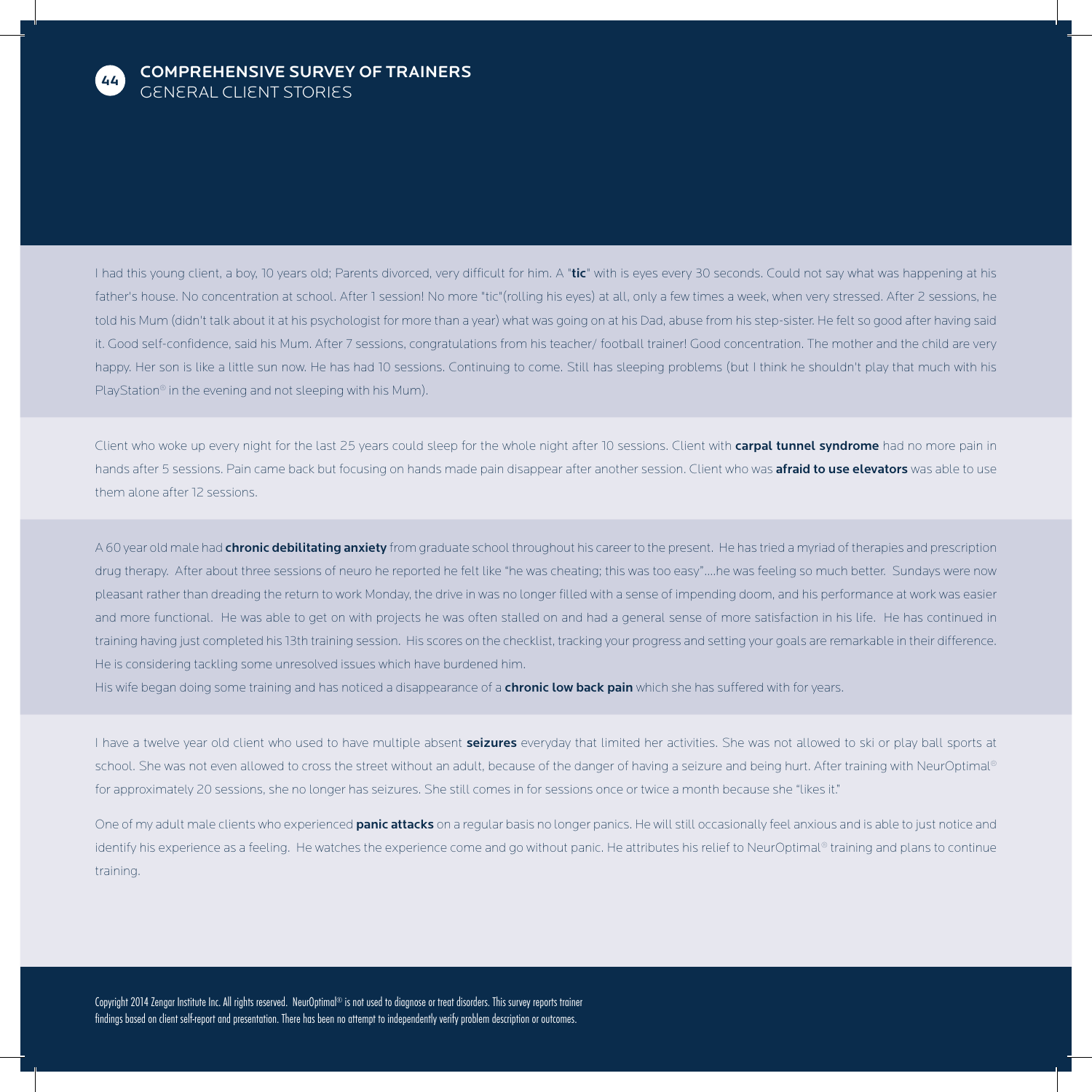## COMPREHENSIVE SURVEY OF TRAINERS
### GENERAL CLIENT STORIES

I had this young client, a boy, 10 years old; Parents divorced, very difficult for him. A "**tic**" with is eyes every 30 seconds. Could not say what was happening at his father's house. No concentration at school. After 1 session! No more "tic"(rolling his eyes) at all, only a few times a week, when very stressed. After 2 sessions, he told his Mum (didn't talk about it at his psychologist for more than a year) what was going on at his Dad, abuse from his step-sister. He felt so good after having said it. Good self-confidence, said his Mum. After 7 sessions, congratulations from his teacher/ football trainer! Good concentration. The mother and the child are very happy. Her son is like a little sun now. He has had 10 sessions. Continuing to come. Still has sleeping problems (but I think he shouldn't play that much with his PlayStation® in the evening and not sleeping with his Mum).

Client who woke up every night for the last 25 years could sleep for the whole night after 10 sessions. Client with **carpal tunnel syndrome** had no more pain in hands after 5 sessions. Pain came back but focusing on hands made pain disappear after another session. Client who was **afraid to use elevators** was able to use them alone after 12 sessions.

A 60 year old male had **chronic debilitating anxiety** from graduate school throughout his career to the present. He has tried a myriad of therapies and prescription drug therapy. After about three sessions of neuro he reported he felt like "he was cheating; this was too easy"….he was feeling so much better. Sundays were now pleasant rather than dreading the return to work Monday, the drive in was no longer filled with a sense of impending doom, and his performance at work was easier and more functional. He was able to get on with projects he was often stalled on and had a general sense of more satisfaction in his life. He has continued in training having just completed his 13th training session. His scores on the checklist, tracking your progress and setting your goals are remarkable in their difference. He is considering tackling some unresolved issues which have burdened him.

His wife began doing some training and has noticed a disappearance of a **chronic low back pain** which she has suffered with for years.

I have a twelve year old client who used to have multiple absent **seizures** everyday that limited her activities. She was not allowed to ski or play ball sports at school. She was not even allowed to cross the street without an adult, because of the danger of having a seizure and being hurt. After training with NeurOptimal® for approximately 20 sessions, she no longer has seizures. She still comes in for sessions once or twice a month because she "likes it."

One of my adult male clients who experienced **panic attacks** on a regular basis no longer panics. He will still occasionally feel anxious and is able to just notice and identify his experience as a feeling. He watches the experience come and go without panic. He attributes his relief to NeurOptimal® training and plans to continue training.

Copyright 2014 Zengar Institute Inc. All rights reserved. NeurOptimal® is not used to diagnose or treat disorders. This survey reports trainer findings based on client self-report and presentation. There has been no attempt to independently verify problem description or outcomes.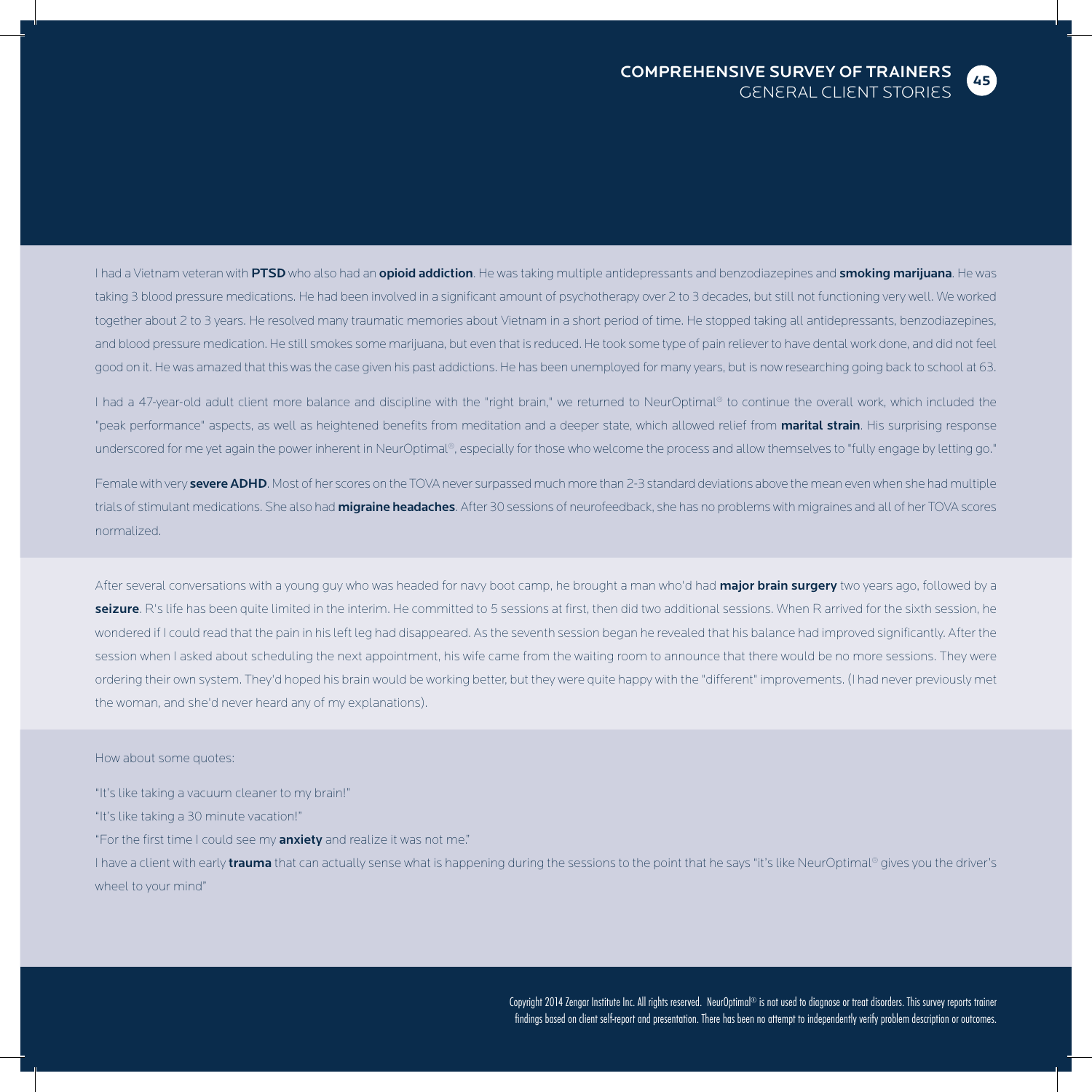I had a Vietnam veteran with **PTSD** who also had an **opioid addiction**. He was taking multiple antidepressants and benzodiazepines and **smoking marijuana**. He was taking 3 blood pressure medications. He had been involved in a significant amount of psychotherapy over 2 to 3 decades, but still not functioning very well. We worked together about 2 to 3 years. He resolved many traumatic memories about Vietnam in a short period of time. He stopped taking all antidepressants, benzodiazepines, and blood pressure medication. He still smokes some marijuana, but even that is reduced. He took some type of pain reliever to have dental work done, and did not feel good on it. He was amazed that this was the case given his past addictions. He has been unemployed for many years, but is now researching going back to school at 63.

I had a 47-year-old adult client more balance and discipline with the "right brain," we returned to NeurOptimal® to continue the overall work, which included the "peak performance" aspects, as well as heightened benefits from meditation and a deeper state, which allowed relief from **marital strain**. His surprising response underscored for me yet again the power inherent in NeurOptimal®, especially for those who welcome the process and allow themselves to "fully engage by letting go."

Female with very **severe ADHD**. Most of her scores on the TOVA never surpassed much more than 2-3 standard deviations above the mean even when she had multiple trials of stimulant medications. She also had **migraine headaches**. After 30 sessions of neurofeedback, she has no problems with migraines and all of her TOVA scores normalized.

After several conversations with a young guy who was headed for navy boot camp, he brought a man who'd had **major brain surgery** two years ago, followed by a **seizure**. R's life has been quite limited in the interim. He committed to 5 sessions at first, then did two additional sessions. When R arrived for the sixth session, he wondered if I could read that the pain in his left leg had disappeared. As the seventh session began he revealed that his balance had improved significantly. After the session when I asked about scheduling the next appointment, his wife came from the waiting room to announce that there would be no more sessions. They were ordering their own system. They'd hoped his brain would be working better, but they were quite happy with the "different" improvements. (I had never previously met the woman, and she'd never heard any of my explanations).

How about some quotes:

"It's like taking a vacuum cleaner to my brain!"

"It's like taking a 30 minute vacation!"

"For the first time I could see my **anxiety** and realize it was not me."

I have a client with early **trauma** that can actually sense what is happening during the sessions to the point that he says "it's like NeurOptimal® gives you the driver's wheel to your mind"

Copyright 2014 Zengar Institute Inc. All rights reserved. NeurOptimal® is not used to diagnose or treat disorders. This survey reports trainer findings based on client self-report and presentation. There has been no attempt to independently verify problem description or outcomes.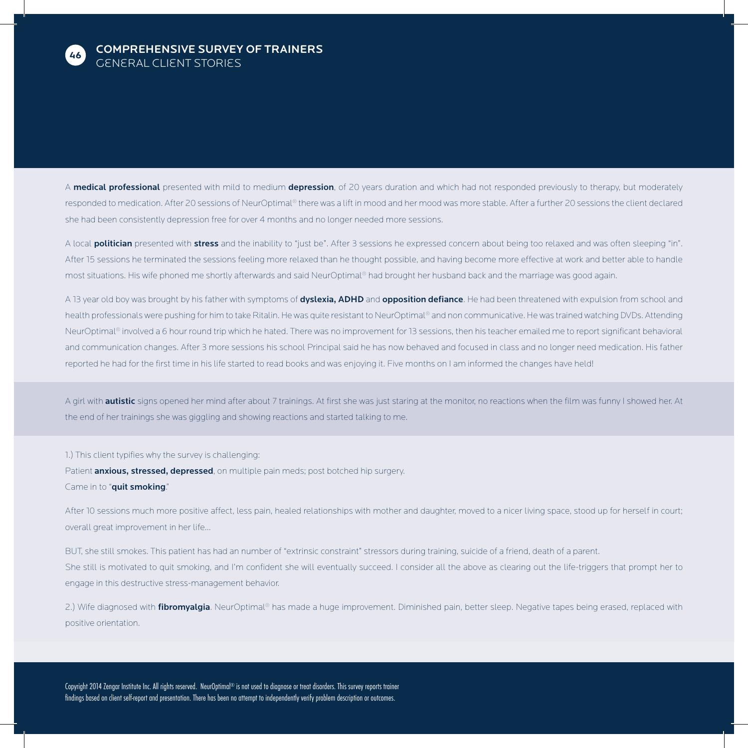# COMPREHENSIVE SURVEY OF TRAINERS

## GENERAL CLIENT STORIES

A **medical professional** presented with mild to medium **depression**, of 20 years duration and which had not responded previously to therapy, but moderately responded to medication. After 20 sessions of NeurOptimal® there was a lift in mood and her mood was more stable. After a further 20 sessions the client declared she had been consistently depression free for over 4 months and no longer needed more sessions.

A local **politician** presented with **stress** and the inability to "just be". After 3 sessions he expressed concern about being too relaxed and was often sleeping "in". After 15 sessions he terminated the sessions feeling more relaxed than he thought possible, and having become more effective at work and better able to handle most situations. His wife phoned me shortly afterwards and said NeurOptimal® had brought her husband back and the marriage was good again.

A 13 year old boy was brought by his father with symptoms of **dyslexia, ADHD** and **opposition defiance**. He had been threatened with expulsion from school and health professionals were pushing for him to take Ritalin. He was quite resistant to NeurOptimal® and non communicative. He was trained watching DVDs. Attending NeurOptimal® involved a 6 hour round trip which he hated. There was no improvement for 13 sessions, then his teacher emailed me to report significant behavioral and communication changes. After 3 more sessions his school Principal said he has now behaved and focused in class and no longer need medication. His father reported he had for the first time in his life started to read books and was enjoying it. Five months on I am informed the changes have held!

A girl with **autistic** signs opened her mind after about 7 trainings. At first she was just staring at the monitor, no reactions when the film was funny I showed her. At the end of her trainings she was giggling and showing reactions and started talking to me.

1.) This client typifies why the survey is challenging:
Patient **anxious, stressed, depressed**, on multiple pain meds; post botched hip surgery.
Came in to "**quit smoking**."

After 10 sessions much more positive affect, less pain, healed relationships with mother and daughter, moved to a nicer living space, stood up for herself in court; overall great improvement in her life...

BUT, she still smokes. This patient has had an number of "extrinsic constraint" stressors during training, suicide of a friend, death of a parent.
She still is motivated to quit smoking, and I'm confident she will eventually succeed. I consider all the above as clearing out the life-triggers that prompt her to engage in this destructive stress-management behavior.

2.) Wife diagnosed with **fibromyalgia**. NeurOptimal® has made a huge improvement. Diminished pain, better sleep. Negative tapes being erased, replaced with positive orientation.

Copyright 2014 Zengar Institute Inc. All rights reserved. NeurOptimal® is not used to diagnose or treat disorders. This survey reports trainer findings based on client self-report and presentation. There has been no attempt to independently verify problem description or outcomes.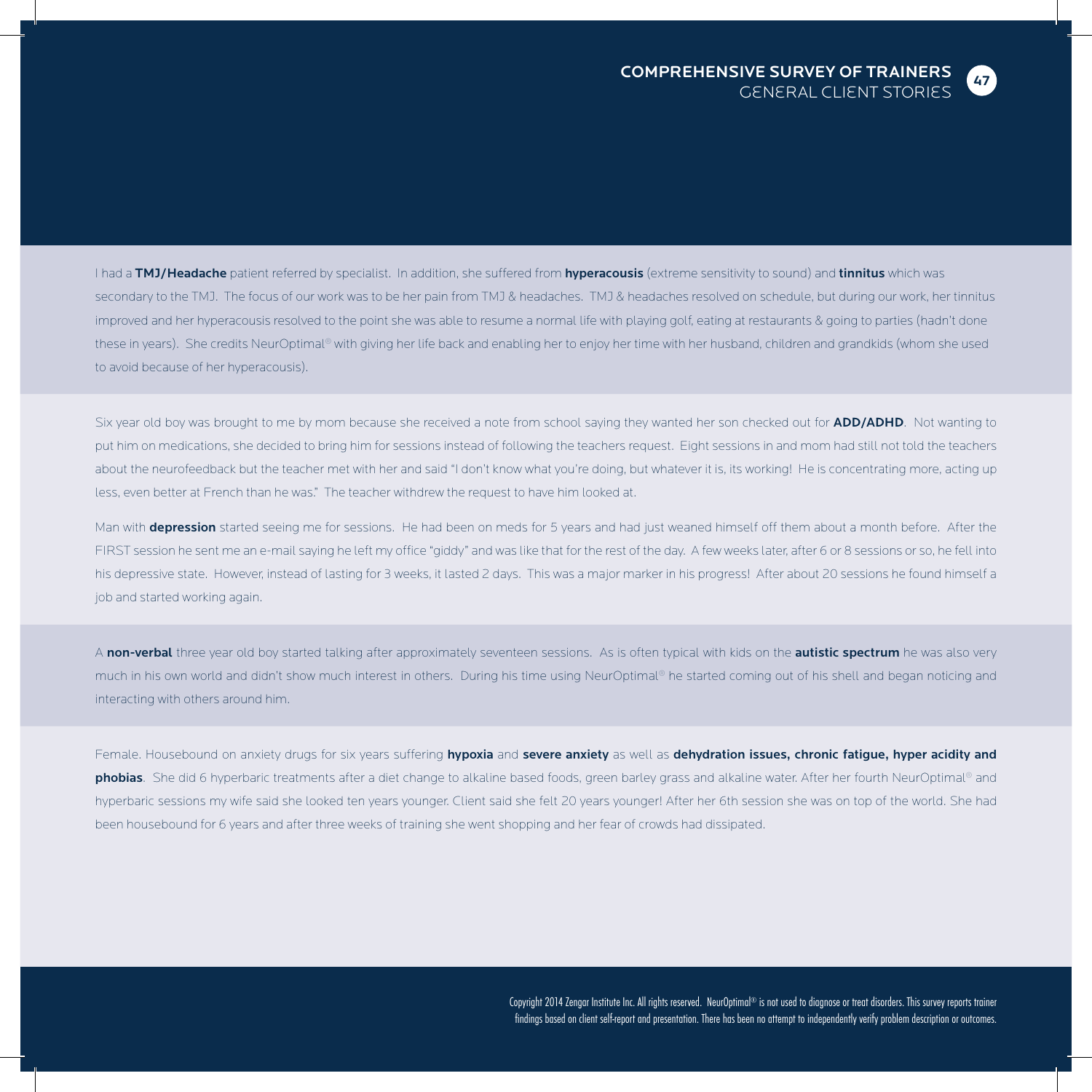I had a **TMJ/Headache** patient referred by specialist. In addition, she suffered from **hyperacousis** (extreme sensitivity to sound) and **tinnitus** which was secondary to the TMJ. The focus of our work was to be her pain from TMJ & headaches. TMJ & headaches resolved on schedule, but during our work, her tinnitus improved and her hyperacousis resolved to the point she was able to resume a normal life with playing golf, eating at restaurants & going to parties (hadn't done these in years). She credits NeurOptimal® with giving her life back and enabling her to enjoy her time with her husband, children and grandkids (whom she used to avoid because of her hyperacousis).

Six year old boy was brought to me by mom because she received a note from school saying they wanted her son checked out for **ADD/ADHD**. Not wanting to put him on medications, she decided to bring him for sessions instead of following the teachers request. Eight sessions in and mom had still not told the teachers about the neurofeedback but the teacher met with her and said "I don't know what you're doing, but whatever it is, its working! He is concentrating more, acting up less, even better at French than he was." The teacher withdrew the request to have him looked at.

Man with **depression** started seeing me for sessions. He had been on meds for 5 years and had just weaned himself off them about a month before. After the FIRST session he sent me an e-mail saying he left my office "giddy" and was like that for the rest of the day. A few weeks later, after 6 or 8 sessions or so, he fell into his depressive state. However, instead of lasting for 3 weeks, it lasted 2 days. This was a major marker in his progress! After about 20 sessions he found himself a job and started working again.

A **non-verbal** three year old boy started talking after approximately seventeen sessions. As is often typical with kids on the **autistic spectrum** he was also very much in his own world and didn't show much interest in others. During his time using NeurOptimal® he started coming out of his shell and began noticing and interacting with others around him.

Female. Housebound on anxiety drugs for six years suffering **hypoxia** and **severe anxiety** as well as **dehydration issues, chronic fatigue, hyper acidity and phobias**. She did 6 hyperbaric treatments after a diet change to alkaline based foods, green barley grass and alkaline water. After her fourth NeurOptimal® and hyperbaric sessions my wife said she looked ten years younger. Client said she felt 20 years younger! After her 6th session she was on top of the world. She had been housebound for 6 years and after three weeks of training she went shopping and her fear of crowds had dissipated.

Copyright 2014 Zengar Institute Inc. All rights reserved. NeurOptimal® is not used to diagnose or treat disorders. This survey reports trainer findings based on client self-report and presentation. There has been no attempt to independently verify problem description or outcomes.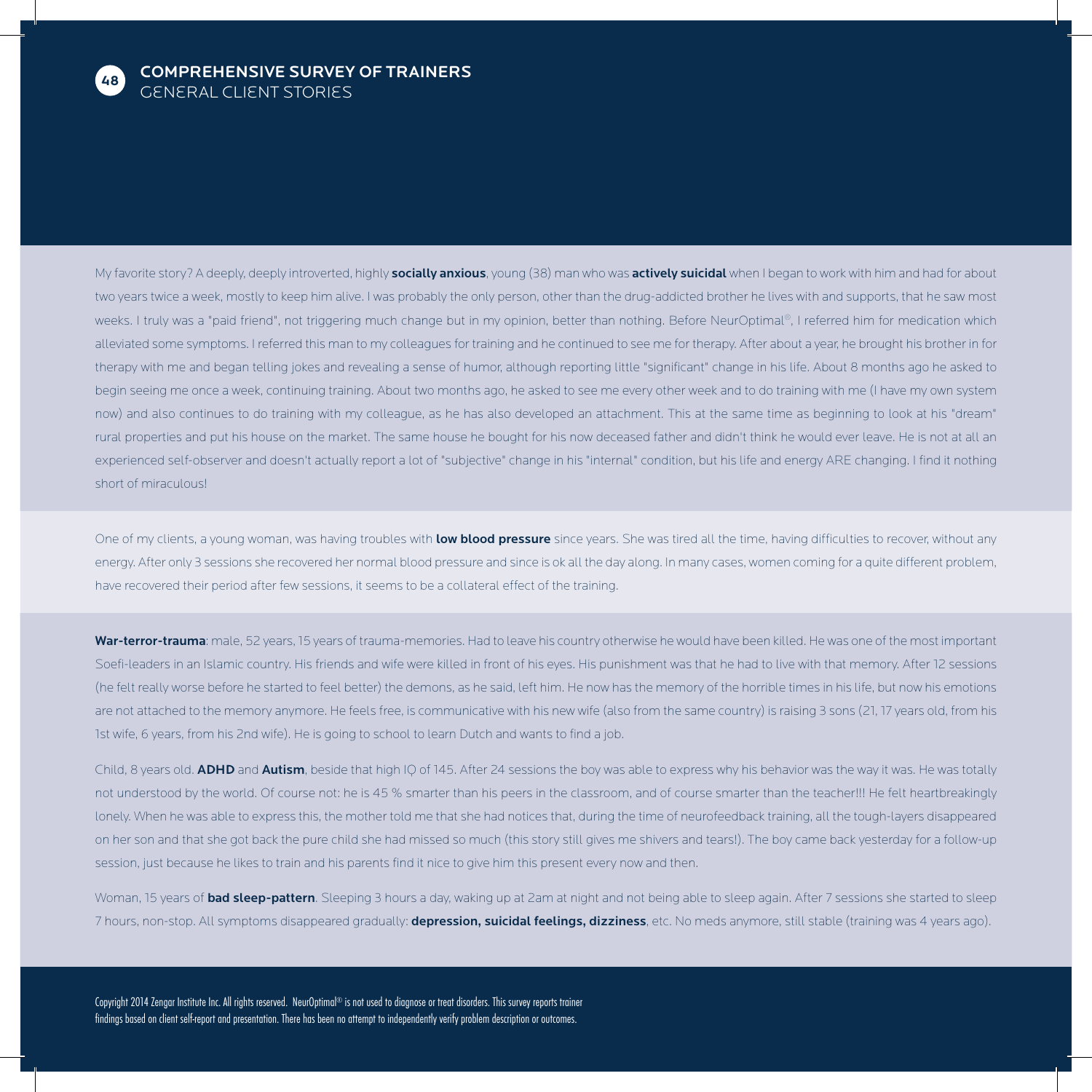# COMPREHENSIVE SURVEY OF TRAINERS

## GENERAL CLIENT STORIES

My favorite story? A deeply, deeply introverted, highly **socially anxious**, young (38) man who was **actively suicidal** when I began to work with him and had for about two years twice a week, mostly to keep him alive. I was probably the only person, other than the drug-addicted brother he lives with and supports, that he saw most weeks. I truly was a "paid friend", not triggering much change but in my opinion, better than nothing. Before NeurOptimal®, I referred him for medication which alleviated some symptoms. I referred this man to my colleagues for training and he continued to see me for therapy. After about a year, he brought his brother in for therapy with me and began telling jokes and revealing a sense of humor, although reporting little "significant" change in his life. About 8 months ago he asked to begin seeing me once a week, continuing training. About two months ago, he asked to see me every other week and to do training with me (I have my own system now) and also continues to do training with my colleague, as he has also developed an attachment. This at the same time as beginning to look at his "dream" rural properties and put his house on the market. The same house he bought for his now deceased father and didn't think he would ever leave. He is not at all an experienced self-observer and doesn't actually report a lot of "subjective" change in his "internal" condition, but his life and energy ARE changing. I find it nothing short of miraculous!

One of my clients, a young woman, was having troubles with **low blood pressure** since years. She was tired all the time, having difficulties to recover, without any energy. After only 3 sessions she recovered her normal blood pressure and since is ok all the day along. In many cases, women coming for a quite different problem, have recovered their period after few sessions, it seems to be a collateral effect of the training.

**War-terror-trauma**: male, 52 years, 15 years of trauma-memories. Had to leave his country otherwise he would have been killed. He was one of the most important Soefi-leaders in an Islamic country. His friends and wife were killed in front of his eyes. His punishment was that he had to live with that memory. After 12 sessions (he felt really worse before he started to feel better) the demons, as he said, left him. He now has the memory of the horrible times in his life, but now his emotions are not attached to the memory anymore. He feels free, is communicative with his new wife (also from the same country) is raising 3 sons (21, 17 years old, from his 1st wife, 6 years, from his 2nd wife). He is going to school to learn Dutch and wants to find a job.

Child, 8 years old. **ADHD** and **Autism**, beside that high IQ of 145. After 24 sessions the boy was able to express why his behavior was the way it was. He was totally not understood by the world. Of course not: he is 45 % smarter than his peers in the classroom, and of course smarter than the teacher!!! He felt heartbreakingly lonely. When he was able to express this, the mother told me that she had notices that, during the time of neurofeedback training, all the tough-layers disappeared on her son and that she got back the pure child she had missed so much (this story still gives me shivers and tears!). The boy came back yesterday for a follow-up session, just because he likes to train and his parents find it nice to give him this present every now and then.

Woman, 15 years of **bad sleep-pattern**. Sleeping 3 hours a day, waking up at 2am at night and not being able to sleep again. After 7 sessions she started to sleep 7 hours, non-stop. All symptoms disappeared gradually: **depression, suicidal feelings, dizziness**, etc. No meds anymore, still stable (training was 4 years ago).

Copyright 2014 Zengar Institute Inc. All rights reserved. NeurOptimal® is not used to diagnose or treat disorders. This survey reports trainer findings based on client self-report and presentation. There has been no attempt to independently verify problem description or outcomes.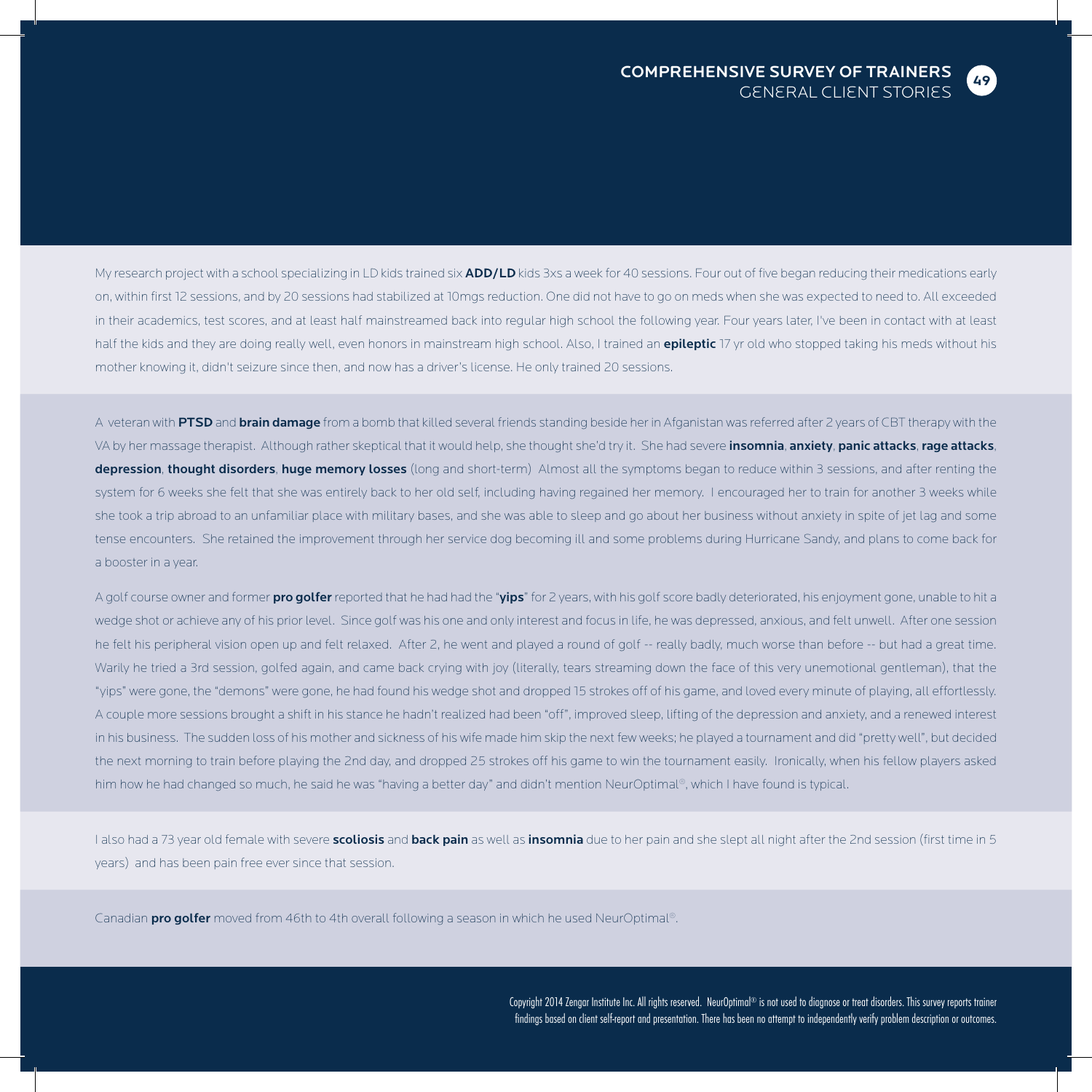My research project with a school specializing in LD kids trained six **ADD/LD** kids 3xs a week for 40 sessions. Four out of five began reducing their medications early on, within first 12 sessions, and by 20 sessions had stabilized at 10mgs reduction. One did not have to go on meds when she was expected to need to. All exceeded in their academics, test scores, and at least half mainstreamed back into regular high school the following year. Four years later, I've been in contact with at least half the kids and they are doing really well, even honors in mainstream high school. Also, I trained an **epileptic** 17 yr old who stopped taking his meds without his mother knowing it, didn't seizure since then, and now has a driver's license. He only trained 20 sessions.

A veteran with **PTSD** and **brain damage** from a bomb that killed several friends standing beside her in Afganistan was referred after 2 years of CBT therapy with the VA by her massage therapist. Although rather skeptical that it would help, she thought she'd try it. She had severe **insomnia**, **anxiety**, **panic attacks**, **rage attacks**, **depression**, **thought disorders**, **huge memory losses** (long and short-term) Almost all the symptoms began to reduce within 3 sessions, and after renting the system for 6 weeks she felt that she was entirely back to her old self, including having regained her memory. I encouraged her to train for another 3 weeks while she took a trip abroad to an unfamiliar place with military bases, and she was able to sleep and go about her business without anxiety in spite of jet lag and some tense encounters. She retained the improvement through her service dog becoming ill and some problems during Hurricane Sandy, and plans to come back for a booster in a year.

A golf course owner and former **pro golfer** reported that he had had the "**yips**" for 2 years, with his golf score badly deteriorated, his enjoyment gone, unable to hit a wedge shot or achieve any of his prior level. Since golf was his one and only interest and focus in life, he was depressed, anxious, and felt unwell. After one session he felt his peripheral vision open up and felt relaxed. After 2, he went and played a round of golf -- really badly, much worse than before -- but had a great time. Warily he tried a 3rd session, golfed again, and came back crying with joy (literally, tears streaming down the face of this very unemotional gentleman), that the "yips" were gone, the "demons" were gone, he had found his wedge shot and dropped 15 strokes off of his game, and loved every minute of playing, all effortlessly. A couple more sessions brought a shift in his stance he hadn't realized had been "off", improved sleep, lifting of the depression and anxiety, and a renewed interest in his business. The sudden loss of his mother and sickness of his wife made him skip the next few weeks; he played a tournament and did "pretty well", but decided the next morning to train before playing the 2nd day, and dropped 25 strokes off his game to win the tournament easily. Ironically, when his fellow players asked him how he had changed so much, he said he was "having a better day" and didn't mention NeurOptimal®, which I have found is typical.

I also had a 73 year old female with severe **scoliosis** and **back pain** as well as **insomnia** due to her pain and she slept all night after the 2nd session (first time in 5 years) and has been pain free ever since that session.

Canadian **pro golfer** moved from 46th to 4th overall following a season in which he used NeurOptimal®.

Copyright 2014 Zengar Institute Inc. All rights reserved. NeurOptimal® is not used to diagnose or treat disorders. This survey reports trainer findings based on client self-report and presentation. There has been no attempt to independently verify problem description or outcomes.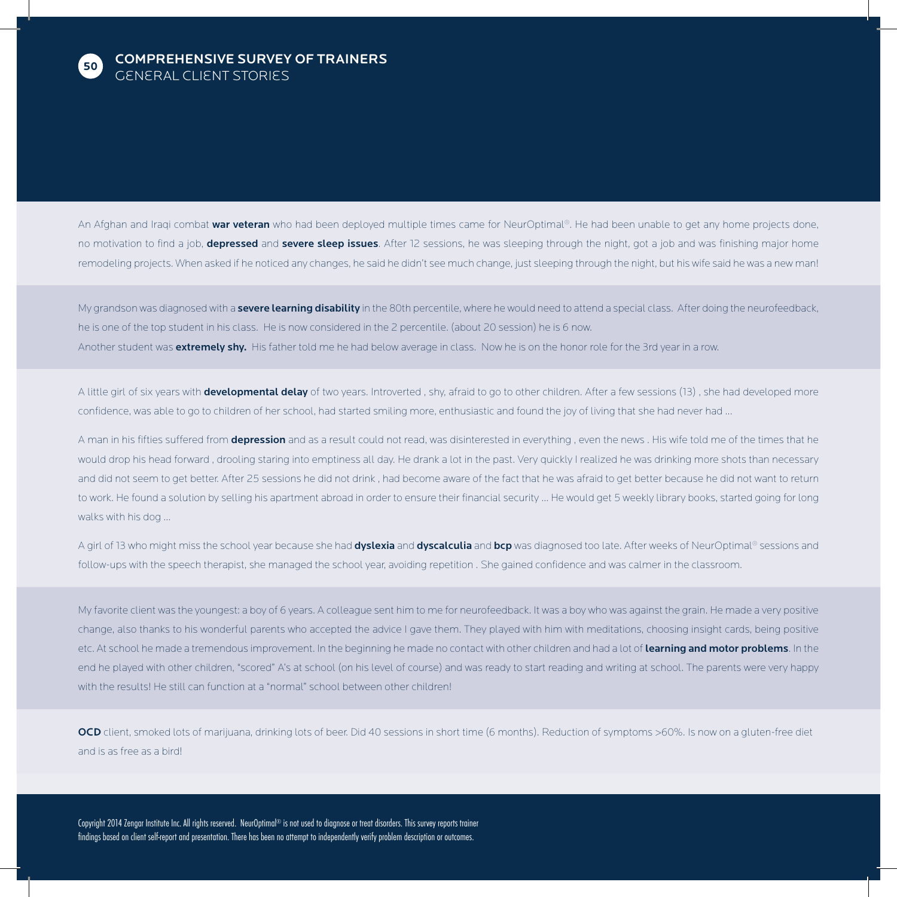## COMPREHENSIVE SURVEY OF TRAINERS
### GENERAL CLIENT STORIES

An Afghan and Iraqi combat **war veteran** who had been deployed multiple times came for NeurOptimal®. He had been unable to get any home projects done, no motivation to find a job, **depressed** and **severe sleep issues**. After 12 sessions, he was sleeping through the night, got a job and was finishing major home remodeling projects. When asked if he noticed any changes, he said he didn't see much change, just sleeping through the night, but his wife said he was a new man!

My grandson was diagnosed with a **severe learning disability** in the 80th percentile, where he would need to attend a special class. After doing the neurofeedback, he is one of the top student in his class. He is now considered in the 2 percentile. (about 20 session) he is 6 now.
Another student was **extremely shy.** His father told me he had below average in class. Now he is on the honor role for the 3rd year in a row.

A little girl of six years with **developmental delay** of two years. Introverted , shy, afraid to go to other children. After a few sessions (13) , she had developed more confidence, was able to go to children of her school, had started smiling more, enthusiastic and found the joy of living that she had never had ...

A man in his fifties suffered from **depression** and as a result could not read, was disinterested in everything , even the news . His wife told me of the times that he would drop his head forward , drooling staring into emptiness all day. He drank a lot in the past. Very quickly I realized he was drinking more shots than necessary and did not seem to get better. After 25 sessions he did not drink , had become aware of the fact that he was afraid to get better because he did not want to return to work. He found a solution by selling his apartment abroad in order to ensure their financial security ... He would get 5 weekly library books, started going for long walks with his dog ...

A girl of 13 who might miss the school year because she had **dyslexia** and **dyscalculia** and **bcp** was diagnosed too late. After weeks of NeurOptimal® sessions and follow-ups with the speech therapist, she managed the school year, avoiding repetition . She gained confidence and was calmer in the classroom.

My favorite client was the youngest: a boy of 6 years. A colleague sent him to me for neurofeedback. It was a boy who was against the grain. He made a very positive change, also thanks to his wonderful parents who accepted the advice I gave them. They played with him with meditations, choosing insight cards, being positive etc. At school he made a tremendous improvement. In the beginning he made no contact with other children and had a lot of **learning and motor problems**. In the end he played with other children, "scored" A's at school (on his level of course) and was ready to start reading and writing at school. The parents were very happy with the results! He still can function at a "normal" school between other children!

**OCD** client, smoked lots of marijuana, drinking lots of beer. Did 40 sessions in short time (6 months). Reduction of symptoms >60%. Is now on a gluten-free diet and is as free as a bird!

Copyright 2014 Zengar Institute Inc. All rights reserved. NeurOptimal® is not used to diagnose or treat disorders. This survey reports trainer findings based on client self-report and presentation. There has been no attempt to independently verify problem description or outcomes.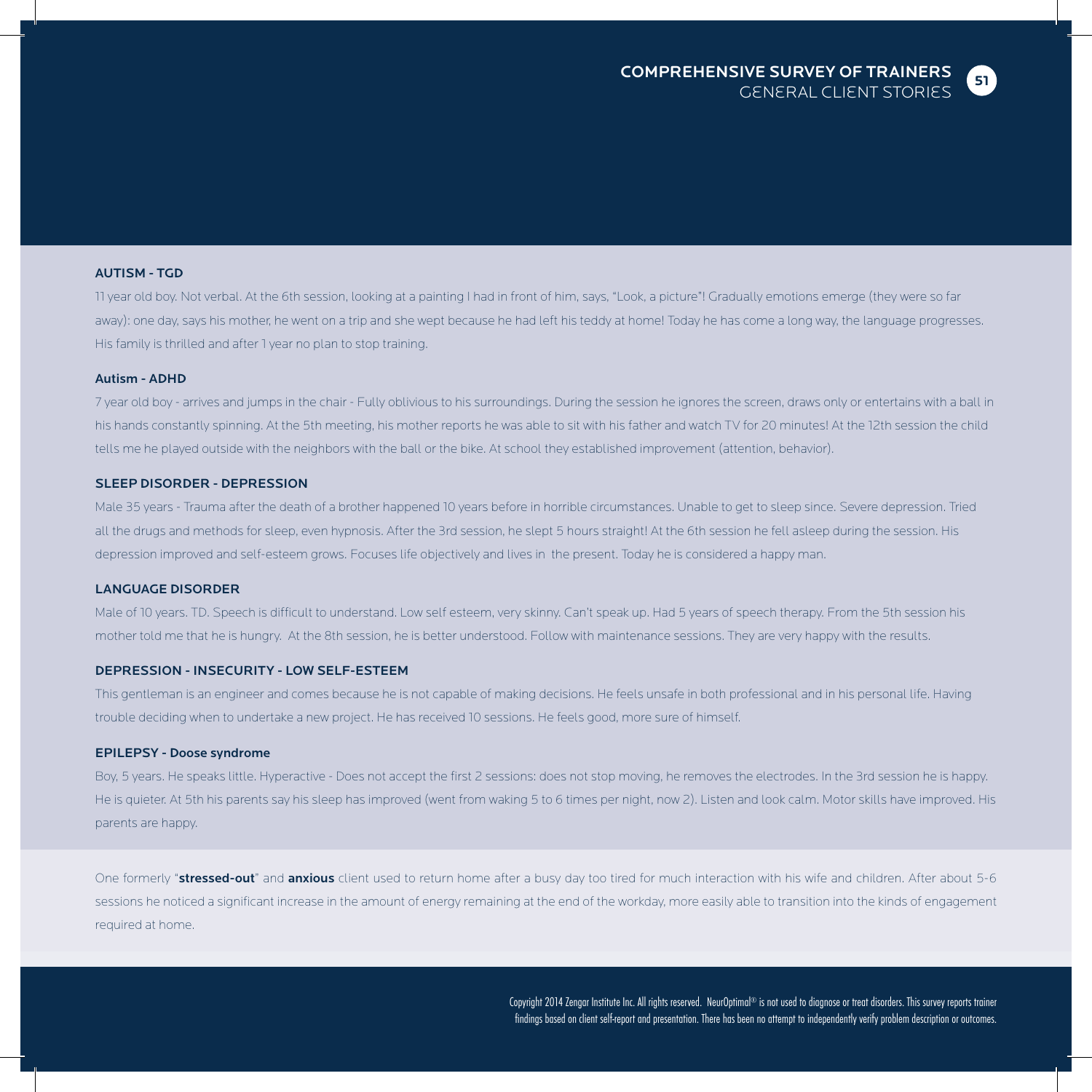### AUTISM - TGD

11 year old boy. Not verbal. At the 6th session, looking at a painting I had in front of him, says, "Look, a picture"! Gradually emotions emerge (they were so far away): one day, says his mother, he went on a trip and she wept because he had left his teddy at home! Today he has come a long way, the language progresses. His family is thrilled and after 1 year no plan to stop training.

### Autism - ADHD

7 year old boy - arrives and jumps in the chair - Fully oblivious to his surroundings. During the session he ignores the screen, draws only or entertains with a ball in his hands constantly spinning. At the 5th meeting, his mother reports he was able to sit with his father and watch TV for 20 minutes! At the 12th session the child tells me he played outside with the neighbors with the ball or the bike. At school they established improvement (attention, behavior).

### SLEEP DISORDER - DEPRESSION

Male 35 years - Trauma after the death of a brother happened 10 years before in horrible circumstances. Unable to get to sleep since. Severe depression. Tried all the drugs and methods for sleep, even hypnosis. After the 3rd session, he slept 5 hours straight! At the 6th session he fell asleep during the session. His depression improved and self-esteem grows. Focuses life objectively and lives in the present. Today he is considered a happy man.

### LANGUAGE DISORDER

Male of 10 years. TD. Speech is difficult to understand. Low self esteem, very skinny. Can't speak up. Had 5 years of speech therapy. From the 5th session his mother told me that he is hungry. At the 8th session, he is better understood. Follow with maintenance sessions. They are very happy with the results.

### DEPRESSION - INSECURITY - LOW SELF-ESTEEM

This gentleman is an engineer and comes because he is not capable of making decisions. He feels unsafe in both professional and in his personal life. Having trouble deciding when to undertake a new project. He has received 10 sessions. He feels good, more sure of himself.

### EPILEPSY - Doose syndrome

Boy, 5 years. He speaks little. Hyperactive - Does not accept the first 2 sessions: does not stop moving, he removes the electrodes. In the 3rd session he is happy. He is quieter. At 5th his parents say his sleep has improved (went from waking 5 to 6 times per night, now 2). Listen and look calm. Motor skills have improved. His parents are happy.

One formerly "**stressed-out**" and **anxious** client used to return home after a busy day too tired for much interaction with his wife and children. After about 5-6 sessions he noticed a significant increase in the amount of energy remaining at the end of the workday, more easily able to transition into the kinds of engagement required at home.

Copyright 2014 Zengar Institute Inc. All rights reserved. NeurOptimal® is not used to diagnose or treat disorders. This survey reports trainer findings based on client self-report and presentation. There has been no attempt to independently verify problem description or outcomes.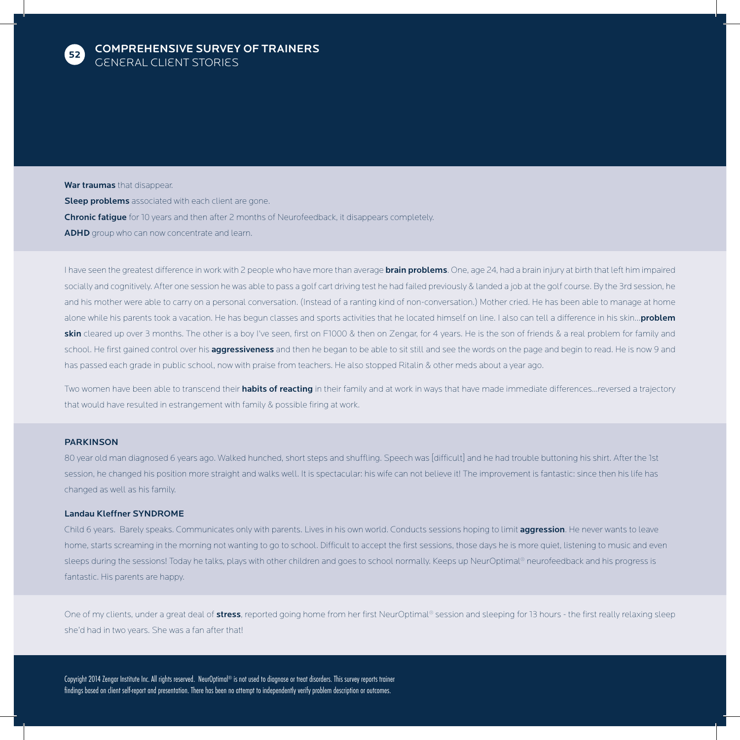## COMPREHENSIVE SURVEY OF TRAINERS
### GENERAL CLIENT STORIES

**War traumas** that disappear.

**Sleep problems** associated with each client are gone.

**Chronic fatigue** for 10 years and then after 2 months of Neurofeedback, it disappears completely.

**ADHD** group who can now concentrate and learn.

I have seen the greatest difference in work with 2 people who have more than average **brain problems**. One, age 24, had a brain injury at birth that left him impaired socially and cognitively. After one session he was able to pass a golf cart driving test he had failed previously & landed a job at the golf course. By the 3rd session, he and his mother were able to carry on a personal conversation. (Instead of a ranting kind of non-conversation.) Mother cried. He has been able to manage at home alone while his parents took a vacation. He has begun classes and sports activities that he located himself on line. I also can tell a difference in his skin...**problem skin** cleared up over 3 months. The other is a boy I've seen, first on F1000 & then on Zengar, for 4 years. He is the son of friends & a real problem for family and school. He first gained control over his **aggressiveness** and then he began to be able to sit still and see the words on the page and begin to read. He is now 9 and has passed each grade in public school, now with praise from teachers. He also stopped Ritalin & other meds about a year ago.

Two women have been able to transcend their **habits of reacting** in their family and at work in ways that have made immediate differences...reversed a trajectory that would have resulted in estrangement with family & possible firing at work.

#### PARKINSON

80 year old man diagnosed 6 years ago. Walked hunched, short steps and shuffling. Speech was [difficult] and he had trouble buttoning his shirt. After the 1st session, he changed his position more straight and walks well. It is spectacular: his wife can not believe it! The improvement is fantastic: since then his life has changed as well as his family.

#### Landau Kleffner SYNDROME

Child 6 years. Barely speaks. Communicates only with parents. Lives in his own world. Conducts sessions hoping to limit **aggression**. He never wants to leave home, starts screaming in the morning not wanting to go to school. Difficult to accept the first sessions, those days he is more quiet, listening to music and even sleeps during the sessions! Today he talks, plays with other children and goes to school normally. Keeps up NeurOptimal® neurofeedback and his progress is fantastic. His parents are happy.

One of my clients, under a great deal of **stress**, reported going home from her first NeurOptimal® session and sleeping for 13 hours - the first really relaxing sleep she'd had in two years. She was a fan after that!

Copyright 2014 Zengar Institute Inc. All rights reserved. NeurOptimal® is not used to diagnose or treat disorders. This survey reports trainer findings based on client self-report and presentation. There has been no attempt to independently verify problem description or outcomes.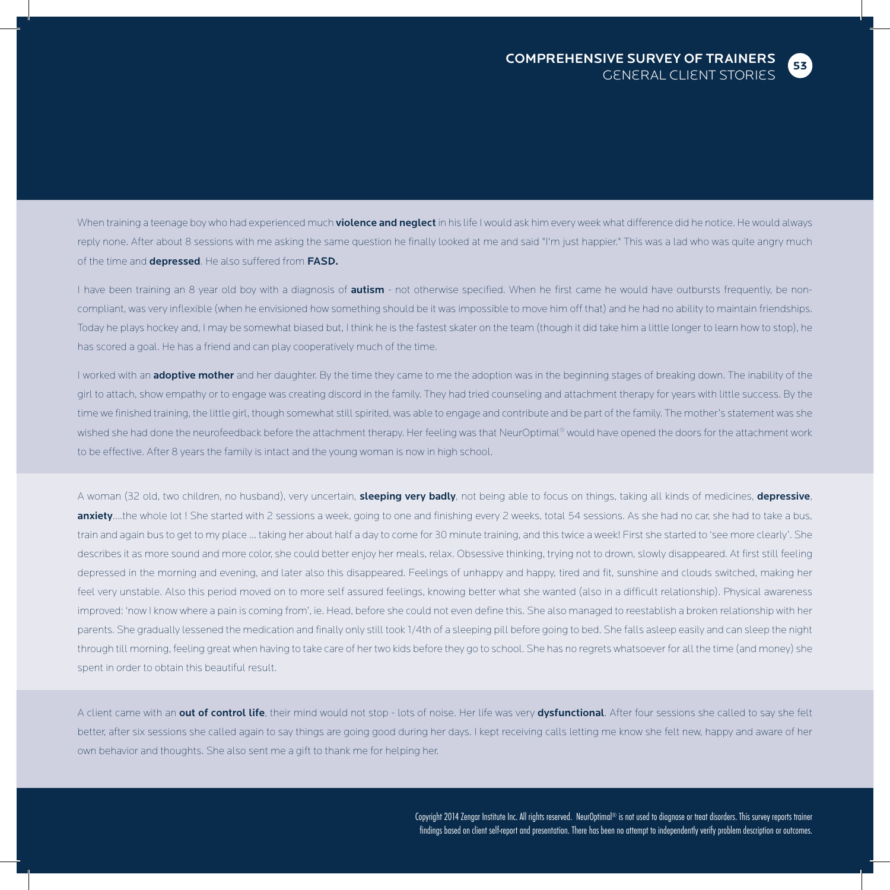When training a teenage boy who had experienced much **violence and neglect** in his life I would ask him every week what difference did he notice. He would always reply none. After about 8 sessions with me asking the same question he finally looked at me and said "I'm just happier." This was a lad who was quite angry much of the time and **depressed**. He also suffered from **FASD.**

I have been training an 8 year old boy with a diagnosis of **autism** - not otherwise specified. When he first came he would have outbursts frequently, be non-compliant, was very inflexible (when he envisioned how something should be it was impossible to move him off that) and he had no ability to maintain friendships. Today he plays hockey and, I may be somewhat biased but, I think he is the fastest skater on the team (though it did take him a little longer to learn how to stop), he has scored a goal. He has a friend and can play cooperatively much of the time.

I worked with an **adoptive mother** and her daughter. By the time they came to me the adoption was in the beginning stages of breaking down. The inability of the girl to attach, show empathy or to engage was creating discord in the family. They had tried counseling and attachment therapy for years with little success. By the time we finished training, the little girl, though somewhat still spirited, was able to engage and contribute and be part of the family. The mother's statement was she wished she had done the neurofeedback before the attachment therapy. Her feeling was that NeurOptimal® would have opened the doors for the attachment work to be effective. After 8 years the family is intact and the young woman is now in high school.

A woman (32 old, two children, no husband), very uncertain, **sleeping very badly**, not being able to focus on things, taking all kinds of medicines, **depressive**, **anxiety**....the whole lot ! She started with 2 sessions a week, going to one and finishing every 2 weeks, total 54 sessions. As she had no car, she had to take a bus, train and again bus to get to my place ... taking her about half a day to come for 30 minute training, and this twice a week! First she started to 'see more clearly'. She describes it as more sound and more color, she could better enjoy her meals, relax. Obsessive thinking, trying not to drown, slowly disappeared. At first still feeling depressed in the morning and evening, and later also this disappeared. Feelings of unhappy and happy, tired and fit, sunshine and clouds switched, making her feel very unstable. Also this period moved on to more self assured feelings, knowing better what she wanted (also in a difficult relationship). Physical awareness improved: 'now I know where a pain is coming from', ie. Head, before she could not even define this. She also managed to reestablish a broken relationship with her parents. She gradually lessened the medication and finally only still took 1/4th of a sleeping pill before going to bed. She falls asleep easily and can sleep the night through till morning, feeling great when having to take care of her two kids before they go to school. She has no regrets whatsoever for all the time (and money) she spent in order to obtain this beautiful result.

A client came with an **out of control life**, their mind would not stop - lots of noise. Her life was very **dysfunctional**. After four sessions she called to say she felt better, after six sessions she called again to say things are going good during her days. I kept receiving calls letting me know she felt new, happy and aware of her own behavior and thoughts. She also sent me a gift to thank me for helping her.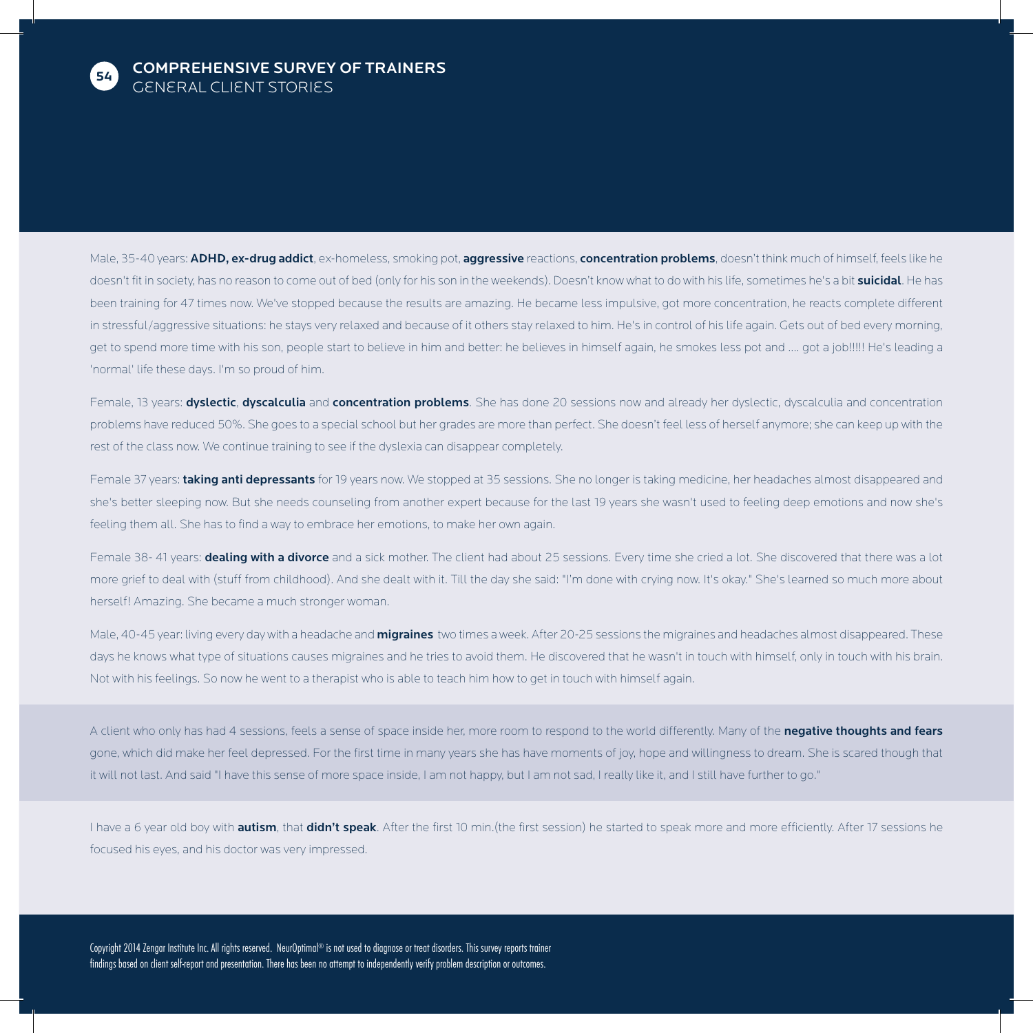## COMPREHENSIVE SURVEY OF TRAINERS
GENERAL CLIENT STORIES

Male, 35-40 years: **ADHD, ex-drug addict**, ex-homeless, smoking pot, **aggressive** reactions, **concentration problems**, doesn't think much of himself, feels like he doesn't fit in society, has no reason to come out of bed (only for his son in the weekends). Doesn't know what to do with his life, sometimes he's a bit **suicidal**. He has been training for 47 times now. We've stopped because the results are amazing. He became less impulsive, got more concentration, he reacts complete different in stressful/aggressive situations: he stays very relaxed and because of it others stay relaxed to him. He's in control of his life again. Gets out of bed every morning, get to spend more time with his son, people start to believe in him and better: he believes in himself again, he smokes less pot and .... got a job!!!!! He's leading a 'normal' life these days. I'm so proud of him.

Female, 13 years: **dyslectic**, **dyscalculia** and **concentration problems**. She has done 20 sessions now and already her dyslectic, dyscalculia and concentration problems have reduced 50%. She goes to a special school but her grades are more than perfect. She doesn't feel less of herself anymore; she can keep up with the rest of the class now. We continue training to see if the dyslexia can disappear completely.

Female 37 years: **taking anti depressants** for 19 years now. We stopped at 35 sessions. She no longer is taking medicine, her headaches almost disappeared and she's better sleeping now. But she needs counseling from another expert because for the last 19 years she wasn't used to feeling deep emotions and now she's feeling them all. She has to find a way to embrace her emotions, to make her own again.

Female 38- 41 years: **dealing with a divorce** and a sick mother. The client had about 25 sessions. Every time she cried a lot. She discovered that there was a lot more grief to deal with (stuff from childhood). And she dealt with it. Till the day she said: "I'm done with crying now. It's okay." She's learned so much more about herself! Amazing. She became a much stronger woman.

Male, 40-45 year: living every day with a headache and **migraines** two times a week. After 20-25 sessions the migraines and headaches almost disappeared. These days he knows what type of situations causes migraines and he tries to avoid them. He discovered that he wasn't in touch with himself, only in touch with his brain. Not with his feelings. So now he went to a therapist who is able to teach him how to get in touch with himself again.

A client who only has had 4 sessions, feels a sense of space inside her, more room to respond to the world differently. Many of the **negative thoughts and fears** gone, which did make her feel depressed. For the first time in many years she has have moments of joy, hope and willingness to dream. She is scared though that it will not last. And said "I have this sense of more space inside, I am not happy, but I am not sad, I really like it, and I still have further to go."

I have a 6 year old boy with **autism**, that **didn't speak**. After the first 10 min.(the first session) he started to speak more and more efficiently. After 17 sessions he focused his eyes, and his doctor was very impressed.

Copyright 2014 Zengar Institute Inc. All rights reserved. NeurOptimal® is not used to diagnose or treat disorders. This survey reports trainer findings based on client self-report and presentation. There has been no attempt to independently verify problem description or outcomes.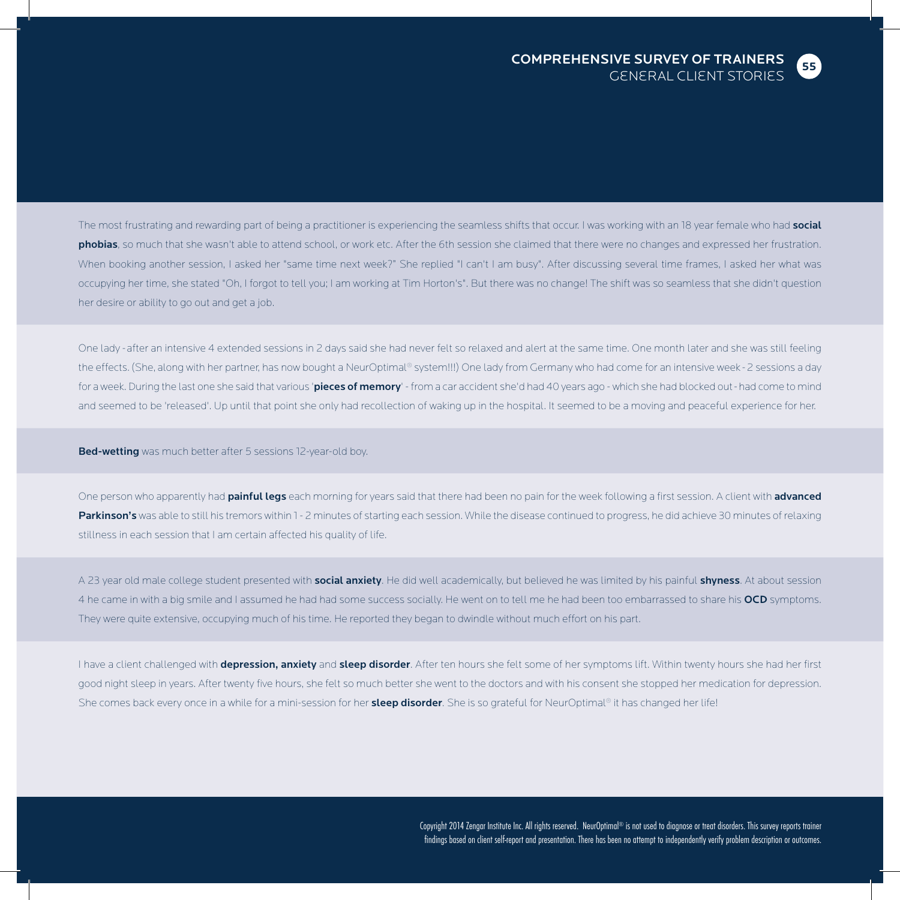The most frustrating and rewarding part of being a practitioner is experiencing the seamless shifts that occur. I was working with an 18 year female who had **social phobias**, so much that she wasn't able to attend school, or work etc. After the 6th session she claimed that there were no changes and expressed her frustration. When booking another session, I asked her "same time next week?" She replied "I can't I am busy". After discussing several time frames, I asked her what was occupying her time, she stated "Oh, I forgot to tell you; I am working at Tim Horton's". But there was no change! The shift was so seamless that she didn't question her desire or ability to go out and get a job.

One lady - after an intensive 4 extended sessions in 2 days said she had never felt so relaxed and alert at the same time. One month later and she was still feeling the effects. (She, along with her partner, has now bought a NeurOptimal® system!!!) One lady from Germany who had come for an intensive week - 2 sessions a day for a week. During the last one she said that various '**pieces of memory**' - from a car accident she'd had 40 years ago - which she had blocked out - had come to mind and seemed to be 'released'. Up until that point she only had recollection of waking up in the hospital. It seemed to be a moving and peaceful experience for her.

**Bed-wetting** was much better after 5 sessions 12-year-old boy.

One person who apparently had **painful legs** each morning for years said that there had been no pain for the week following a first session. A client with **advanced Parkinson's** was able to still his tremors within 1 - 2 minutes of starting each session. While the disease continued to progress, he did achieve 30 minutes of relaxing stillness in each session that I am certain affected his quality of life.

A 23 year old male college student presented with **social anxiety**. He did well academically, but believed he was limited by his painful **shyness**. At about session 4 he came in with a big smile and I assumed he had had some success socially. He went on to tell me he had been too embarrassed to share his **OCD** symptoms. They were quite extensive, occupying much of his time. He reported they began to dwindle without much effort on his part.

I have a client challenged with **depression, anxiety** and **sleep disorder**. After ten hours she felt some of her symptoms lift. Within twenty hours she had her first good night sleep in years. After twenty five hours, she felt so much better she went to the doctors and with his consent she stopped her medication for depression. She comes back every once in a while for a mini-session for her **sleep disorder**. She is so grateful for NeurOptimal® it has changed her life!

Copyright 2014 Zengar Institute Inc. All rights reserved. NeurOptimal® is not used to diagnose or treat disorders. This survey reports trainer findings based on client self-report and presentation. There has been no attempt to independently verify problem description or outcomes.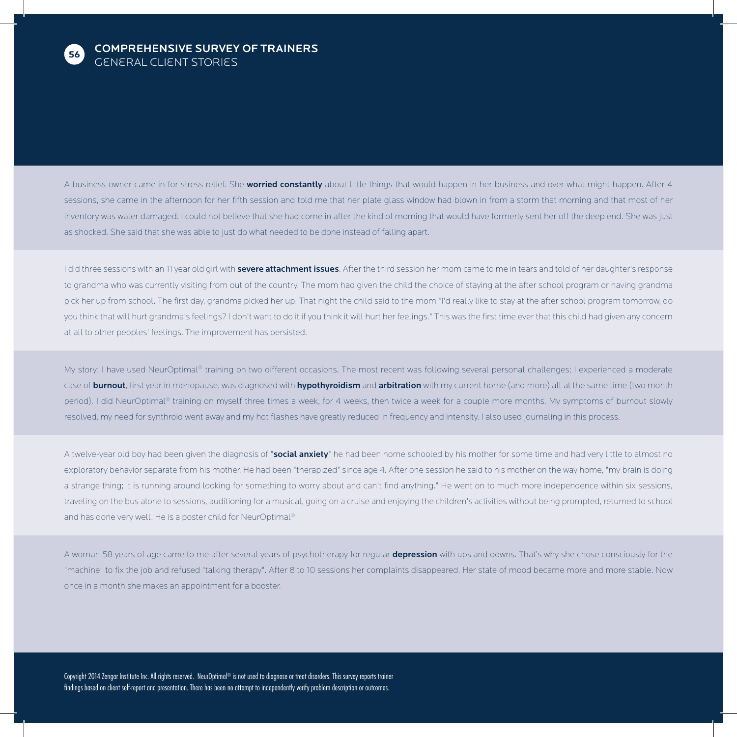## COMPREHENSIVE SURVEY OF TRAINERS
### GENERAL CLIENT STORIES

A business owner came in for stress relief. She **worried constantly** about little things that would happen in her business and over what might happen. After 4 sessions, she came in the afternoon for her fifth session and told me that her plate glass window had blown in from a storm that morning and that most of her inventory was water damaged. I could not believe that she had come in after the kind of morning that would have formerly sent her off the deep end. She was just as shocked. She said that she was able to just do what needed to be done instead of falling apart.

I did three sessions with an 11 year old girl with **severe attachment issues**. After the third session her mom came to me in tears and told of her daughter's response to grandma who was currently visiting from out of the country. The mom had given the child the choice of staying at the after school program or having grandma pick her up from school. The first day, grandma picked her up. That night the child said to the mom "I'd really like to stay at the after school program tomorrow, do you think that will hurt grandma's feelings? I don't want to do it if you think it will hurt her feelings." This was the first time ever that this child had given any concern at all to other peoples' feelings. The improvement has persisted.

My story: I have used NeurOptimal® training on two different occasions. The most recent was following several personal challenges; I experienced a moderate case of **burnout**, first year in menopause, was diagnosed with **hypothyroidism** and **arbitration** with my current home (and more) all at the same time (two month period). I did NeurOptimal® training on myself three times a week, for 4 weeks, then twice a week for a couple more months. My symptoms of burnout slowly resolved, my need for synthroid went away and my hot flashes have greatly reduced in frequency and intensity. I also used journaling in this process.

A twelve-year old boy had been given the diagnosis of "**social anxiety**" he had been home schooled by his mother for some time and had very little to almost no exploratory behavior separate from his mother. He had been "therapized" since age 4. After one session he said to his mother on the way home, "my brain is doing a strange thing; it is running around looking for something to worry about and can't find anything." He went on to much more independence within six sessions, traveling on the bus alone to sessions, auditioning for a musical, going on a cruise and enjoying the children's activities without being prompted, returned to school and has done very well. He is a poster child for NeurOptimal®.

A woman 58 years of age came to me after several years of psychotherapy for regular **depression** with ups and downs. That's why she chose consciously for the "machine" to fix the job and refused "talking therapy". After 8 to 10 sessions her complaints disappeared. Her state of mood became more and more stable. Now once in a month she makes an appointment for a booster.

Copyright 2014 Zengar Institute Inc. All rights reserved. NeurOptimal® is not used to diagnose or treat disorders. This survey reports trainer findings based on client self-report and presentation. There has been no attempt to independently verify problem description or outcomes.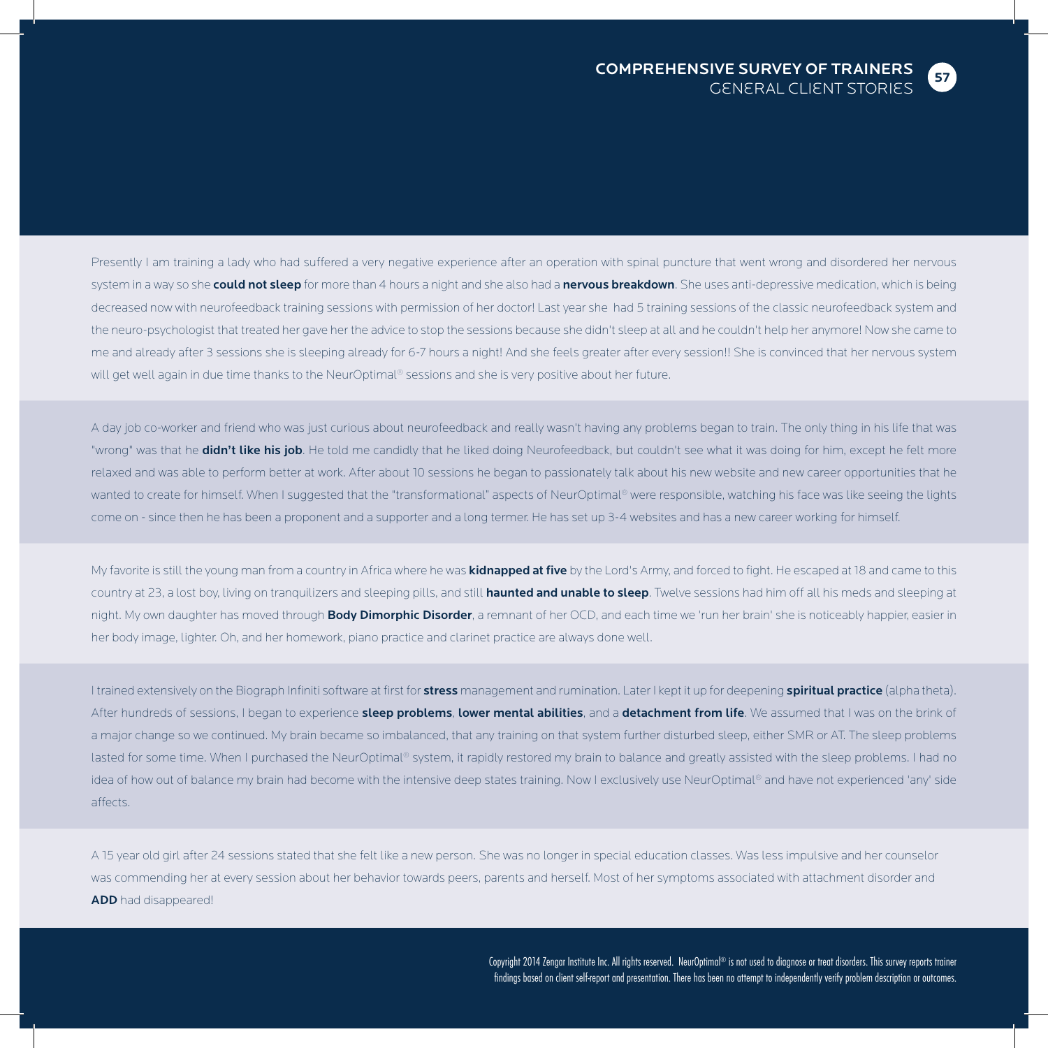Presently I am training a lady who had suffered a very negative experience after an operation with spinal puncture that went wrong and disordered her nervous system in a way so she **could not sleep** for more than 4 hours a night and she also had a **nervous breakdown**. She uses anti-depressive medication, which is being decreased now with neurofeedback training sessions with permission of her doctor! Last year she had 5 training sessions of the classic neurofeedback system and the neuro-psychologist that treated her gave her the advice to stop the sessions because she didn't sleep at all and he couldn't help her anymore! Now she came to me and already after 3 sessions she is sleeping already for 6-7 hours a night! And she feels greater after every session!! She is convinced that her nervous system will get well again in due time thanks to the NeurOptimal® sessions and she is very positive about her future.

A day job co-worker and friend who was just curious about neurofeedback and really wasn't having any problems began to train. The only thing in his life that was "wrong" was that he **didn't like his job**. He told me candidly that he liked doing Neurofeedback, but couldn't see what it was doing for him, except he felt more relaxed and was able to perform better at work. After about 10 sessions he began to passionately talk about his new website and new career opportunities that he wanted to create for himself. When I suggested that the "transformational" aspects of NeurOptimal® were responsible, watching his face was like seeing the lights come on - since then he has been a proponent and a supporter and a long termer. He has set up 3-4 websites and has a new career working for himself.

My favorite is still the young man from a country in Africa where he was **kidnapped at five** by the Lord's Army, and forced to fight. He escaped at 18 and came to this country at 23, a lost boy, living on tranquilizers and sleeping pills, and still **haunted and unable to sleep**. Twelve sessions had him off all his meds and sleeping at night. My own daughter has moved through **Body Dimorphic Disorder**, a remnant of her OCD, and each time we 'run her brain' she is noticeably happier, easier in her body image, lighter. Oh, and her homework, piano practice and clarinet practice are always done well.

I trained extensively on the Biograph Infiniti software at first for **stress** management and rumination. Later I kept it up for deepening **spiritual practice** (alpha theta). After hundreds of sessions, I began to experience **sleep problems**, **lower mental abilities**, and a **detachment from life**. We assumed that I was on the brink of a major change so we continued. My brain became so imbalanced, that any training on that system further disturbed sleep, either SMR or AT. The sleep problems lasted for some time. When I purchased the NeurOptimal® system, it rapidly restored my brain to balance and greatly assisted with the sleep problems. I had no idea of how out of balance my brain had become with the intensive deep states training. Now I exclusively use NeurOptimal® and have not experienced 'any' side affects.

A 15 year old girl after 24 sessions stated that she felt like a new person. She was no longer in special education classes. Was less impulsive and her counselor was commending her at every session about her behavior towards peers, parents and herself. Most of her symptoms associated with attachment disorder and **ADD** had disappeared!

Copyright 2014 Zengar Institute Inc. All rights reserved. NeurOptimal® is not used to diagnose or treat disorders. This survey reports trainer findings based on client self-report and presentation. There has been no attempt to independently verify problem description or outcomes.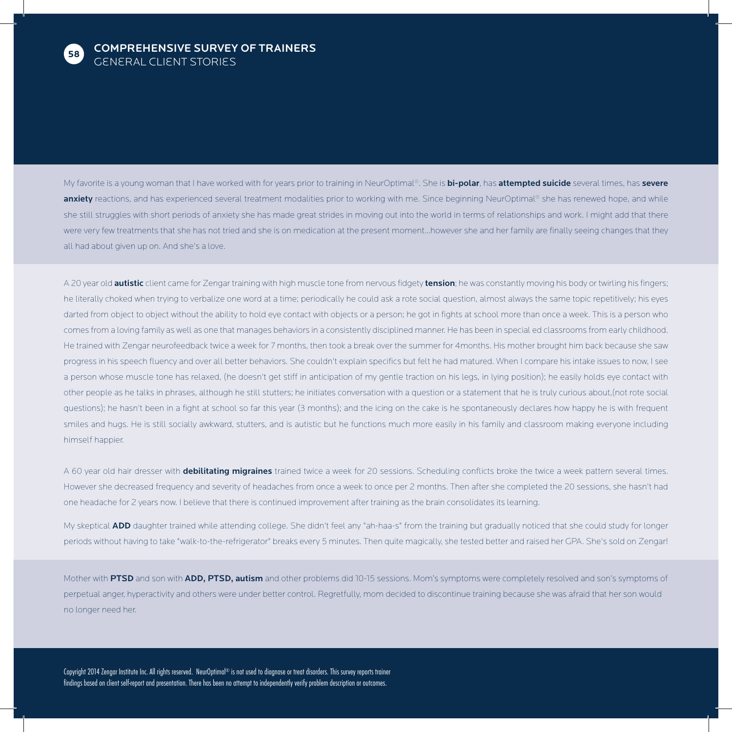## COMPREHENSIVE SURVEY OF TRAINERS
GENERAL CLIENT STORIES

My favorite is a young woman that I have worked with for years prior to training in NeurOptimal®. She is **bi-polar**, has **attempted suicide** several times, has **severe anxiety** reactions, and has experienced several treatment modalities prior to working with me. Since beginning NeurOptimal® she has renewed hope, and while she still struggles with short periods of anxiety she has made great strides in moving out into the world in terms of relationships and work. I might add that there were very few treatments that she has not tried and she is on medication at the present moment...however she and her family are finally seeing changes that they all had about given up on. And she's a love.

A 20 year old **autistic** client came for Zengar training with high muscle tone from nervous fidgety **tension**; he was constantly moving his body or twirling his fingers; he literally choked when trying to verbalize one word at a time; periodically he could ask a rote social question, almost always the same topic repetitively; his eyes darted from object to object without the ability to hold eye contact with objects or a person; he got in fights at school more than once a week. This is a person who comes from a loving family as well as one that manages behaviors in a consistently disciplined manner. He has been in special ed classrooms from early childhood. He trained with Zengar neurofeedback twice a week for 7 months, then took a break over the summer for 4months. His mother brought him back because she saw progress in his speech fluency and over all better behaviors. She couldn't explain specifics but felt he had matured. When I compare his intake issues to now, I see a person whose muscle tone has relaxed, (he doesn't get stiff in anticipation of my gentle traction on his legs, in lying position); he easily holds eye contact with other people as he talks in phrases, although he still stutters; he initiates conversation with a question or a statement that he is truly curious about,(not rote social questions); he hasn't been in a fight at school so far this year (3 months); and the icing on the cake is he spontaneously declares how happy he is with frequent smiles and hugs. He is still socially awkward, stutters, and is autistic but he functions much more easily in his family and classroom making everyone including himself happier.

A 60 year old hair dresser with **debilitating migraines** trained twice a week for 20 sessions. Scheduling conflicts broke the twice a week pattern several times. However she decreased frequency and severity of headaches from once a week to once per 2 months. Then after she completed the 20 sessions, she hasn't had one headache for 2 years now. I believe that there is continued improvement after training as the brain consolidates its learning.

My skeptical **ADD** daughter trained while attending college. She didn't feel any "ah-haa-s" from the training but gradually noticed that she could study for longer periods without having to take "walk-to-the-refrigerator" breaks every 5 minutes. Then quite magically, she tested better and raised her GPA. She's sold on Zengar!

Mother with **PTSD** and son with **ADD, PTSD, autism** and other problems did 10-15 sessions. Mom's symptoms were completely resolved and son's symptoms of perpetual anger, hyperactivity and others were under better control. Regretfully, mom decided to discontinue training because she was afraid that her son would no longer need her.

Copyright 2014 Zengar Institute Inc. All rights reserved. NeurOptimal® is not used to diagnose or treat disorders. This survey reports trainer findings based on client self-report and presentation. There has been no attempt to independently verify problem description or outcomes.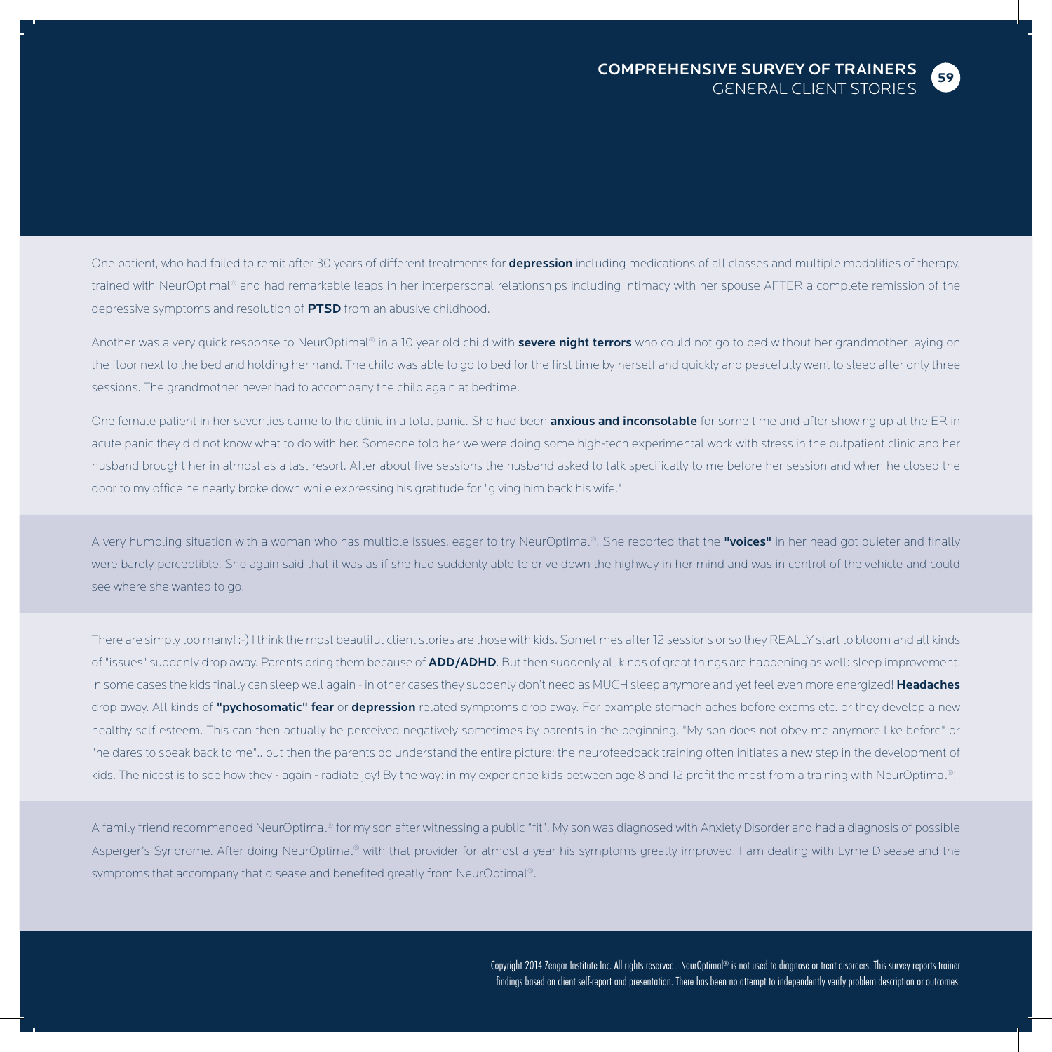One patient, who had failed to remit after 30 years of different treatments for **depression** including medications of all classes and multiple modalities of therapy, trained with NeurOptimal® and had remarkable leaps in her interpersonal relationships including intimacy with her spouse AFTER a complete remission of the depressive symptoms and resolution of **PTSD** from an abusive childhood.

Another was a very quick response to NeurOptimal® in a 10 year old child with **severe night terrors** who could not go to bed without her grandmother laying on the floor next to the bed and holding her hand. The child was able to go to bed for the first time by herself and quickly and peacefully went to sleep after only three sessions. The grandmother never had to accompany the child again at bedtime.

One female patient in her seventies came to the clinic in a total panic. She had been **anxious and inconsolable** for some time and after showing up at the ER in acute panic they did not know what to do with her. Someone told her we were doing some high-tech experimental work with stress in the outpatient clinic and her husband brought her in almost as a last resort. After about five sessions the husband asked to talk specifically to me before her session and when he closed the door to my office he nearly broke down while expressing his gratitude for "giving him back his wife."

A very humbling situation with a woman who has multiple issues, eager to try NeurOptimal®. She reported that the **"voices"** in her head got quieter and finally were barely perceptible. She again said that it was as if she had suddenly able to drive down the highway in her mind and was in control of the vehicle and could see where she wanted to go.

There are simply too many! :-) I think the most beautiful client stories are those with kids. Sometimes after 12 sessions or so they REALLY start to bloom and all kinds of "issues" suddenly drop away. Parents bring them because of **ADD/ADHD**. But then suddenly all kinds of great things are happening as well: sleep improvement: in some cases the kids finally can sleep well again - in other cases they suddenly don't need as MUCH sleep anymore and yet feel even more energized! **Headaches** drop away. All kinds of **"pychosomatic" fear** or **depression** related symptoms drop away. For example stomach aches before exams etc. or they develop a new healthy self esteem. This can then actually be perceived negatively sometimes by parents in the beginning. "My son does not obey me anymore like before" or "he dares to speak back to me"...but then the parents do understand the entire picture: the neurofeedback training often initiates a new step in the development of kids. The nicest is to see how they - again - radiate joy! By the way: in my experience kids between age 8 and 12 profit the most from a training with NeurOptimal®!

A family friend recommended NeurOptimal® for my son after witnessing a public "fit". My son was diagnosed with Anxiety Disorder and had a diagnosis of possible Asperger's Syndrome. After doing NeurOptimal® with that provider for almost a year his symptoms greatly improved. I am dealing with Lyme Disease and the symptoms that accompany that disease and benefited greatly from NeurOptimal®.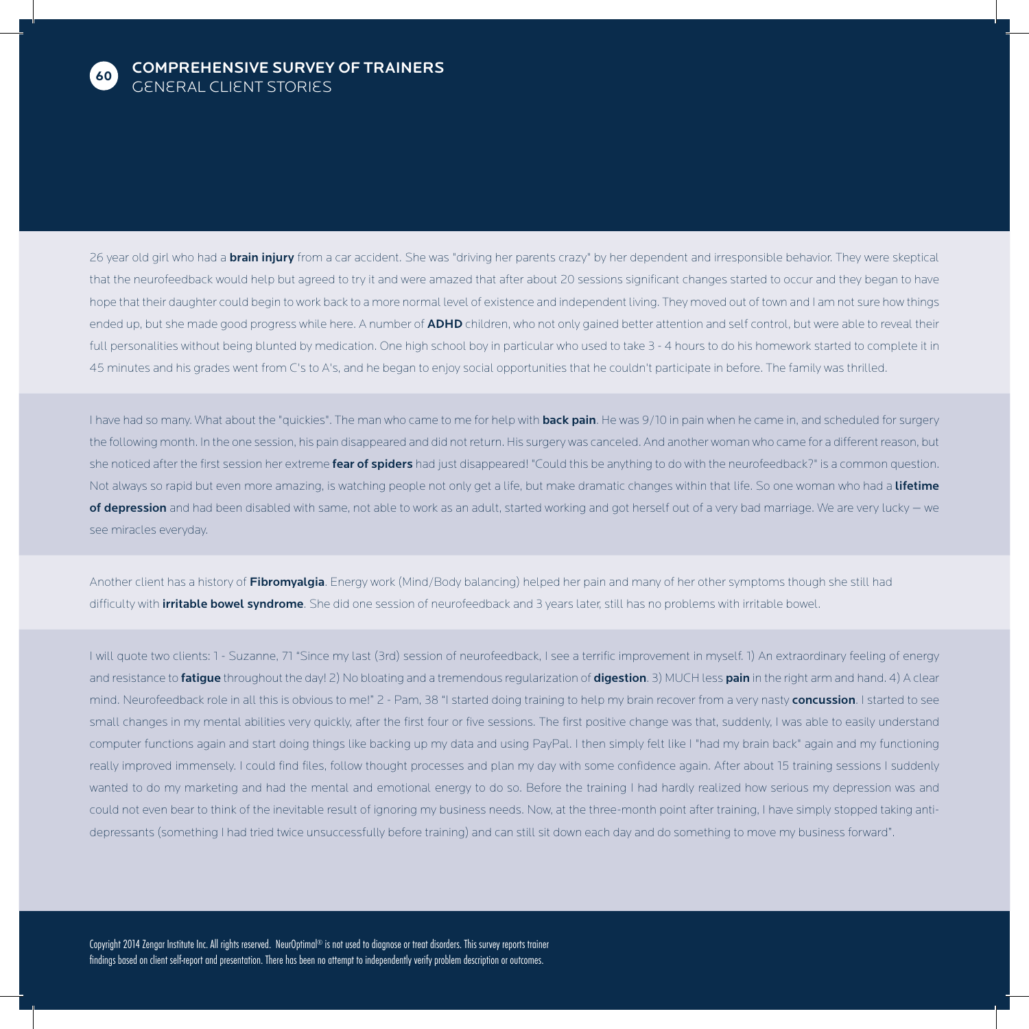## COMPREHENSIVE SURVEY OF TRAINERS

### GENERAL CLIENT STORIES

26 year old girl who had a **brain injury** from a car accident. She was "driving her parents crazy" by her dependent and irresponsible behavior. They were skeptical that the neurofeedback would help but agreed to try it and were amazed that after about 20 sessions significant changes started to occur and they began to have hope that their daughter could begin to work back to a more normal level of existence and independent living. They moved out of town and I am not sure how things ended up, but she made good progress while here. A number of **ADHD** children, who not only gained better attention and self control, but were able to reveal their full personalities without being blunted by medication. One high school boy in particular who used to take 3 - 4 hours to do his homework started to complete it in 45 minutes and his grades went from C's to A's, and he began to enjoy social opportunities that he couldn't participate in before. The family was thrilled.

I have had so many. What about the "quickies". The man who came to me for help with **back pain**. He was 9/10 in pain when he came in, and scheduled for surgery the following month. In the one session, his pain disappeared and did not return. His surgery was canceled. And another woman who came for a different reason, but she noticed after the first session her extreme **fear of spiders** had just disappeared! "Could this be anything to do with the neurofeedback?" is a common question. Not always so rapid but even more amazing, is watching people not only get a life, but make dramatic changes within that life. So one woman who had a **lifetime of depression** and had been disabled with same, not able to work as an adult, started working and got herself out of a very bad marriage. We are very lucky – we see miracles everyday.

Another client has a history of **Fibromyalgia**. Energy work (Mind/Body balancing) helped her pain and many of her other symptoms though she still had difficulty with **irritable bowel syndrome**. She did one session of neurofeedback and 3 years later, still has no problems with irritable bowel.

I will quote two clients: 1 - Suzanne, 71 "Since my last (3rd) session of neurofeedback, I see a terrific improvement in myself. 1) An extraordinary feeling of energy and resistance to **fatigue** throughout the day! 2) No bloating and a tremendous regularization of **digestion**. 3) MUCH less **pain** in the right arm and hand. 4) A clear mind. Neurofeedback role in all this is obvious to me!" 2 - Pam, 38 "I started doing training to help my brain recover from a very nasty **concussion**. I started to see small changes in my mental abilities very quickly, after the first four or five sessions. The first positive change was that, suddenly, I was able to easily understand computer functions again and start doing things like backing up my data and using PayPal. I then simply felt like I "had my brain back" again and my functioning really improved immensely. I could find files, follow thought processes and plan my day with some confidence again. After about 15 training sessions I suddenly wanted to do my marketing and had the mental and emotional energy to do so. Before the training I had hardly realized how serious my depression was and could not even bear to think of the inevitable result of ignoring my business needs. Now, at the three-month point after training, I have simply stopped taking anti-depressants (something I had tried twice unsuccessfully before training) and can still sit down each day and do something to move my business forward".

Copyright 2014 Zengar Institute Inc. All rights reserved. NeurOptimal® is not used to diagnose or treat disorders. This survey reports trainer findings based on client self-report and presentation. There has been no attempt to independently verify problem description or outcomes.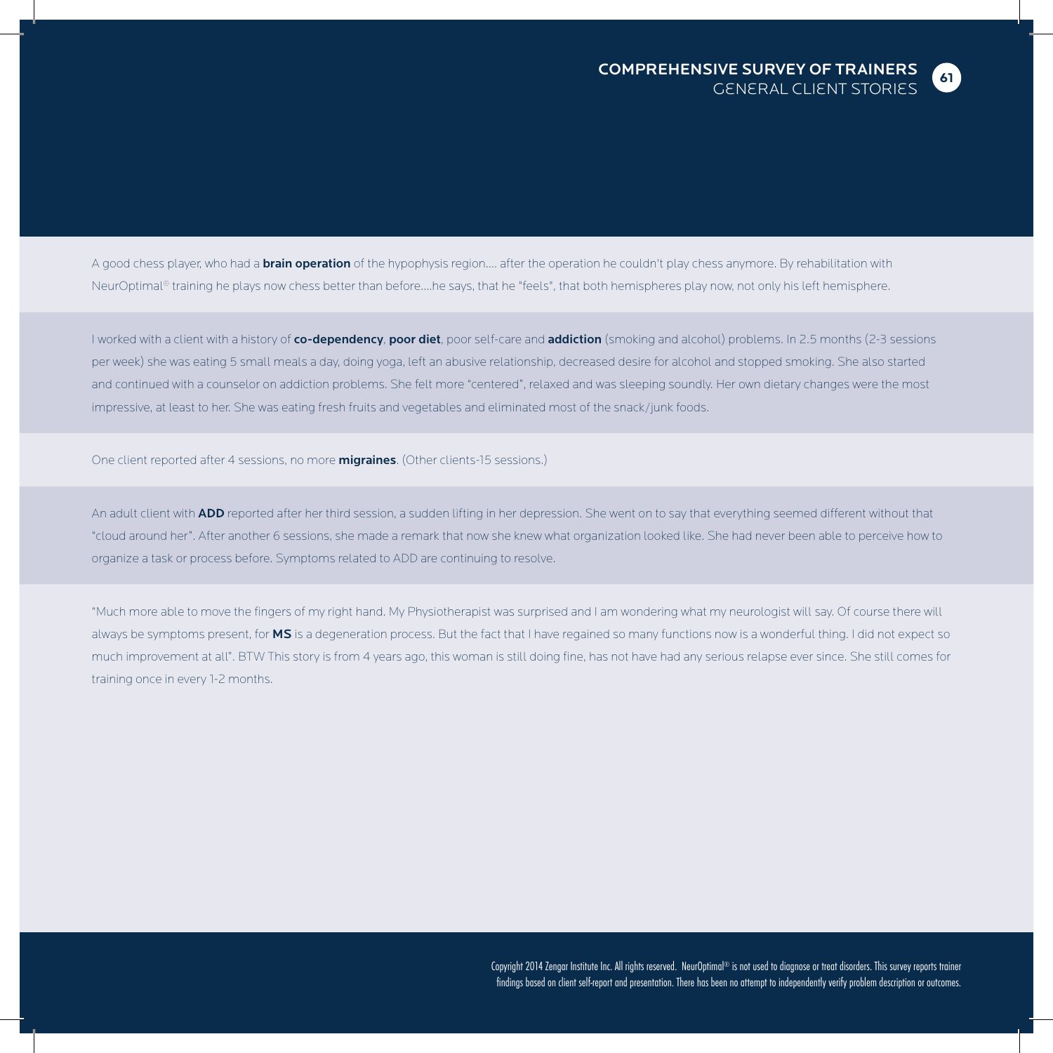A good chess player, who had a **brain operation** of the hypophysis region.... after the operation he couldn't play chess anymore. By rehabilitation with NeurOptimal® training he plays now chess better than before....he says, that he "feels", that both hemispheres play now, not only his left hemisphere.

I worked with a client with a history of **co-dependency**, **poor diet**, poor self-care and **addiction** (smoking and alcohol) problems. In 2.5 months (2-3 sessions per week) she was eating 5 small meals a day, doing yoga, left an abusive relationship, decreased desire for alcohol and stopped smoking. She also started and continued with a counselor on addiction problems. She felt more "centered", relaxed and was sleeping soundly. Her own dietary changes were the most impressive, at least to her. She was eating fresh fruits and vegetables and eliminated most of the snack/junk foods.

One client reported after 4 sessions, no more **migraines**. (Other clients-15 sessions.)

An adult client with **ADD** reported after her third session, a sudden lifting in her depression. She went on to say that everything seemed different without that "cloud around her". After another 6 sessions, she made a remark that now she knew what organization looked like. She had never been able to perceive how to organize a task or process before. Symptoms related to ADD are continuing to resolve.

"Much more able to move the fingers of my right hand. My Physiotherapist was surprised and I am wondering what my neurologist will say. Of course there will always be symptoms present, for **MS** is a degeneration process. But the fact that I have regained so many functions now is a wonderful thing. I did not expect so much improvement at all". BTW This story is from 4 years ago, this woman is still doing fine, has not have had any serious relapse ever since. She still comes for training once in every 1-2 months.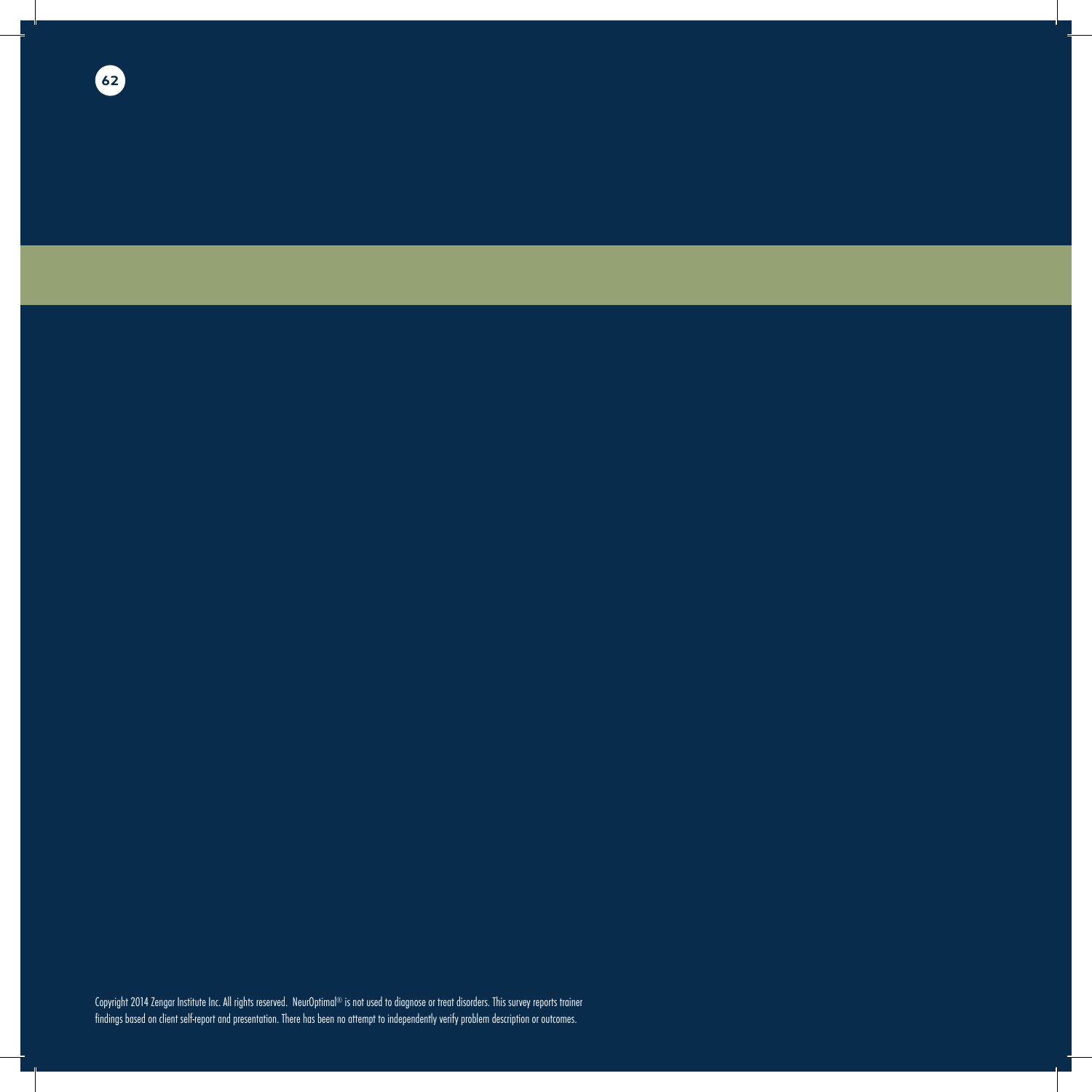Copyright 2014 Zengar Institute Inc. All rights reserved. NeurOptimal® is not used to diagnose or treat disorders. This survey reports trainer findings based on client self-report and presentation. There has been no attempt to independently verify problem description or outcomes.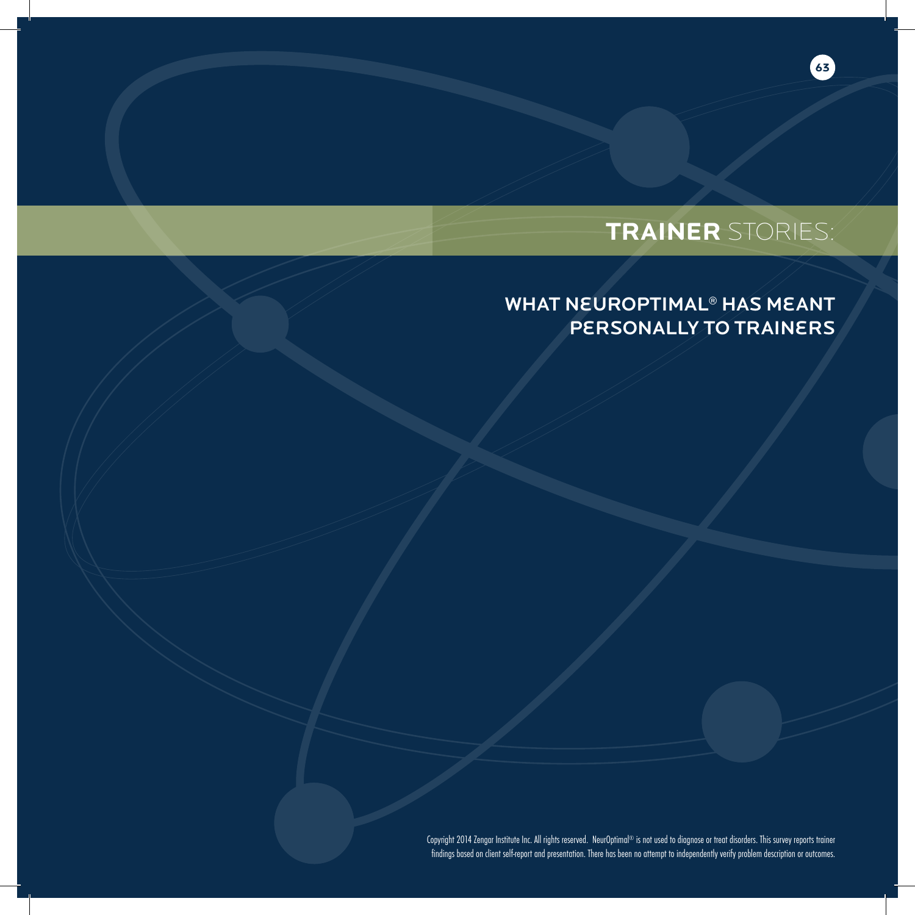# TRAINER STORIES:

## WHAT NEUROPTIMAL® HAS MEANT PERSONALLY TO TRAINERS

Copyright 2014 Zengar Institute Inc. All rights reserved. NeurOptimal® is not used to diagnose or treat disorders. This survey reports trainer findings based on client self-report and presentation. There has been no attempt to independently verify problem description or outcomes.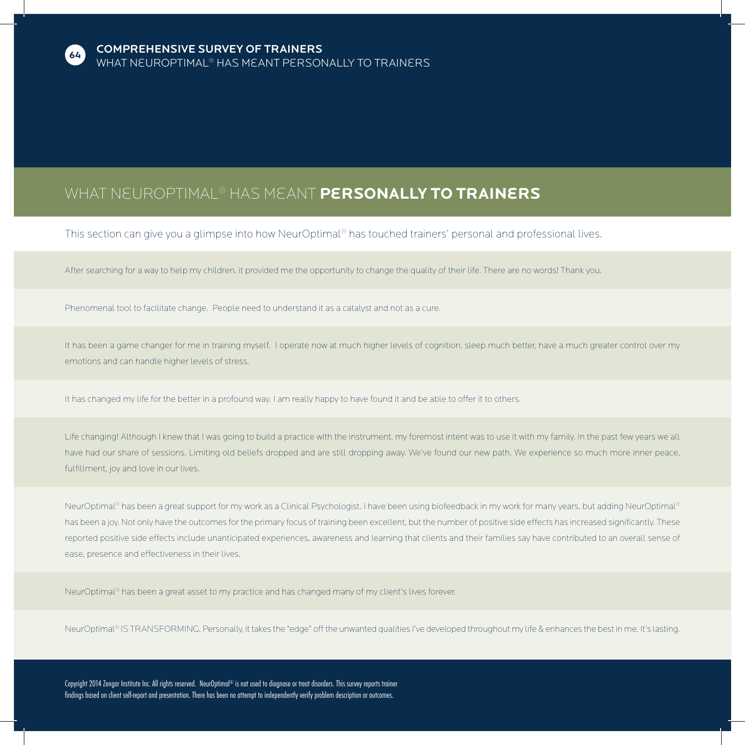# WHAT NEUROPTIMAL® HAS MEANT **PERSONALLY TO TRAINERS**

This section can give you a glimpse into how NeurOptimal® has touched trainers' personal and professional lives.

After searching for a way to help my children, it provided me the opportunity to change the quality of their life. There are no words! Thank you.

Phenomenal tool to facilitate change. People need to understand it as a catalyst and not as a cure.

It has been a game changer for me in training myself. I operate now at much higher levels of cognition, sleep much better, have a much greater control over my emotions and can handle higher levels of stress.

It has changed my life for the better in a profound way. I am really happy to have found it and be able to offer it to others.

Life changing! Although I knew that I was going to build a practice with the instrument, my foremost intent was to use it with my family. In the past few years we all have had our share of sessions. Limiting old beliefs dropped and are still dropping away. We've found our new path. We experience so much more inner peace, fulfillment, joy and love in our lives.

NeurOptimal® has been a great support for my work as a Clinical Psychologist. I have been using biofeedback in my work for many years, but adding NeurOptimal® has been a joy. Not only have the outcomes for the primary focus of training been excellent, but the number of positive side effects has increased significantly. These reported positive side effects include unanticipated experiences, awareness and learning that clients and their families say have contributed to an overall sense of ease, presence and effectiveness in their lives.

NeurOptimal® has been a great asset to my practice and has changed many of my client's lives forever.

NeurOptimal® IS TRANSFORMING. Personally, it takes the "edge" off the unwanted qualities I've developed throughout my life & enhances the best in me. It's lasting.

Copyright 2014 Zengar Institute Inc. All rights reserved. NeurOptimal® is not used to diagnose or treat disorders. This survey reports trainer findings based on client self-report and presentation. There has been no attempt to independently verify problem description or outcomes.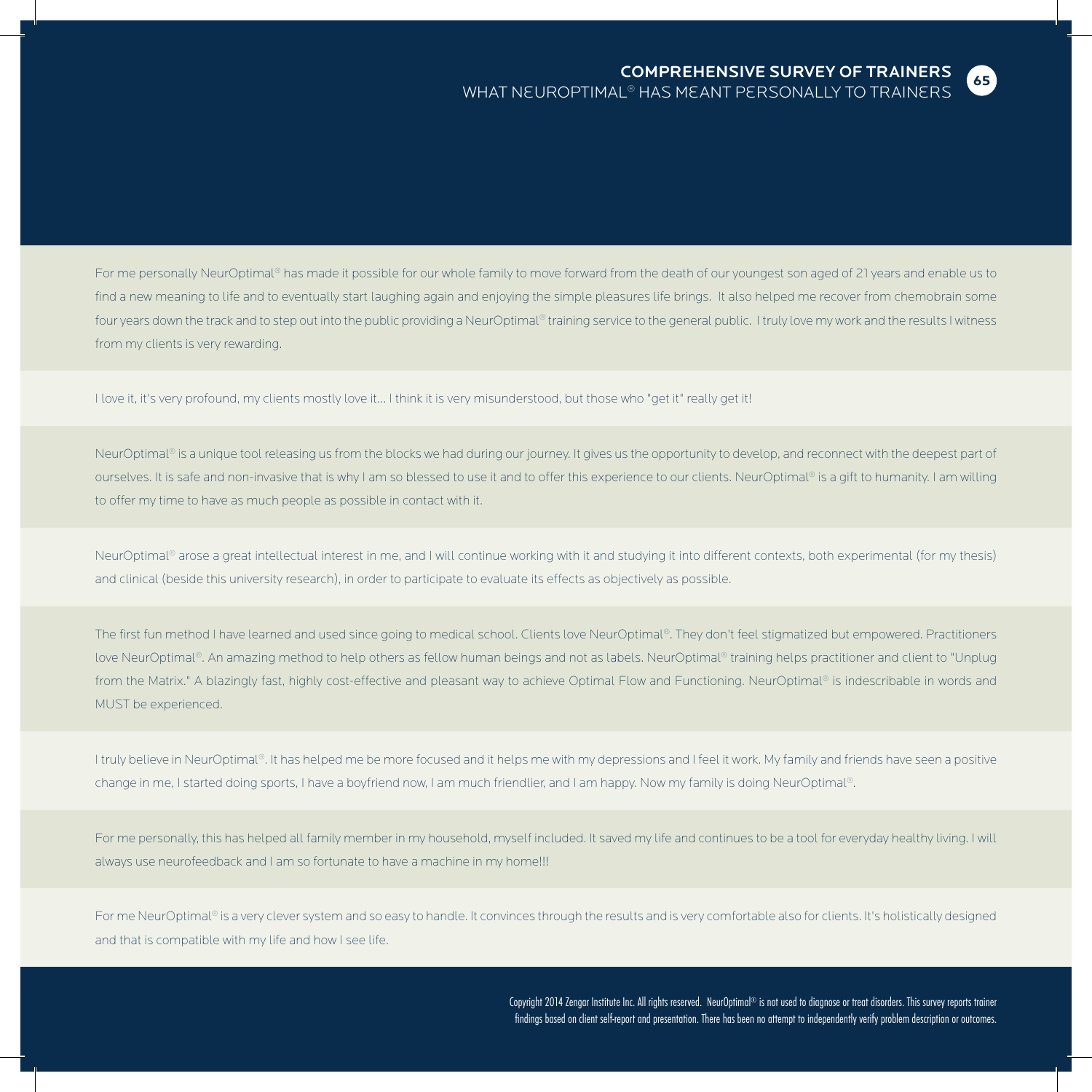## COMPREHENSIVE SURVEY OF TRAINERS

### WHAT NEUROPTIMAL® HAS MEANT PERSONALLY TO TRAINERS

For me personally NeurOptimal® has made it possible for our whole family to move forward from the death of our youngest son aged of 21 years and enable us to find a new meaning to life and to eventually start laughing again and enjoying the simple pleasures life brings. It also helped me recover from chemobrain some four years down the track and to step out into the public providing a NeurOptimal® training service to the general public. I truly love my work and the results I witness from my clients is very rewarding.

I love it, it's very profound, my clients mostly love it... I think it is very misunderstood, but those who "get it" really get it!

NeurOptimal® is a unique tool releasing us from the blocks we had during our journey. It gives us the opportunity to develop, and reconnect with the deepest part of ourselves. It is safe and non-invasive that is why I am so blessed to use it and to offer this experience to our clients. NeurOptimal® is a gift to humanity. I am willing to offer my time to have as much people as possible in contact with it.

NeurOptimal® arose a great intellectual interest in me, and I will continue working with it and studying it into different contexts, both experimental (for my thesis) and clinical (beside this university research), in order to participate to evaluate its effects as objectively as possible.

The first fun method I have learned and used since going to medical school. Clients love NeurOptimal®. They don't feel stigmatized but empowered. Practitioners love NeurOptimal®. An amazing method to help others as fellow human beings and not as labels. NeurOptimal® training helps practitioner and client to "Unplug from the Matrix." A blazingly fast, highly cost-effective and pleasant way to achieve Optimal Flow and Functioning. NeurOptimal® is indescribable in words and MUST be experienced.

I truly believe in NeurOptimal®. It has helped me be more focused and it helps me with my depressions and I feel it work. My family and friends have seen a positive change in me, I started doing sports, I have a boyfriend now, I am much friendlier, and I am happy. Now my family is doing NeurOptimal®.

For me personally, this has helped all family member in my household, myself included. It saved my life and continues to be a tool for everyday healthy living. I will always use neurofeedback and I am so fortunate to have a machine in my home!!!

For me NeurOptimal® is a very clever system and so easy to handle. It convinces through the results and is very comfortable also for clients. It's holistically designed and that is compatible with my life and how I see life.

Copyright 2014 Zengar Institute Inc. All rights reserved. NeurOptimal® is not used to diagnose or treat disorders. This survey reports trainer findings based on client self-report and presentation. There has been no attempt to independently verify problem description or outcomes.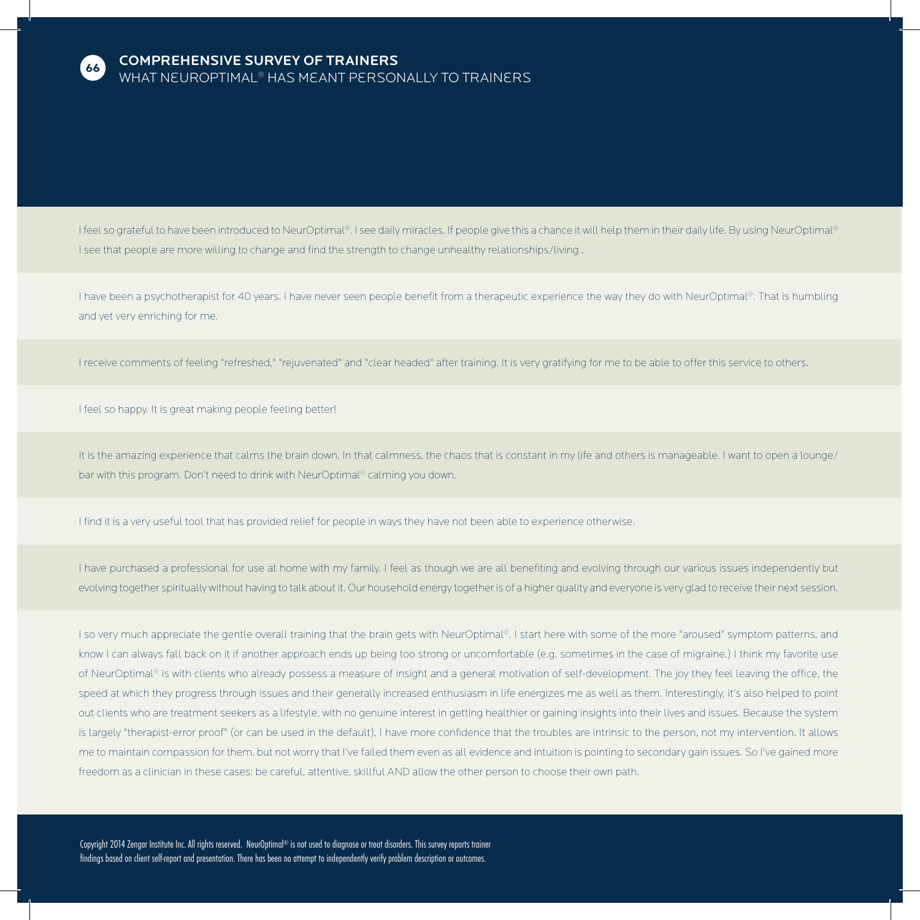## COMPREHENSIVE SURVEY OF TRAINERS

WHAT NEUROPTIMAL® HAS MEANT PERSONALLY TO TRAINERS

I feel so grateful to have been introduced to NeurOptimal®. I see daily miracles. If people give this a chance it will help them in their daily life. By using NeurOptimal® I see that people are more willing to change and find the strength to change unhealthy relationships/living .

I have been a psychotherapist for 40 years. I have never seen people benefit from a therapeutic experience the way they do with NeurOptimal®. That is humbling and yet very enriching for me.

I receive comments of feeling "refreshed," "rejuvenated" and "clear headed" after training. It is very gratifying for me to be able to offer this service to others.

I feel so happy. It is great making people feeling better!

It is the amazing experience that calms the brain down. In that calmness, the chaos that is constant in my life and others is manageable. I want to open a lounge/bar with this program. Don't need to drink with NeurOptimal® calming you down.

I find it is a very useful tool that has provided relief for people in ways they have not been able to experience otherwise.

I have purchased a professional for use at home with my family. I feel as though we are all benefiting and evolving through our various issues independently but evolving together spiritually without having to talk about it. Our household energy together is of a higher quality and everyone is very glad to receive their next session.

I so very much appreciate the gentle overall training that the brain gets with NeurOptimal®. I start here with some of the more "aroused" symptom patterns, and know I can always fall back on it if another approach ends up being too strong or uncomfortable (e.g. sometimes in the case of migraine.) I think my favorite use of NeurOptimal® is with clients who already possess a measure of insight and a general motivation of self-development. The joy they feel leaving the office, the speed at which they progress through issues and their generally increased enthusiasm in life energizes me as well as them. Interestingly, it's also helped to point out clients who are treatment seekers as a lifestyle, with no genuine interest in getting healthier or gaining insights into their lives and issues. Because the system is largely "therapist-error proof" (or can be used in the default), I have more confidence that the troubles are intrinsic to the person, not my intervention. It allows me to maintain compassion for them, but not worry that I've failed them even as all evidence and intuition is pointing to secondary gain issues. So I've gained more freedom as a clinician in these cases: be careful, attentive, skillful AND allow the other person to choose their own path.

Copyright 2014 Zengar Institute Inc. All rights reserved. NeurOptimal® is not used to diagnose or treat disorders. This survey reports trainer findings based on client self-report and presentation. There has been no attempt to independently verify problem description or outcomes.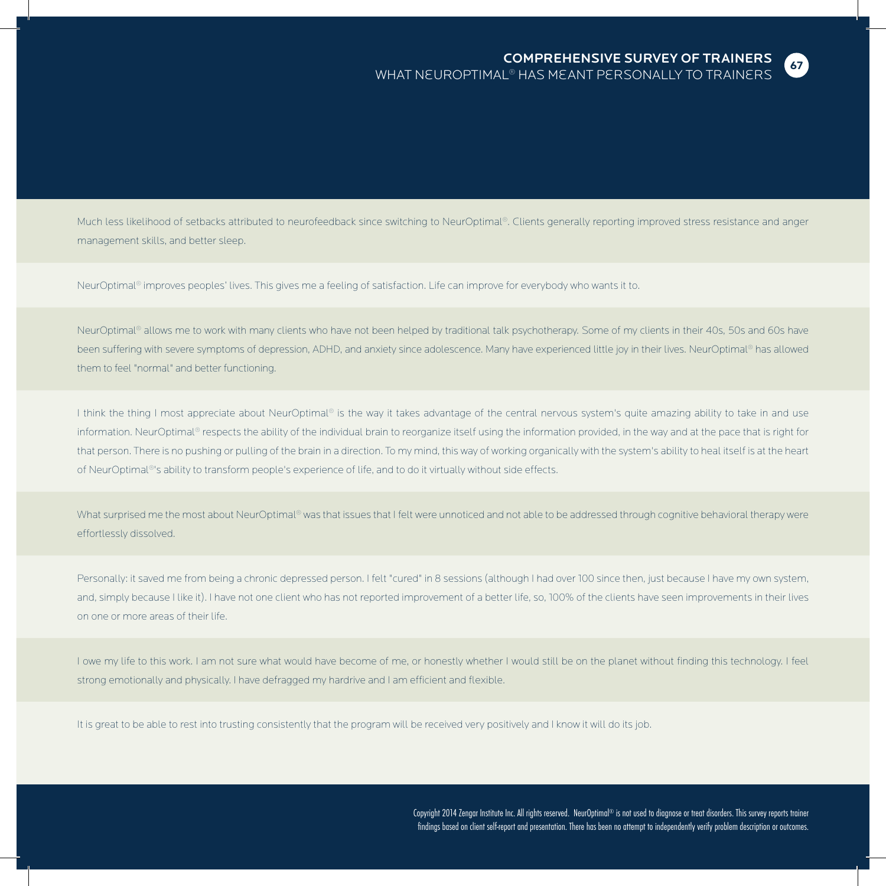Much less likelihood of setbacks attributed to neurofeedback since switching to NeurOptimal®. Clients generally reporting improved stress resistance and anger management skills, and better sleep.

NeurOptimal® improves peoples' lives. This gives me a feeling of satisfaction. Life can improve for everybody who wants it to.

NeurOptimal® allows me to work with many clients who have not been helped by traditional talk psychotherapy. Some of my clients in their 40s, 50s and 60s have been suffering with severe symptoms of depression, ADHD, and anxiety since adolescence. Many have experienced little joy in their lives. NeurOptimal® has allowed them to feel "normal" and better functioning.

I think the thing I most appreciate about NeurOptimal® is the way it takes advantage of the central nervous system's quite amazing ability to take in and use information. NeurOptimal® respects the ability of the individual brain to reorganize itself using the information provided, in the way and at the pace that is right for that person. There is no pushing or pulling of the brain in a direction. To my mind, this way of working organically with the system's ability to heal itself is at the heart of NeurOptimal®'s ability to transform people's experience of life, and to do it virtually without side effects.

What surprised me the most about NeurOptimal® was that issues that I felt were unnoticed and not able to be addressed through cognitive behavioral therapy were effortlessly dissolved.

Personally: it saved me from being a chronic depressed person. I felt "cured" in 8 sessions (although I had over 100 since then, just because I have my own system, and, simply because I like it). I have not one client who has not reported improvement of a better life, so, 100% of the clients have seen improvements in their lives on one or more areas of their life.

I owe my life to this work. I am not sure what would have become of me, or honestly whether I would still be on the planet without finding this technology. I feel strong emotionally and physically. I have defragged my hardrive and I am efficient and flexible.

It is great to be able to rest into trusting consistently that the program will be received very positively and I know it will do its job.

Copyright 2014 Zengar Institute Inc. All rights reserved. NeurOptimal® is not used to diagnose or treat disorders. This survey reports trainer findings based on client self-report and presentation. There has been no attempt to independently verify problem description or outcomes.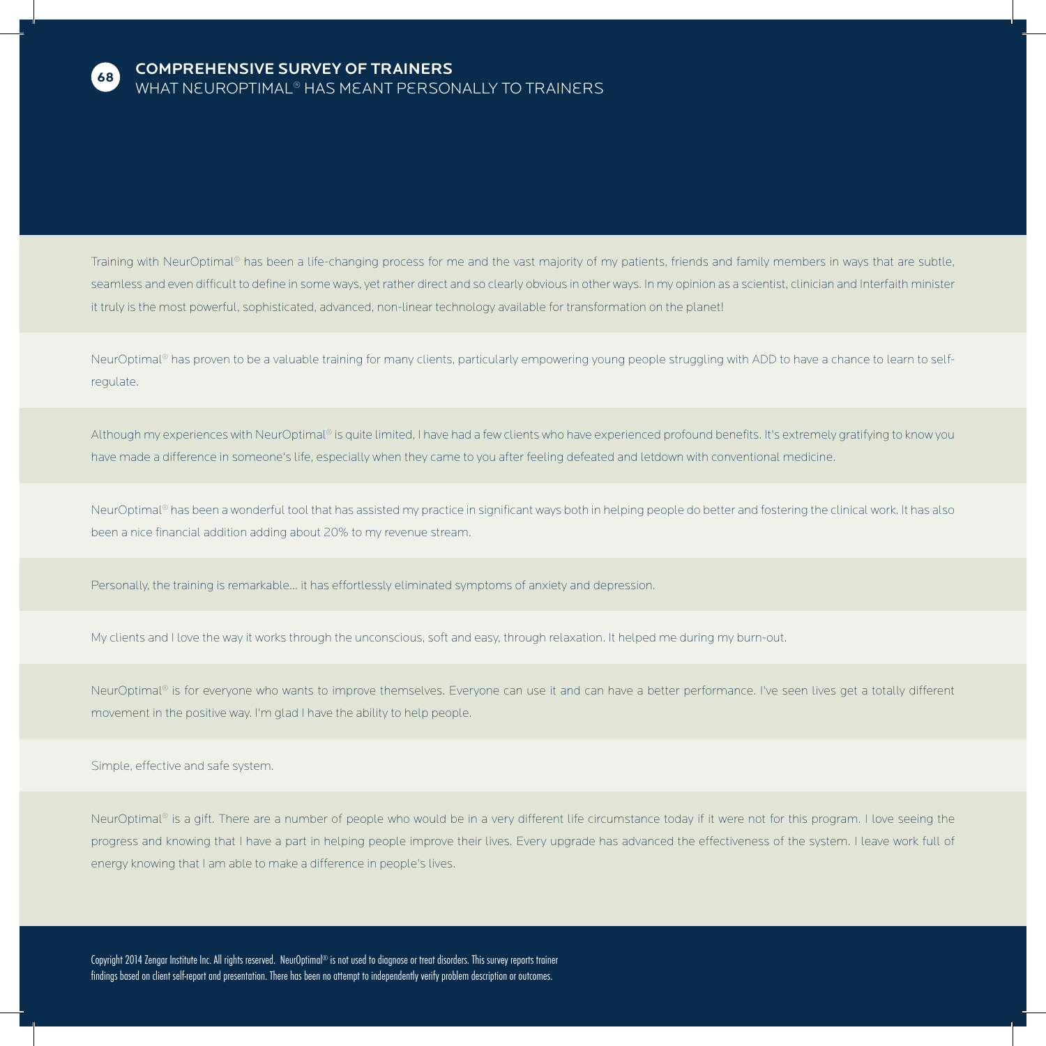## COMPREHENSIVE SURVEY OF TRAINERS

### WHAT NEUROPTIMAL® HAS MEANT PERSONALLY TO TRAINERS

Training with NeurOptimal® has been a life-changing process for me and the vast majority of my patients, friends and family members in ways that are subtle, seamless and even difficult to define in some ways, yet rather direct and so clearly obvious in other ways. In my opinion as a scientist, clinician and Interfaith minister it truly is the most powerful, sophisticated, advanced, non-linear technology available for transformation on the planet!

NeurOptimal® has proven to be a valuable training for many clients, particularly empowering young people struggling with ADD to have a chance to learn to self-regulate.

Although my experiences with NeurOptimal® is quite limited, I have had a few clients who have experienced profound benefits. It's extremely gratifying to know you have made a difference in someone's life, especially when they came to you after feeling defeated and letdown with conventional medicine.

NeurOptimal® has been a wonderful tool that has assisted my practice in significant ways both in helping people do better and fostering the clinical work. It has also been a nice financial addition adding about 20% to my revenue stream.

Personally, the training is remarkable... it has effortlessly eliminated symptoms of anxiety and depression.

My clients and I love the way it works through the unconscious, soft and easy, through relaxation. It helped me during my burn-out.

NeurOptimal® is for everyone who wants to improve themselves. Everyone can use it and can have a better performance. I've seen lives get a totally different movement in the positive way. I'm glad I have the ability to help people.

Simple, effective and safe system.

NeurOptimal® is a gift. There are a number of people who would be in a very different life circumstance today if it were not for this program. I love seeing the progress and knowing that I have a part in helping people improve their lives. Every upgrade has advanced the effectiveness of the system. I leave work full of energy knowing that I am able to make a difference in people's lives.

Copyright 2014 Zengar Institute Inc. All rights reserved. NeurOptimal® is not used to diagnose or treat disorders. This survey reports trainer findings based on client self-report and presentation. There has been no attempt to independently verify problem description or outcomes.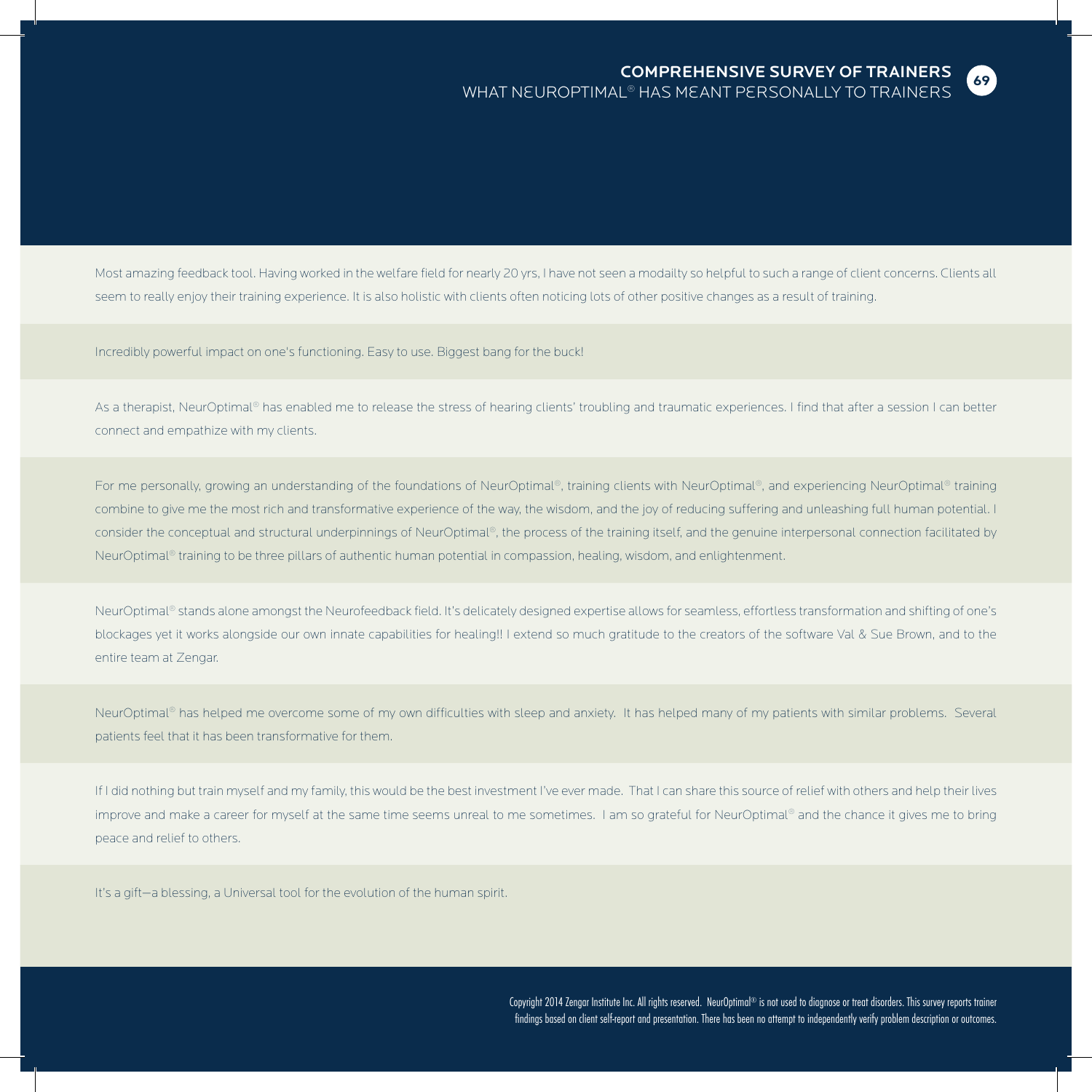Most amazing feedback tool. Having worked in the welfare field for nearly 20 yrs, I have not seen a modailty so helpful to such a range of client concerns. Clients all seem to really enjoy their training experience. It is also holistic with clients often noticing lots of other positive changes as a result of training.

Incredibly powerful impact on one's functioning. Easy to use. Biggest bang for the buck!

As a therapist, NeurOptimal® has enabled me to release the stress of hearing clients' troubling and traumatic experiences. I find that after a session I can better connect and empathize with my clients.

For me personally, growing an understanding of the foundations of NeurOptimal®, training clients with NeurOptimal®, and experiencing NeurOptimal® training combine to give me the most rich and transformative experience of the way, the wisdom, and the joy of reducing suffering and unleashing full human potential. I consider the conceptual and structural underpinnings of NeurOptimal®, the process of the training itself, and the genuine interpersonal connection facilitated by NeurOptimal® training to be three pillars of authentic human potential in compassion, healing, wisdom, and enlightenment.

NeurOptimal® stands alone amongst the Neurofeedback field. It's delicately designed expertise allows for seamless, effortless transformation and shifting of one's blockages yet it works alongside our own innate capabilities for healing!! I extend so much gratitude to the creators of the software Val & Sue Brown, and to the entire team at Zengar.

NeurOptimal® has helped me overcome some of my own difficulties with sleep and anxiety. It has helped many of my patients with similar problems. Several patients feel that it has been transformative for them.

If I did nothing but train myself and my family, this would be the best investment I've ever made. That I can share this source of relief with others and help their lives improve and make a career for myself at the same time seems unreal to me sometimes. I am so grateful for NeurOptimal® and the chance it gives me to bring peace and relief to others.

It's a gift—a blessing, a Universal tool for the evolution of the human spirit.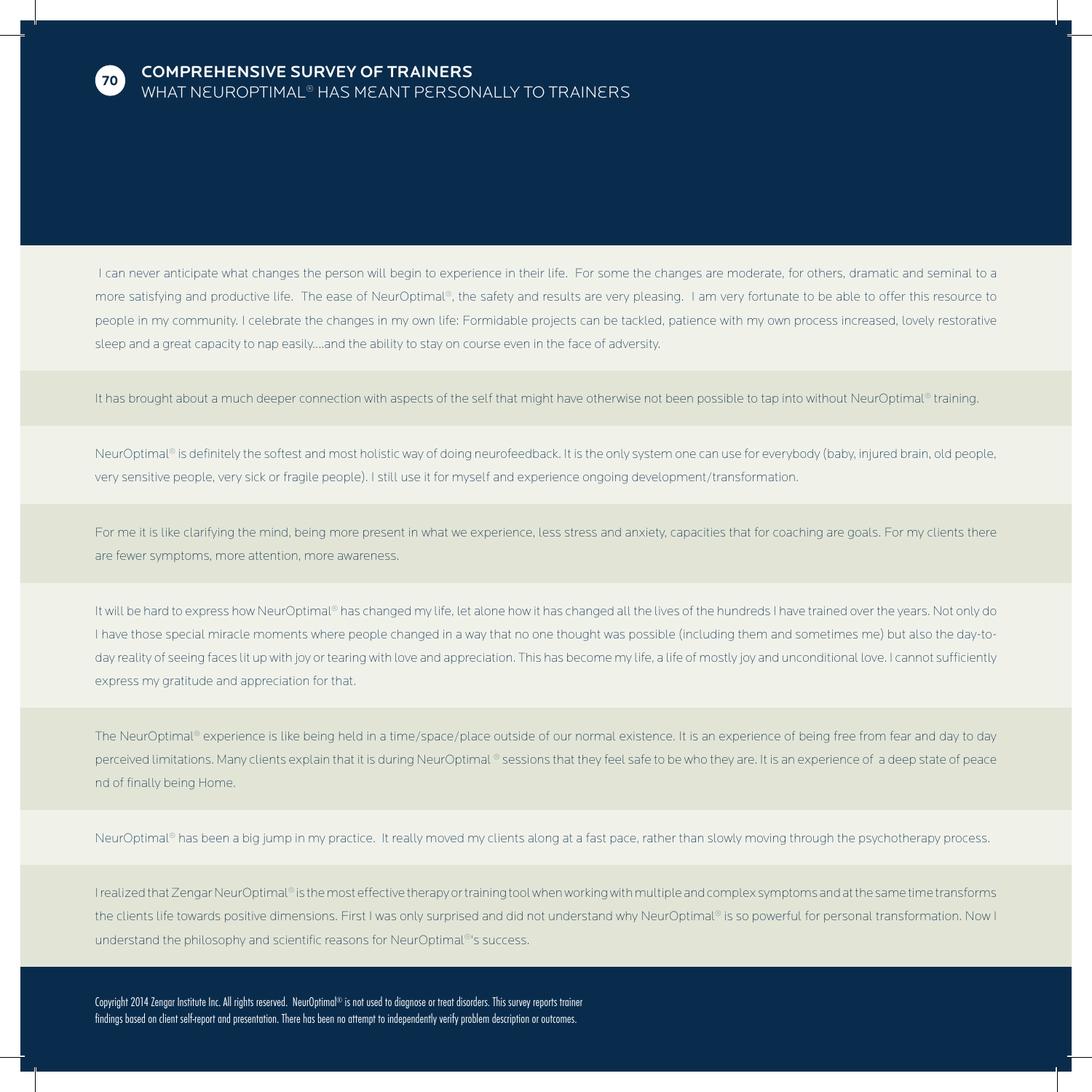## COMPREHENSIVE SURVEY OF TRAINERS

### WHAT NEUROPTIMAL® HAS MEANT PERSONALLY TO TRAINERS

I can never anticipate what changes the person will begin to experience in their life. For some the changes are moderate, for others, dramatic and seminal to a more satisfying and productive life. The ease of NeurOptimal®, the safety and results are very pleasing. I am very fortunate to be able to offer this resource to people in my community. I celebrate the changes in my own life: Formidable projects can be tackled, patience with my own process increased, lovely restorative sleep and a great capacity to nap easily....and the ability to stay on course even in the face of adversity.

It has brought about a much deeper connection with aspects of the self that might have otherwise not been possible to tap into without NeurOptimal® training.

NeurOptimal® is definitely the softest and most holistic way of doing neurofeedback. It is the only system one can use for everybody (baby, injured brain, old people, very sensitive people, very sick or fragile people). I still use it for myself and experience ongoing development/transformation.

For me it is like clarifying the mind, being more present in what we experience, less stress and anxiety, capacities that for coaching are goals. For my clients there are fewer symptoms, more attention, more awareness.

It will be hard to express how NeurOptimal® has changed my life, let alone how it has changed all the lives of the hundreds I have trained over the years. Not only do I have those special miracle moments where people changed in a way that no one thought was possible (including them and sometimes me) but also the day-to-day reality of seeing faces lit up with joy or tearing with love and appreciation. This has become my life, a life of mostly joy and unconditional love. I cannot sufficiently express my gratitude and appreciation for that.

The NeurOptimal® experience is like being held in a time/space/place outside of our normal existence. It is an experience of being free from fear and day to day perceived limitations. Many clients explain that it is during NeurOptimal ® sessions that they feel safe to be who they are. It is an experience of a deep state of peace nd of finally being Home.

NeurOptimal® has been a big jump in my practice. It really moved my clients along at a fast pace, rather than slowly moving through the psychotherapy process.

I realized that Zengar NeurOptimal® is the most effective therapy or training tool when working with multiple and complex symptoms and at the same time transforms the clients life towards positive dimensions. First I was only surprised and did not understand why NeurOptimal® is so powerful for personal transformation. Now I understand the philosophy and scientific reasons for NeurOptimal®'s success.

Copyright 2014 Zengar Institute Inc. All rights reserved. NeurOptimal® is not used to diagnose or treat disorders. This survey reports trainer findings based on client self-report and presentation. There has been no attempt to independently verify problem description or outcomes.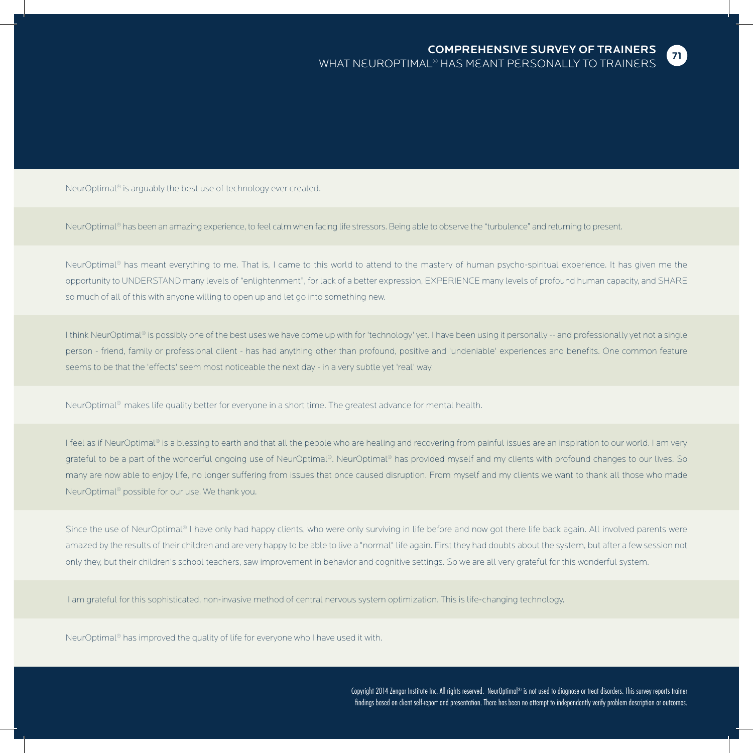NeurOptimal® is arguably the best use of technology ever created.

NeurOptimal® has been an amazing experience, to feel calm when facing life stressors. Being able to observe the "turbulence" and returning to present.

NeurOptimal® has meant everything to me. That is, I came to this world to attend to the mastery of human psycho-spiritual experience. It has given me the opportunity to UNDERSTAND many levels of "enlightenment", for lack of a better expression, EXPERIENCE many levels of profound human capacity, and SHARE so much of all of this with anyone willing to open up and let go into something new.

I think NeurOptimal® is possibly one of the best uses we have come up with for 'technology' yet. I have been using it personally -- and professionally yet not a single person - friend, family or professional client - has had anything other than profound, positive and 'undeniable' experiences and benefits. One common feature seems to be that the 'effects' seem most noticeable the next day - in a very subtle yet 'real' way.

NeurOptimal® makes life quality better for everyone in a short time. The greatest advance for mental health.

I feel as if NeurOptimal® is a blessing to earth and that all the people who are healing and recovering from painful issues are an inspiration to our world. I am very grateful to be a part of the wonderful ongoing use of NeurOptimal®. NeurOptimal® has provided myself and my clients with profound changes to our lives. So many are now able to enjoy life, no longer suffering from issues that once caused disruption. From myself and my clients we want to thank all those who made NeurOptimal® possible for our use. We thank you.

Since the use of NeurOptimal® I have only had happy clients, who were only surviving in life before and now got there life back again. All involved parents were amazed by the results of their children and are very happy to be able to live a "normal" life again. First they had doubts about the system, but after a few session not only they, but their children's school teachers, saw improvement in behavior and cognitive settings. So we are all very grateful for this wonderful system.

I am grateful for this sophisticated, non-invasive method of central nervous system optimization. This is life-changing technology.

NeurOptimal® has improved the quality of life for everyone who I have used it with.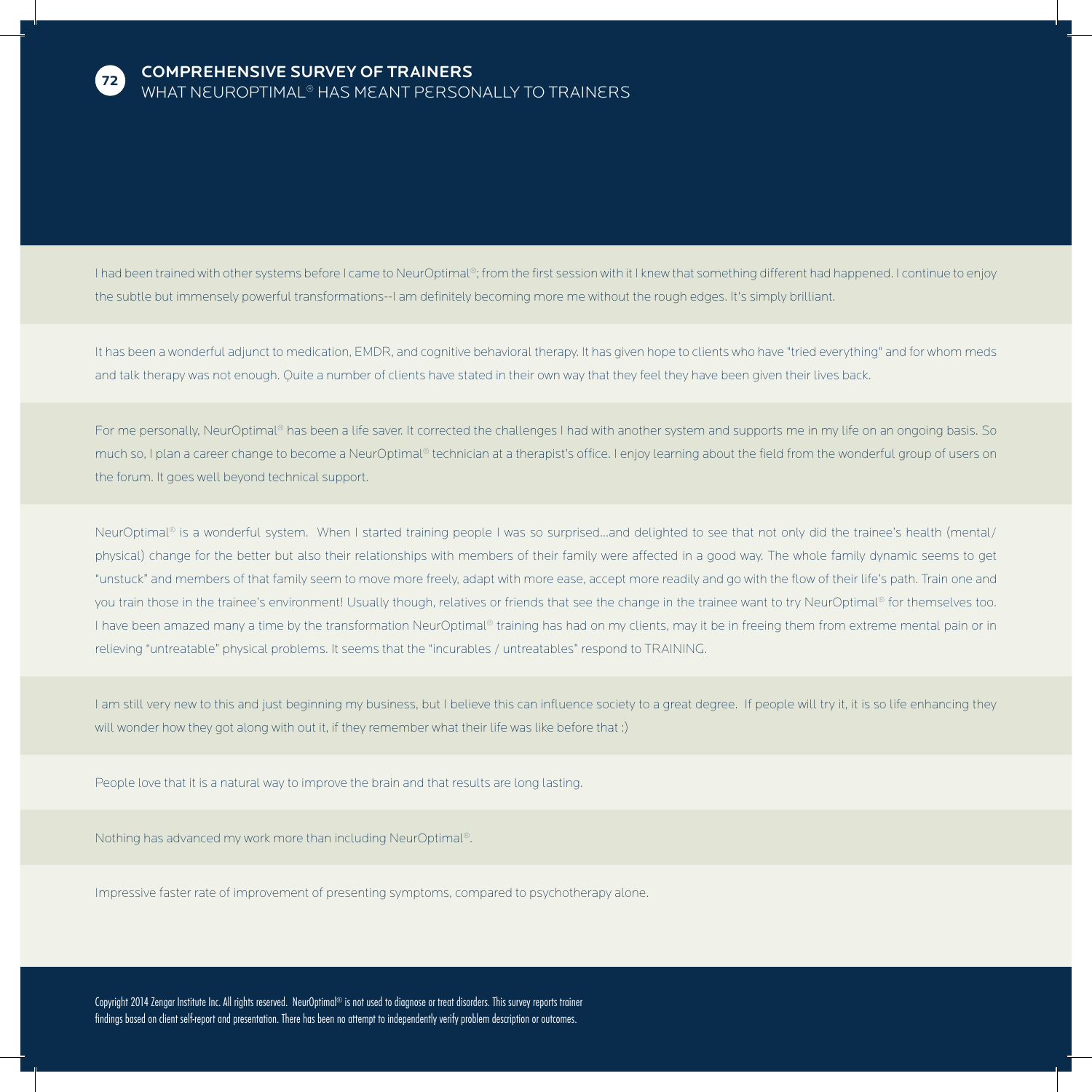## COMPREHENSIVE SURVEY OF TRAINERS

WHAT NEUROPTIMAL® HAS MEANT PERSONALLY TO TRAINERS

I had been trained with other systems before I came to NeurOptimal®; from the first session with it I knew that something different had happened. I continue to enjoy the subtle but immensely powerful transformations--I am definitely becoming more me without the rough edges. It's simply brilliant.

It has been a wonderful adjunct to medication, EMDR, and cognitive behavioral therapy. It has given hope to clients who have "tried everything" and for whom meds and talk therapy was not enough. Quite a number of clients have stated in their own way that they feel they have been given their lives back.

For me personally, NeurOptimal® has been a life saver. It corrected the challenges I had with another system and supports me in my life on an ongoing basis. So much so, I plan a career change to become a NeurOptimal® technician at a therapist's office. I enjoy learning about the field from the wonderful group of users on the forum. It goes well beyond technical support.

NeurOptimal® is a wonderful system. When I started training people I was so surprised…and delighted to see that not only did the trainee's health (mental/physical) change for the better but also their relationships with members of their family were affected in a good way. The whole family dynamic seems to get "unstuck" and members of that family seem to move more freely, adapt with more ease, accept more readily and go with the flow of their life's path. Train one and you train those in the trainee's environment! Usually though, relatives or friends that see the change in the trainee want to try NeurOptimal® for themselves too. I have been amazed many a time by the transformation NeurOptimal® training has had on my clients, may it be in freeing them from extreme mental pain or in relieving "untreatable" physical problems. It seems that the "incurables / untreatables" respond to TRAINING.

I am still very new to this and just beginning my business, but I believe this can influence society to a great degree. If people will try it, it is so life enhancing they will wonder how they got along with out it, if they remember what their life was like before that :)

People love that it is a natural way to improve the brain and that results are long lasting.

Nothing has advanced my work more than including NeurOptimal®.

Impressive faster rate of improvement of presenting symptoms, compared to psychotherapy alone.

Copyright 2014 Zengar Institute Inc. All rights reserved. NeurOptimal® is not used to diagnose or treat disorders. This survey reports trainer findings based on client self-report and presentation. There has been no attempt to independently verify problem description or outcomes.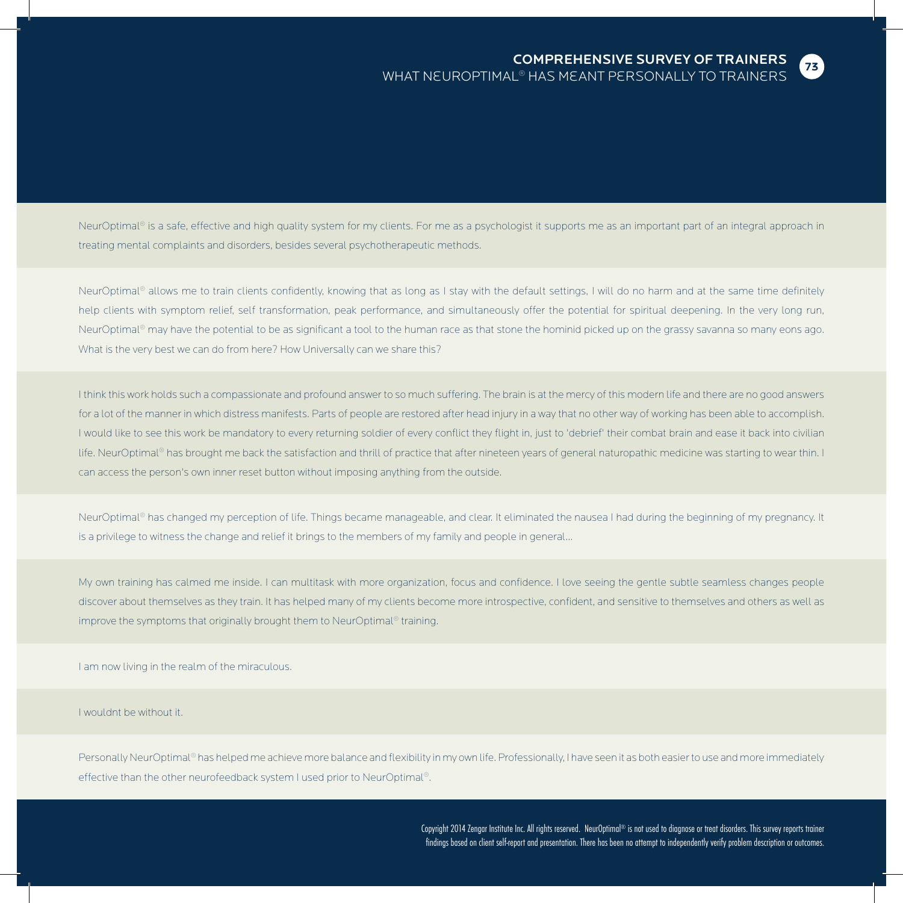NeurOptimal® is a safe, effective and high quality system for my clients. For me as a psychologist it supports me as an important part of an integral approach in treating mental complaints and disorders, besides several psychotherapeutic methods.

NeurOptimal® allows me to train clients confidently, knowing that as long as I stay with the default settings, I will do no harm and at the same time definitely help clients with symptom relief, self transformation, peak performance, and simultaneously offer the potential for spiritual deepening. In the very long run, NeurOptimal® may have the potential to be as significant a tool to the human race as that stone the hominid picked up on the grassy savanna so many eons ago. What is the very best we can do from here? How Universally can we share this?

I think this work holds such a compassionate and profound answer to so much suffering. The brain is at the mercy of this modern life and there are no good answers for a lot of the manner in which distress manifests. Parts of people are restored after head injury in a way that no other way of working has been able to accomplish. I would like to see this work be mandatory to every returning soldier of every conflict they flight in, just to 'debrief' their combat brain and ease it back into civilian life. NeurOptimal® has brought me back the satisfaction and thrill of practice that after nineteen years of general naturopathic medicine was starting to wear thin. I can access the person's own inner reset button without imposing anything from the outside.

NeurOptimal® has changed my perception of life. Things became manageable, and clear. It eliminated the nausea I had during the beginning of my pregnancy. It is a privilege to witness the change and relief it brings to the members of my family and people in general...

My own training has calmed me inside. I can multitask with more organization, focus and confidence. I love seeing the gentle subtle seamless changes people discover about themselves as they train. It has helped many of my clients become more introspective, confident, and sensitive to themselves and others as well as improve the symptoms that originally brought them to NeurOptimal® training.

I am now living in the realm of the miraculous.

I wouldnt be without it.

Personally NeurOptimal® has helped me achieve more balance and flexibility in my own life. Professionally, I have seen it as both easier to use and more immediately effective than the other neurofeedback system I used prior to NeurOptimal®.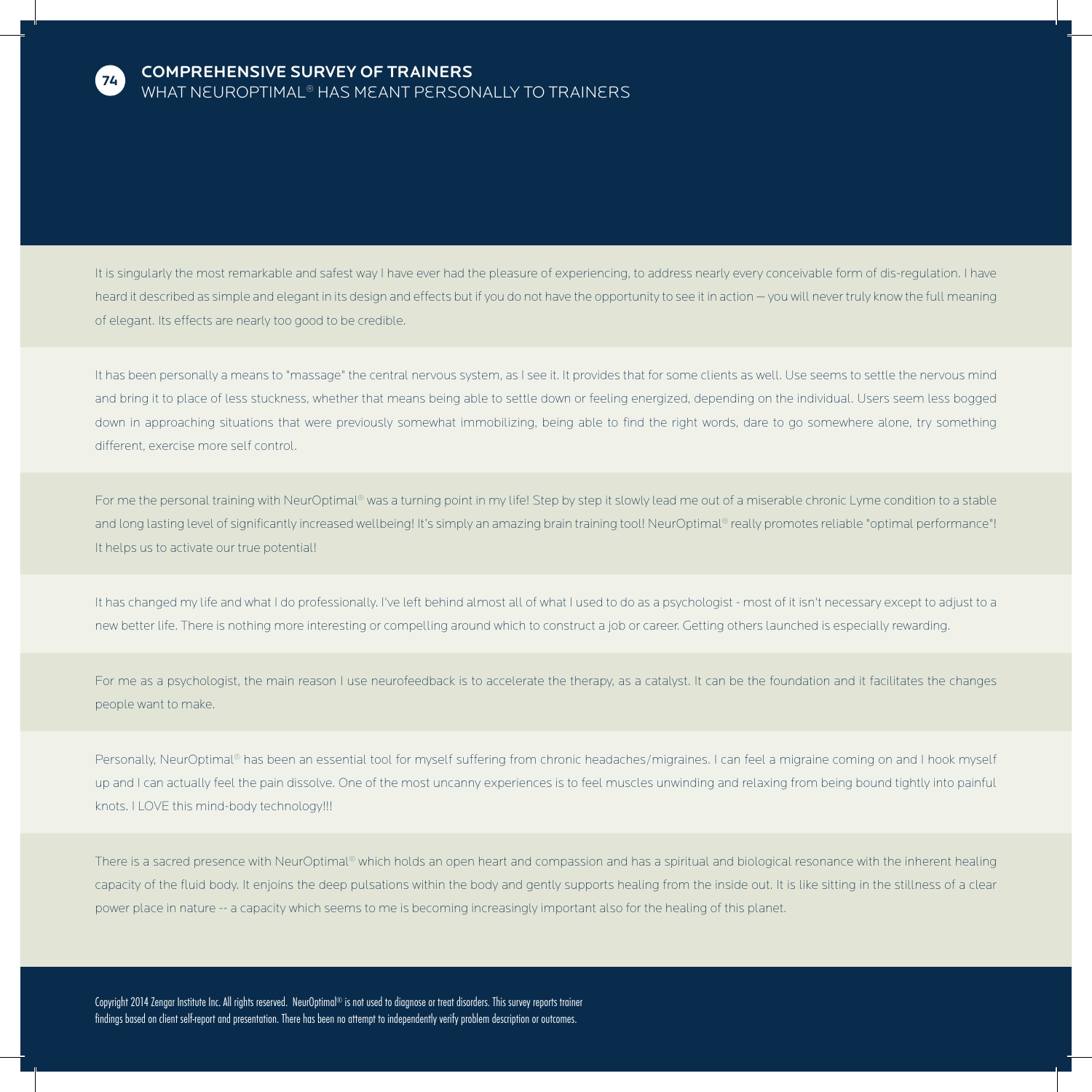## COMPREHENSIVE SURVEY OF TRAINERS

WHAT NEUROPTIMAL® HAS MEANT PERSONALLY TO TRAINERS

It is singularly the most remarkable and safest way I have ever had the pleasure of experiencing, to address nearly every conceivable form of dis-regulation. I have heard it described as simple and elegant in its design and effects but if you do not have the opportunity to see it in action – you will never truly know the full meaning of elegant. Its effects are nearly too good to be credible.

It has been personally a means to "massage" the central nervous system, as I see it. It provides that for some clients as well. Use seems to settle the nervous mind and bring it to place of less stuckness, whether that means being able to settle down or feeling energized, depending on the individual. Users seem less bogged down in approaching situations that were previously somewhat immobilizing, being able to find the right words, dare to go somewhere alone, try something different, exercise more self control.

For me the personal training with NeurOptimal® was a turning point in my life! Step by step it slowly lead me out of a miserable chronic Lyme condition to a stable and long lasting level of significantly increased wellbeing! It's simply an amazing brain training tool! NeurOptimal® really promotes reliable "optimal performance"! It helps us to activate our true potential!

It has changed my life and what I do professionally. I've left behind almost all of what I used to do as a psychologist - most of it isn't necessary except to adjust to a new better life. There is nothing more interesting or compelling around which to construct a job or career. Getting others launched is especially rewarding.

For me as a psychologist, the main reason I use neurofeedback is to accelerate the therapy, as a catalyst. It can be the foundation and it facilitates the changes people want to make.

Personally, NeurOptimal® has been an essential tool for myself suffering from chronic headaches/migraines. I can feel a migraine coming on and I hook myself up and I can actually feel the pain dissolve. One of the most uncanny experiences is to feel muscles unwinding and relaxing from being bound tightly into painful knots. I LOVE this mind-body technology!!!

There is a sacred presence with NeurOptimal® which holds an open heart and compassion and has a spiritual and biological resonance with the inherent healing capacity of the fluid body. It enjoins the deep pulsations within the body and gently supports healing from the inside out. It is like sitting in the stillness of a clear power place in nature -- a capacity which seems to me is becoming increasingly important also for the healing of this planet.

Copyright 2014 Zengar Institute Inc. All rights reserved. NeurOptimal® is not used to diagnose or treat disorders. This survey reports trainer findings based on client self-report and presentation. There has been no attempt to independently verify problem description or outcomes.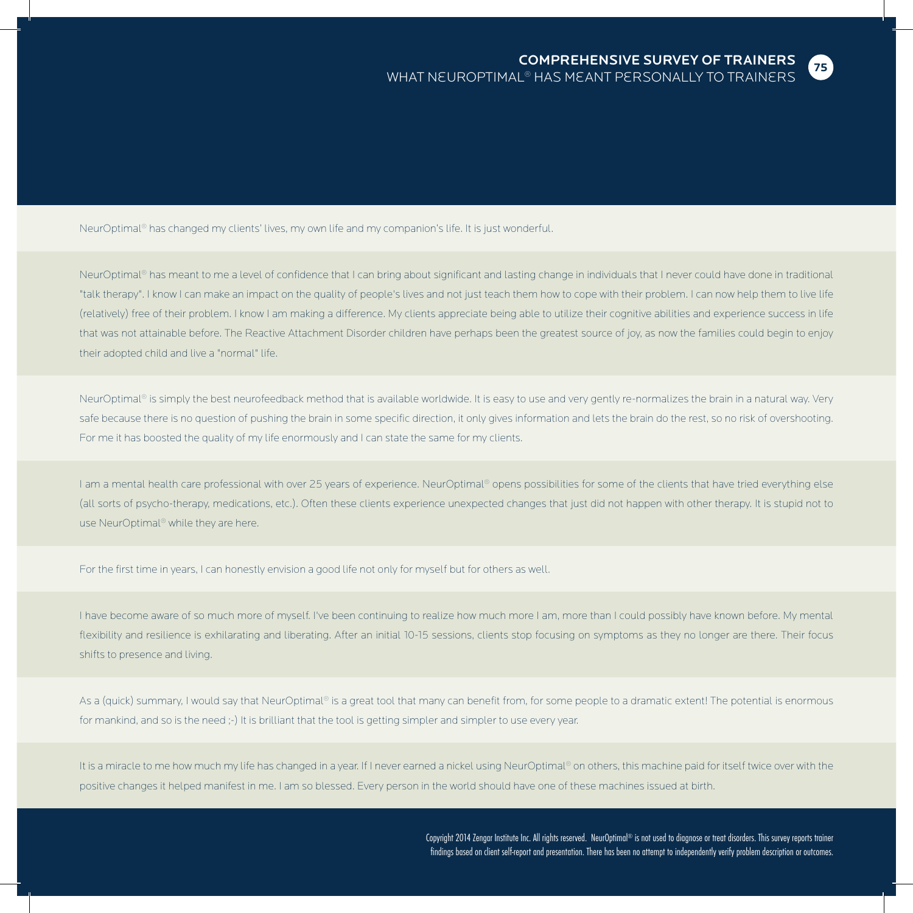## COMPREHENSIVE SURVEY OF TRAINERS

### WHAT NEUROPTIMAL® HAS MEANT PERSONALLY TO TRAINERS

NeurOptimal® has changed my clients' lives, my own life and my companion's life. It is just wonderful.

NeurOptimal® has meant to me a level of confidence that I can bring about significant and lasting change in individuals that I never could have done in traditional "talk therapy". I know I can make an impact on the quality of people's lives and not just teach them how to cope with their problem. I can now help them to live life (relatively) free of their problem. I know I am making a difference. My clients appreciate being able to utilize their cognitive abilities and experience success in life that was not attainable before. The Reactive Attachment Disorder children have perhaps been the greatest source of joy, as now the families could begin to enjoy their adopted child and live a "normal" life.

NeurOptimal® is simply the best neurofeedback method that is available worldwide. It is easy to use and very gently re-normalizes the brain in a natural way. Very safe because there is no question of pushing the brain in some specific direction, it only gives information and lets the brain do the rest, so no risk of overshooting. For me it has boosted the quality of my life enormously and I can state the same for my clients.

I am a mental health care professional with over 25 years of experience. NeurOptimal® opens possibilities for some of the clients that have tried everything else (all sorts of psycho-therapy, medications, etc.). Often these clients experience unexpected changes that just did not happen with other therapy. It is stupid not to use NeurOptimal® while they are here.

For the first time in years, I can honestly envision a good life not only for myself but for others as well.

I have become aware of so much more of myself. I've been continuing to realize how much more I am, more than I could possibly have known before. My mental flexibility and resilience is exhilarating and liberating. After an initial 10-15 sessions, clients stop focusing on symptoms as they no longer are there. Their focus shifts to presence and living.

As a (quick) summary, I would say that NeurOptimal® is a great tool that many can benefit from, for some people to a dramatic extent! The potential is enormous for mankind, and so is the need ;-) It is brilliant that the tool is getting simpler and simpler to use every year.

It is a miracle to me how much my life has changed in a year. If I never earned a nickel using NeurOptimal® on others, this machine paid for itself twice over with the positive changes it helped manifest in me. I am so blessed. Every person in the world should have one of these machines issued at birth.

Copyright 2014 Zengar Institute Inc. All rights reserved. NeurOptimal® is not used to diagnose or treat disorders. This survey reports trainer findings based on client self-report and presentation. There has been no attempt to independently verify problem description or outcomes.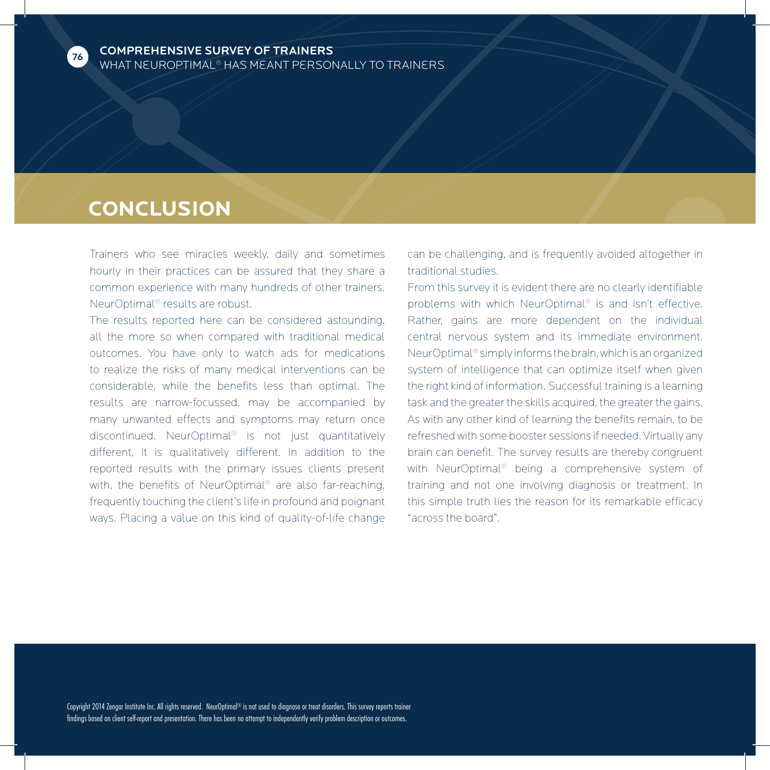# CONCLUSION

Trainers who see miracles weekly, daily and sometimes hourly in their practices can be assured that they share a common experience with many hundreds of other trainers. NeurOptimal® results are robust.

The results reported here can be considered astounding, all the more so when compared with traditional medical outcomes. You have only to watch ads for medications to realize the risks of many medical interventions can be considerable, while the benefits less than optimal. The results are narrow-focussed, may be accompanied by many unwanted effects and symptoms may return once discontinued. NeurOptimal® is not just quantitatively different, it is qualitatively different. In addition to the reported results with the primary issues clients present with, the benefits of NeurOptimal® are also far-reaching, frequently touching the client's life in profound and poignant ways. Placing a value on this kind of quality-of-life change can be challenging, and is frequently avoided altogether in traditional studies.

From this survey it is evident there are no clearly identifiable problems with which NeurOptimal® is and isn't effective. Rather, gains are more dependent on the individual central nervous system and its immediate environment. NeurOptimal® simply informs the brain, which is an organized system of intelligence that can optimize itself when given the right kind of information. Successful training is a learning task and the greater the skills acquired, the greater the gains. As with any other kind of learning the benefits remain, to be refreshed with some booster sessions if needed. Virtually any brain can benefit. The survey results are thereby congruent with NeurOptimal® being a comprehensive system of training and not one involving diagnosis or treatment. In this simple truth lies the reason for its remarkable efficacy "across the board".

Copyright 2014 Zengar Institute Inc. All rights reserved. NeurOptimal® is not used to diagnose or treat disorders. This survey reports trainer findings based on client self-report and presentation. There has been no attempt to independently verify problem description or outcomes.